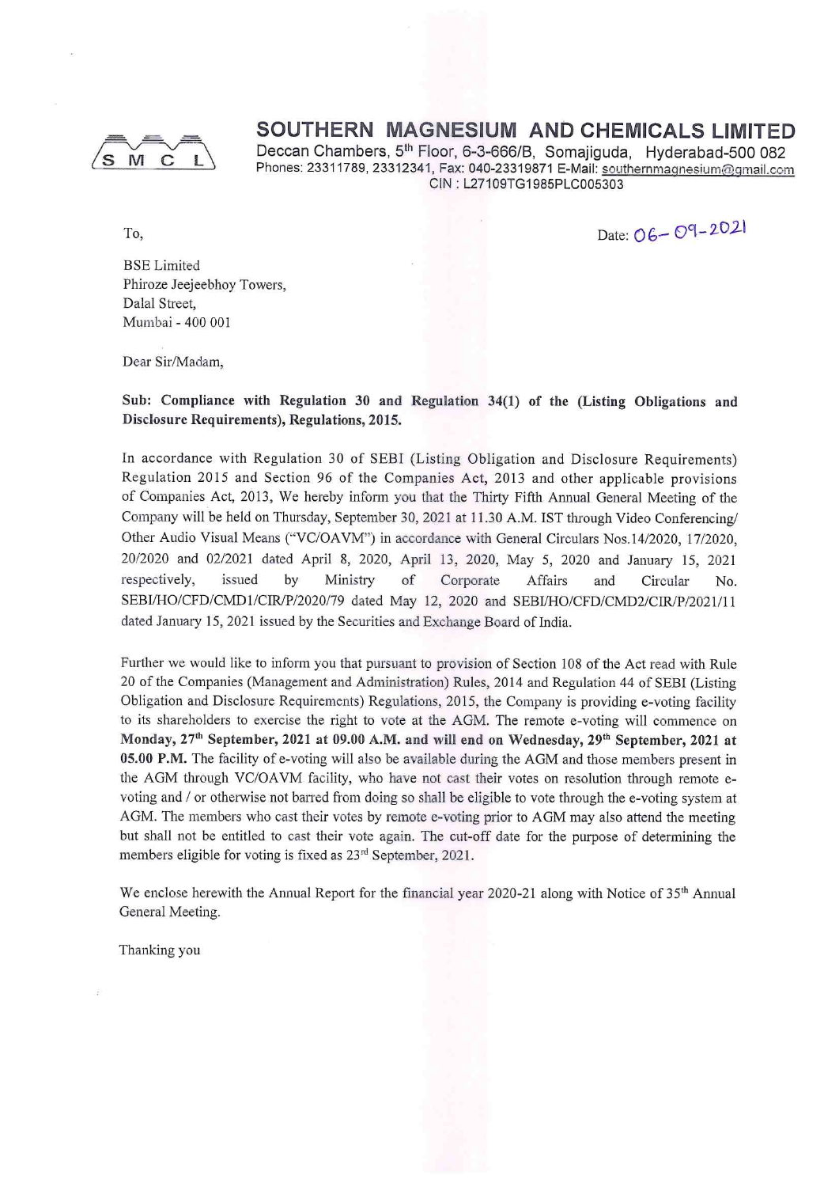# SOUTHERN MAGNESIUM AND CHEMICALS LIMITED

Deccan Chambers, 5th Floor, 6-3-666/B, Somajiguda, Hyderabad-500 082
Phones: 23311789, 23312341, Fax: 040-23319871 E-Mail: southernmagnesium@gmail.com
CIN : L27109TG1985PLC005303

To,

Date: 06-09-2021

BSE Limited
Phiroze Jeejeebhoy Towers,
Dalal Street,
Mumbai - 400 001

Dear Sir/Madam,

**Sub: Compliance with Regulation 30 and Regulation 34(1) of the (Listing Obligations and Disclosure Requirements), Regulations, 2015.**

In accordance with Regulation 30 of SEBI (Listing Obligation and Disclosure Requirements) Regulation 2015 and Section 96 of the Companies Act, 2013 and other applicable provisions of Companies Act, 2013, We hereby inform you that the Thirty Fifth Annual General Meeting of the Company will be held on Thursday, September 30, 2021 at 11.30 A.M. IST through Video Conferencing/ Other Audio Visual Means ("VC/OAVM") in accordance with General Circulars Nos.14/2020, 17/2020, 20/2020 and 02/2021 dated April 8, 2020, April 13, 2020, May 5, 2020 and January 15, 2021 respectively, issued by Ministry of Corporate Affairs and Circular No. SEBI/HO/CFD/CMD1/CIR/P/2020/79 dated May 12, 2020 and SEBI/HO/CFD/CMD2/CIR/P/2021/11 dated January 15, 2021 issued by the Securities and Exchange Board of India.

Further we would like to inform you that pursuant to provision of Section 108 of the Act read with Rule 20 of the Companies (Management and Administration) Rules, 2014 and Regulation 44 of SEBI (Listing Obligation and Disclosure Requirements) Regulations, 2015, the Company is providing e-voting facility to its shareholders to exercise the right to vote at the AGM. The remote e-voting will commence on **Monday, 27th September, 2021 at 09.00 A.M. and will end on Wednesday, 29th September, 2021 at 05.00 P.M.** The facility of e-voting will also be available during the AGM and those members present in the AGM through VC/OAVM facility, who have not cast their votes on resolution through remote e-voting and / or otherwise not barred from doing so shall be eligible to vote through the e-voting system at AGM. The members who cast their votes by remote e-voting prior to AGM may also attend the meeting but shall not be entitled to cast their vote again. The cut-off date for the purpose of determining the members eligible for voting is fixed as 23rd September, 2021.

We enclose herewith the Annual Report for the financial year 2020-21 along with Notice of 35th Annual General Meeting.

Thanking you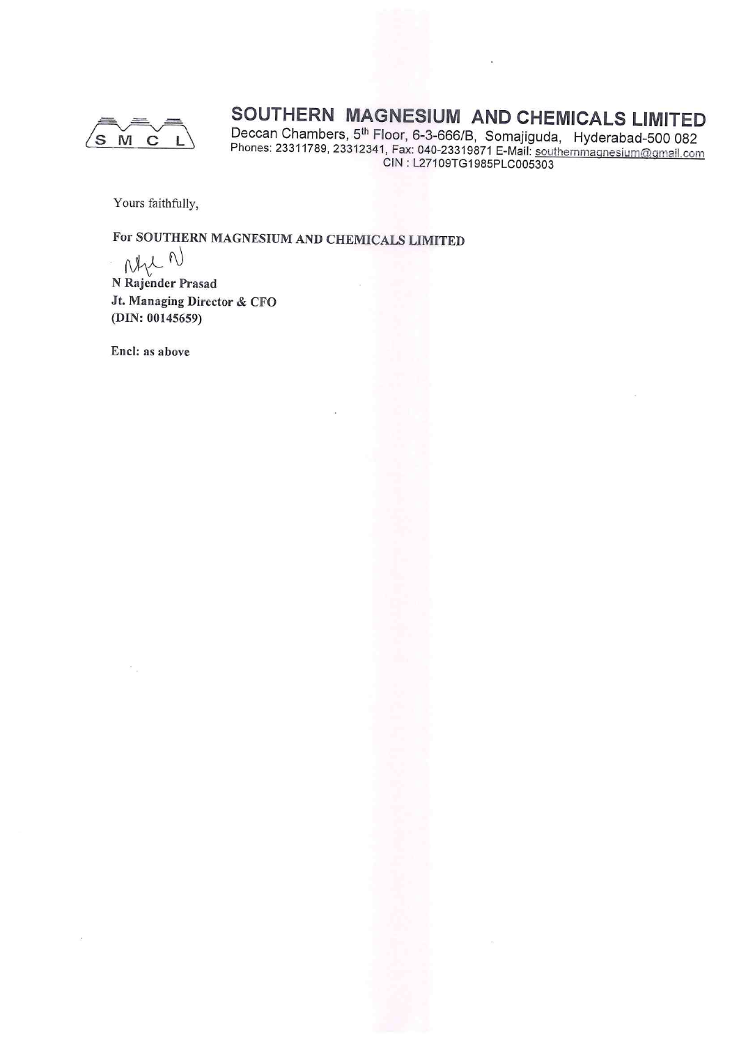# SOUTHERN MAGNESIUM AND CHEMICALS LIMITED

Deccan Chambers, 5th Floor, 6-3-666/B, Somajiguda, Hyderabad-500 082
Phones: 23311789, 23312341, Fax: 040-23319871 E-Mail: southernmagnesium@gmail.com
CIN : L27109TG1985PLC005303

Yours faithfully,

**For SOUTHERN MAGNESIUM AND CHEMICALS LIMITED**

**N Rajender Prasad**
**Jt. Managing Director & CFO**
**(DIN: 00145659)**

**Encl: as above**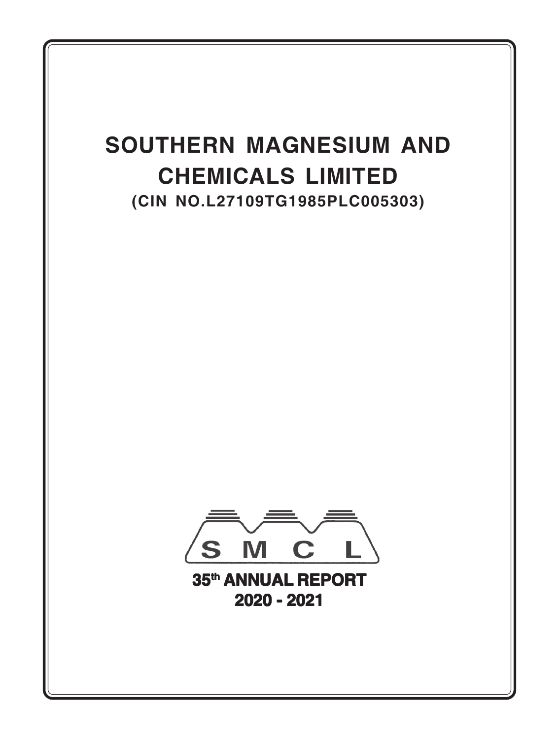# SOUTHERN MAGNESIUM AND CHEMICALS LIMITED

**(CIN NO.L27109TG1985PLC005303)**

S M C L

**35th ANNUAL REPORT**

**2020 - 2021**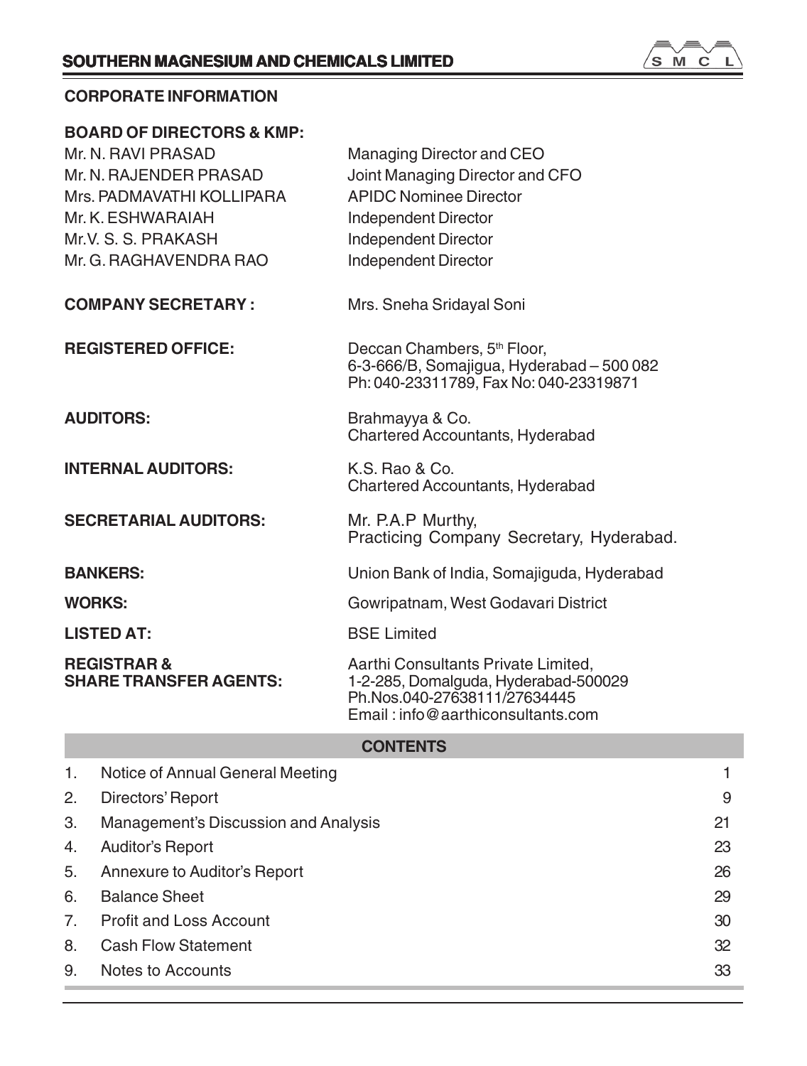## CORPORATE INFORMATION

**BOARD OF DIRECTORS & KMP:**

| | |
|---|---|
| Mr. N. RAVI PRASAD | Managing Director and CEO |
| Mr. N. RAJENDER PRASAD | Joint Managing Director and CFO |
| Mrs. PADMAVATHI KOLLIPARA | APIDC Nominee Director |
| Mr. K. ESHWARAIAH | Independent Director |
| Mr.V. S. S. PRAKASH | Independent Director |
| Mr. G. RAGHAVENDRA RAO | Independent Director |

| | |
|---|---|
| **COMPANY SECRETARY :** | Mrs. Sneha Sridayal Soni |
| **REGISTERED OFFICE:** | Deccan Chambers, 5th Floor, 6-3-666/B, Somajigua, Hyderabad – 500 082 Ph: 040-23311789, Fax No: 040-23319871 |
| **AUDITORS:** | Brahmayya & Co. Chartered Accountants, Hyderabad |
| **INTERNAL AUDITORS:** | K.S. Rao & Co. Chartered Accountants, Hyderabad |
| **SECRETARIAL AUDITORS:** | Mr. P.A.P Murthy, Practicing Company Secretary, Hyderabad. |
| **BANKERS:** | Union Bank of India, Somajiguda, Hyderabad |
| **WORKS:** | Gowripatnam, West Godavari District |
| **LISTED AT:** | BSE Limited |
| **REGISTRAR & SHARE TRANSFER AGENTS:** | Aarthi Consultants Private Limited, 1-2-285, Domalguda, Hyderabad-500029 Ph.Nos.040-27638111/27634445 Email : info@aarthiconsultants.com |

### CONTENTS

| | | |
|---|---|---|
| 1. | Notice of Annual General Meeting | 1 |
| 2. | Directors' Report | 9 |
| 3. | Management's Discussion and Analysis | 21 |
| 4. | Auditor's Report | 23 |
| 5. | Annexure to Auditor's Report | 26 |
| 6. | Balance Sheet | 29 |
| 7. | Profit and Loss Account | 30 |
| 8. | Cash Flow Statement | 32 |
| 9. | Notes to Accounts | 33 |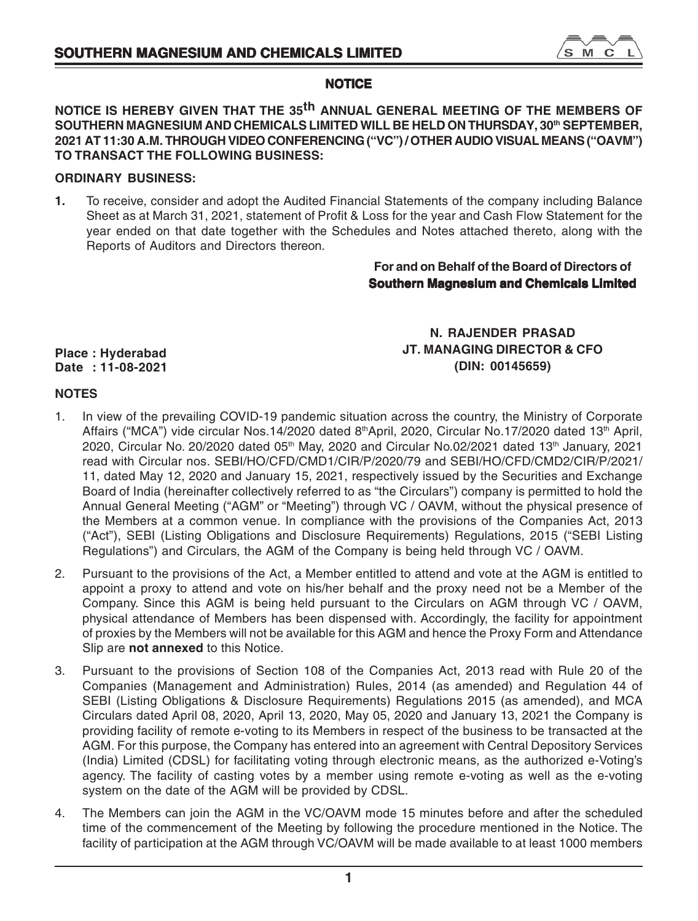## NOTICE

**NOTICE IS HEREBY GIVEN THAT THE 35th ANNUAL GENERAL MEETING OF THE MEMBERS OF SOUTHERN MAGNESIUM AND CHEMICALS LIMITED WILL BE HELD ON THURSDAY, 30th SEPTEMBER, 2021 AT 11:30 A.M. THROUGH VIDEO CONFERENCING ("VC") / OTHER AUDIO VISUAL MEANS ("OAVM") TO TRANSACT THE FOLLOWING BUSINESS:**

### ORDINARY BUSINESS:

**1.** To receive, consider and adopt the Audited Financial Statements of the company including Balance Sheet as at March 31, 2021, statement of Profit & Loss for the year and Cash Flow Statement for the year ended on that date together with the Schedules and Notes attached thereto, along with the Reports of Auditors and Directors thereon.

**For and on Behalf of the Board of Directors of**
**Southern Magnesium and Chemicals Limited**

**N. RAJENDER PRASAD**
**JT. MANAGING DIRECTOR & CFO**
**(DIN: 00145659)**

**Place : Hyderabad**
**Date : 11-08-2021**

### NOTES

1. In view of the prevailing COVID-19 pandemic situation across the country, the Ministry of Corporate Affairs ("MCA") vide circular Nos.14/2020 dated 8th April, 2020, Circular No.17/2020 dated 13th April, 2020, Circular No. 20/2020 dated 05th May, 2020 and Circular No.02/2021 dated 13th January, 2021 read with Circular nos. SEBI/HO/CFD/CMD1/CIR/P/2020/79 and SEBI/HO/CFD/CMD2/CIR/P/2021/11, dated May 12, 2020 and January 15, 2021, respectively issued by the Securities and Exchange Board of India (hereinafter collectively referred to as "the Circulars") company is permitted to hold the Annual General Meeting ("AGM" or "Meeting") through VC / OAVM, without the physical presence of the Members at a common venue. In compliance with the provisions of the Companies Act, 2013 ("Act"), SEBI (Listing Obligations and Disclosure Requirements) Regulations, 2015 ("SEBI Listing Regulations") and Circulars, the AGM of the Company is being held through VC / OAVM.

2. Pursuant to the provisions of the Act, a Member entitled to attend and vote at the AGM is entitled to appoint a proxy to attend and vote on his/her behalf and the proxy need not be a Member of the Company. Since this AGM is being held pursuant to the Circulars on AGM through VC / OAVM, physical attendance of Members has been dispensed with. Accordingly, the facility for appointment of proxies by the Members will not be available for this AGM and hence the Proxy Form and Attendance Slip are **not annexed** to this Notice.

3. Pursuant to the provisions of Section 108 of the Companies Act, 2013 read with Rule 20 of the Companies (Management and Administration) Rules, 2014 (as amended) and Regulation 44 of SEBI (Listing Obligations & Disclosure Requirements) Regulations 2015 (as amended), and MCA Circulars dated April 08, 2020, April 13, 2020, May 05, 2020 and January 13, 2021 the Company is providing facility of remote e-voting to its Members in respect of the business to be transacted at the AGM. For this purpose, the Company has entered into an agreement with Central Depository Services (India) Limited (CDSL) for facilitating voting through electronic means, as the authorized e-Voting's agency. The facility of casting votes by a member using remote e-voting as well as the e-voting system on the date of the AGM will be provided by CDSL.

4. The Members can join the AGM in the VC/OAVM mode 15 minutes before and after the scheduled time of the commencement of the Meeting by following the procedure mentioned in the Notice. The facility of participation at the AGM through VC/OAVM will be made available to at least 1000 members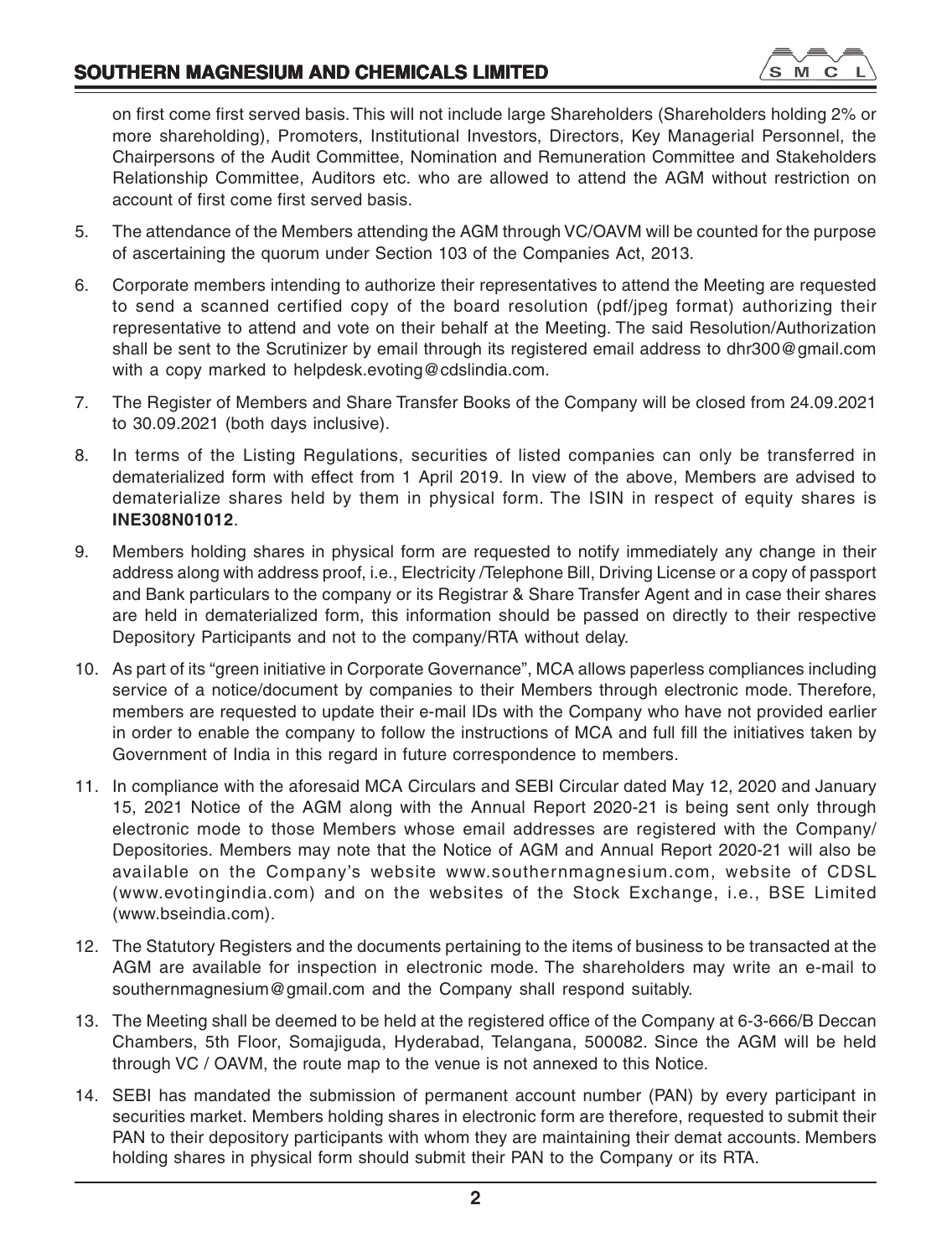on first come first served basis. This will not include large Shareholders (Shareholders holding 2% or more shareholding), Promoters, Institutional Investors, Directors, Key Managerial Personnel, the Chairpersons of the Audit Committee, Nomination and Remuneration Committee and Stakeholders Relationship Committee, Auditors etc. who are allowed to attend the AGM without restriction on account of first come first served basis.

5. The attendance of the Members attending the AGM through VC/OAVM will be counted for the purpose of ascertaining the quorum under Section 103 of the Companies Act, 2013.

6. Corporate members intending to authorize their representatives to attend the Meeting are requested to send a scanned certified copy of the board resolution (pdf/jpeg format) authorizing their representative to attend and vote on their behalf at the Meeting. The said Resolution/Authorization shall be sent to the Scrutinizer by email through its registered email address to dhr300@gmail.com with a copy marked to helpdesk.evoting@cdslindia.com.

7. The Register of Members and Share Transfer Books of the Company will be closed from 24.09.2021 to 30.09.2021 (both days inclusive).

8. In terms of the Listing Regulations, securities of listed companies can only be transferred in dematerialized form with effect from 1 April 2019. In view of the above, Members are advised to dematerialize shares held by them in physical form. The ISIN in respect of equity shares is **INE308N01012**.

9. Members holding shares in physical form are requested to notify immediately any change in their address along with address proof, i.e., Electricity /Telephone Bill, Driving License or a copy of passport and Bank particulars to the company or its Registrar & Share Transfer Agent and in case their shares are held in dematerialized form, this information should be passed on directly to their respective Depository Participants and not to the company/RTA without delay.

10. As part of its "green initiative in Corporate Governance", MCA allows paperless compliances including service of a notice/document by companies to their Members through electronic mode. Therefore, members are requested to update their e-mail IDs with the Company who have not provided earlier in order to enable the company to follow the instructions of MCA and full fill the initiatives taken by Government of India in this regard in future correspondence to members.

11. In compliance with the aforesaid MCA Circulars and SEBI Circular dated May 12, 2020 and January 15, 2021 Notice of the AGM along with the Annual Report 2020-21 is being sent only through electronic mode to those Members whose email addresses are registered with the Company/ Depositories. Members may note that the Notice of AGM and Annual Report 2020-21 will also be available on the Company's website www.southernmagnesium.com, website of CDSL (www.evotingindia.com) and on the websites of the Stock Exchange, i.e., BSE Limited (www.bseindia.com).

12. The Statutory Registers and the documents pertaining to the items of business to be transacted at the AGM are available for inspection in electronic mode. The shareholders may write an e-mail to southernmagnesium@gmail.com and the Company shall respond suitably.

13. The Meeting shall be deemed to be held at the registered office of the Company at 6-3-666/B Deccan Chambers, 5th Floor, Somajiguda, Hyderabad, Telangana, 500082. Since the AGM will be held through VC / OAVM, the route map to the venue is not annexed to this Notice.

14. SEBI has mandated the submission of permanent account number (PAN) by every participant in securities market. Members holding shares in electronic form are therefore, requested to submit their PAN to their depository participants with whom they are maintaining their demat accounts. Members holding shares in physical form should submit their PAN to the Company or its RTA.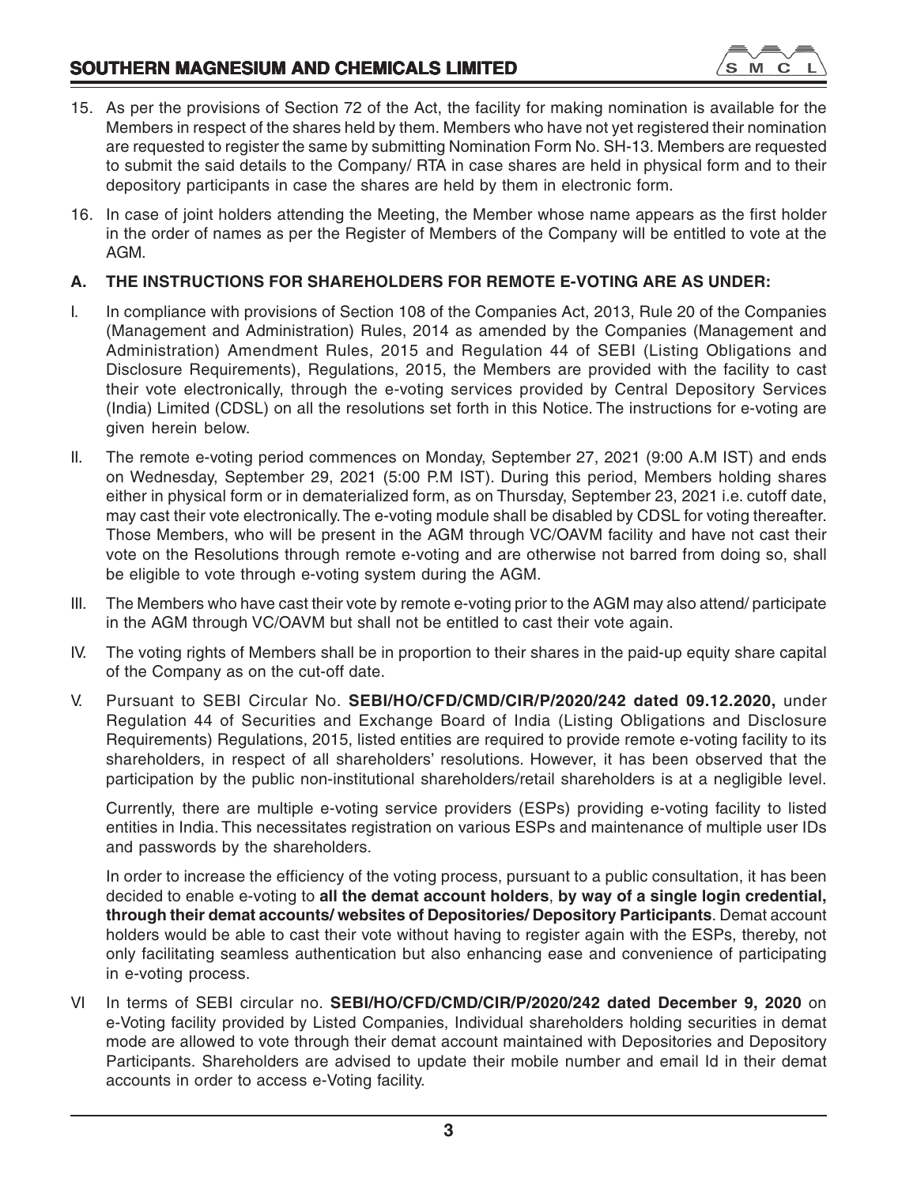15. As per the provisions of Section 72 of the Act, the facility for making nomination is available for the Members in respect of the shares held by them. Members who have not yet registered their nomination are requested to register the same by submitting Nomination Form No. SH-13. Members are requested to submit the said details to the Company/ RTA in case shares are held in physical form and to their depository participants in case the shares are held by them in electronic form.

16. In case of joint holders attending the Meeting, the Member whose name appears as the first holder in the order of names as per the Register of Members of the Company will be entitled to vote at the AGM.

**A. THE INSTRUCTIONS FOR SHAREHOLDERS FOR REMOTE E-VOTING ARE AS UNDER:**

I. In compliance with provisions of Section 108 of the Companies Act, 2013, Rule 20 of the Companies (Management and Administration) Rules, 2014 as amended by the Companies (Management and Administration) Amendment Rules, 2015 and Regulation 44 of SEBI (Listing Obligations and Disclosure Requirements), Regulations, 2015, the Members are provided with the facility to cast their vote electronically, through the e-voting services provided by Central Depository Services (India) Limited (CDSL) on all the resolutions set forth in this Notice. The instructions for e-voting are given herein below.

II. The remote e-voting period commences on Monday, September 27, 2021 (9:00 A.M IST) and ends on Wednesday, September 29, 2021 (5:00 P.M IST). During this period, Members holding shares either in physical form or in dematerialized form, as on Thursday, September 23, 2021 i.e. cutoff date, may cast their vote electronically. The e-voting module shall be disabled by CDSL for voting thereafter. Those Members, who will be present in the AGM through VC/OAVM facility and have not cast their vote on the Resolutions through remote e-voting and are otherwise not barred from doing so, shall be eligible to vote through e-voting system during the AGM.

III. The Members who have cast their vote by remote e-voting prior to the AGM may also attend/ participate in the AGM through VC/OAVM but shall not be entitled to cast their vote again.

IV. The voting rights of Members shall be in proportion to their shares in the paid-up equity share capital of the Company as on the cut-off date.

V. Pursuant to SEBI Circular No. **SEBI/HO/CFD/CMD/CIR/P/2020/242 dated 09.12.2020,** under Regulation 44 of Securities and Exchange Board of India (Listing Obligations and Disclosure Requirements) Regulations, 2015, listed entities are required to provide remote e-voting facility to its shareholders, in respect of all shareholders' resolutions. However, it has been observed that the participation by the public non-institutional shareholders/retail shareholders is at a negligible level.

   Currently, there are multiple e-voting service providers (ESPs) providing e-voting facility to listed entities in India. This necessitates registration on various ESPs and maintenance of multiple user IDs and passwords by the shareholders.

   In order to increase the efficiency of the voting process, pursuant to a public consultation, it has been decided to enable e-voting to **all the demat account holders**, **by way of a single login credential, through their demat accounts/ websites of Depositories/ Depository Participants**. Demat account holders would be able to cast their vote without having to register again with the ESPs, thereby, not only facilitating seamless authentication but also enhancing ease and convenience of participating in e-voting process.

VI In terms of SEBI circular no. **SEBI/HO/CFD/CMD/CIR/P/2020/242 dated December 9, 2020** on e-Voting facility provided by Listed Companies, Individual shareholders holding securities in demat mode are allowed to vote through their demat account maintained with Depositories and Depository Participants. Shareholders are advised to update their mobile number and email Id in their demat accounts in order to access e-Voting facility.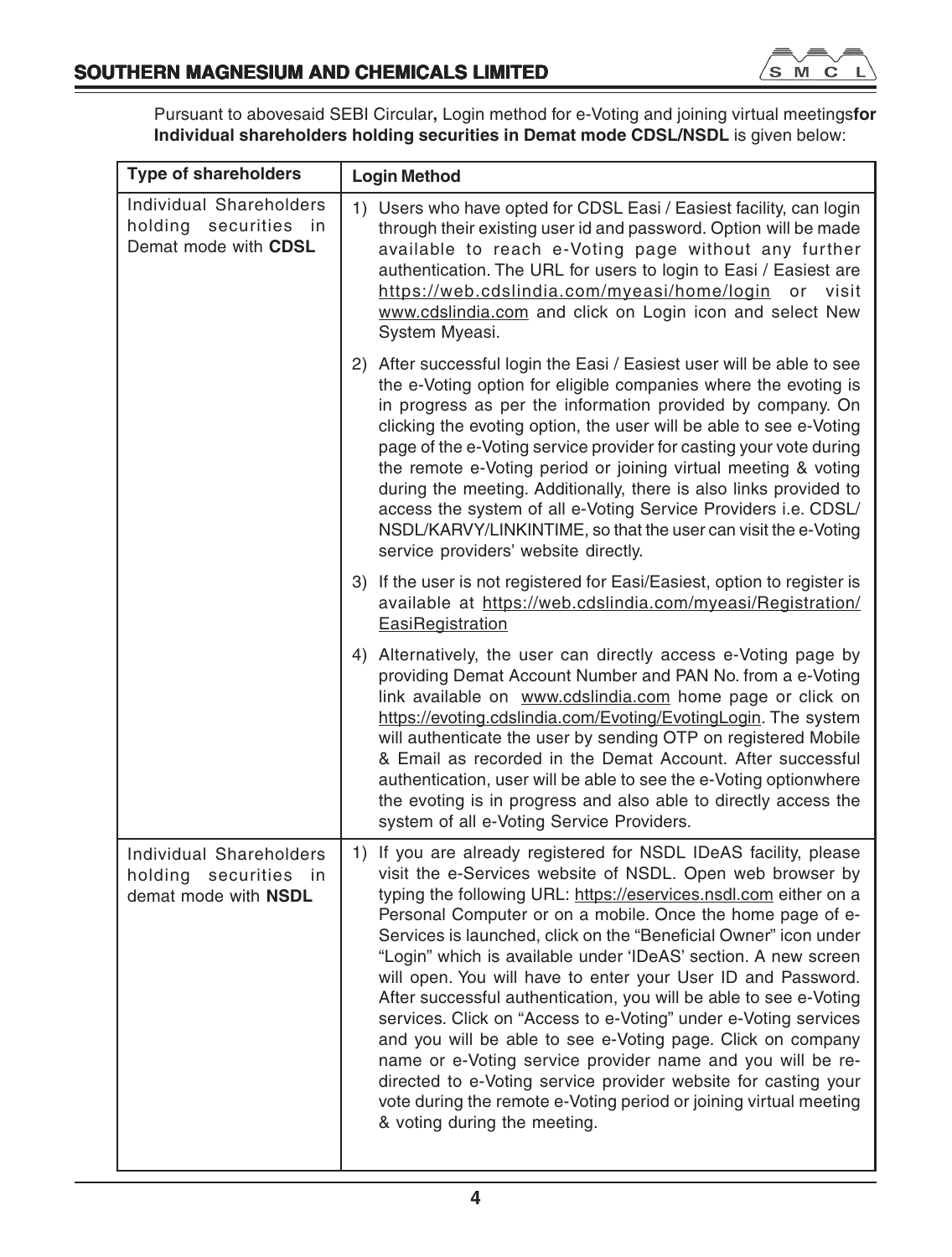Pursuant to abovesaid SEBI Circular**,** Login method for e-Voting and joining virtual meetings**for Individual shareholders holding securities in Demat mode CDSL/NSDL** is given below:

| **Type of shareholders** | **Login Method** |
|---|---|
| Individual Shareholders holding securities in Demat mode with **CDSL** | 1) Users who have opted for CDSL Easi / Easiest facility, can login through their existing user id and password. Option will be made available to reach e-Voting page without any further authentication. The URL for users to login to Easi / Easiest are https://web.cdslindia.com/myeasi/home/login or visit www.cdslindia.com and click on Login icon and select New System Myeasi.<br><br>2) After successful login the Easi / Easiest user will be able to see the e-Voting option for eligible companies where the evoting is in progress as per the information provided by company. On clicking the evoting option, the user will be able to see e-Voting page of the e-Voting service provider for casting your vote during the remote e-Voting period or joining virtual meeting & voting during the meeting. Additionally, there is also links provided to access the system of all e-Voting Service Providers i.e. CDSL/ NSDL/KARVY/LINKINTIME, so that the user can visit the e-Voting service providers' website directly.<br><br>3) If the user is not registered for Easi/Easiest, option to register is available at https://web.cdslindia.com/myeasi/Registration/ EasiRegistration<br><br>4) Alternatively, the user can directly access e-Voting page by providing Demat Account Number and PAN No. from a e-Voting link available on www.cdslindia.com home page or click on https://evoting.cdslindia.com/Evoting/EvotingLogin. The system will authenticate the user by sending OTP on registered Mobile & Email as recorded in the Demat Account. After successful authentication, user will be able to see the e-Voting optionwhere the evoting is in progress and also able to directly access the system of all e-Voting Service Providers. |
| Individual Shareholders holding securities in demat mode with **NSDL** | 1) If you are already registered for NSDL IDeAS facility, please visit the e-Services website of NSDL. Open web browser by typing the following URL: https://eservices.nsdl.com either on a Personal Computer or on a mobile. Once the home page of e-Services is launched, click on the "Beneficial Owner" icon under "Login" which is available under 'IDeAS' section. A new screen will open. You will have to enter your User ID and Password. After successful authentication, you will be able to see e-Voting services. Click on "Access to e-Voting" under e-Voting services and you will be able to see e-Voting page. Click on company name or e-Voting service provider name and you will be re-directed to e-Voting service provider website for casting your vote during the remote e-Voting period or joining virtual meeting & voting during the meeting. |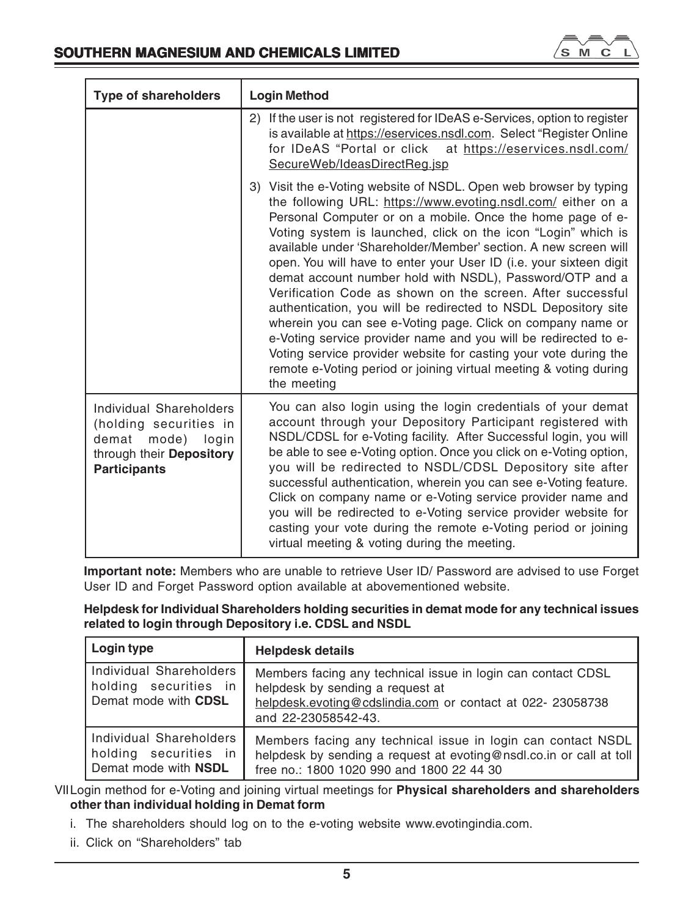| Type of shareholders | Login Method |
|---|---|
| | 2) If the user is not registered for IDeAS e-Services, option to register is available at https://eservices.nsdl.com. Select "Register Online for IDeAS "Portal or click at https://eservices.nsdl.com/SecureWeb/IdeasDirectReg.jsp |
| | 3) Visit the e-Voting website of NSDL. Open web browser by typing the following URL: https://www.evoting.nsdl.com/ either on a Personal Computer or on a mobile. Once the home page of e-Voting system is launched, click on the icon "Login" which is available under 'Shareholder/Member' section. A new screen will open. You will have to enter your User ID (i.e. your sixteen digit demat account number hold with NSDL), Password/OTP and a Verification Code as shown on the screen. After successful authentication, you will be redirected to NSDL Depository site wherein you can see e-Voting page. Click on company name or e-Voting service provider name and you will be redirected to e-Voting service provider website for casting your vote during the remote e-Voting period or joining virtual meeting & voting during the meeting |
| Individual Shareholders (holding securities in demat mode) login through their **Depository Participants** | You can also login using the login credentials of your demat account through your Depository Participant registered with NSDL/CDSL for e-Voting facility. After Successful login, you will be able to see e-Voting option. Once you click on e-Voting option, you will be redirected to NSDL/CDSL Depository site after successful authentication, wherein you can see e-Voting feature. Click on company name or e-Voting service provider name and you will be redirected to e-Voting service provider website for casting your vote during the remote e-Voting period or joining virtual meeting & voting during the meeting. |

**Important note:** Members who are unable to retrieve User ID/ Password are advised to use Forget User ID and Forget Password option available at abovementioned website.

**Helpdesk for Individual Shareholders holding securities in demat mode for any technical issues related to login through Depository i.e. CDSL and NSDL**

| Login type | Helpdesk details |
|---|---|
| Individual Shareholders holding securities in Demat mode with **CDSL** | Members facing any technical issue in login can contact CDSL helpdesk by sending a request at helpdesk.evoting@cdslindia.com or contact at 022- 23058738 and 22-23058542-43. |
| Individual Shareholders holding securities in Demat mode with **NSDL** | Members facing any technical issue in login can contact NSDL helpdesk by sending a request at evoting@nsdl.co.in or call at toll free no.: 1800 1020 990 and 1800 22 44 30 |

VII Login method for e-Voting and joining virtual meetings for **Physical shareholders and shareholders other than individual holding in Demat form**

i. The shareholders should log on to the e-voting website www.evotingindia.com.

ii. Click on "Shareholders" tab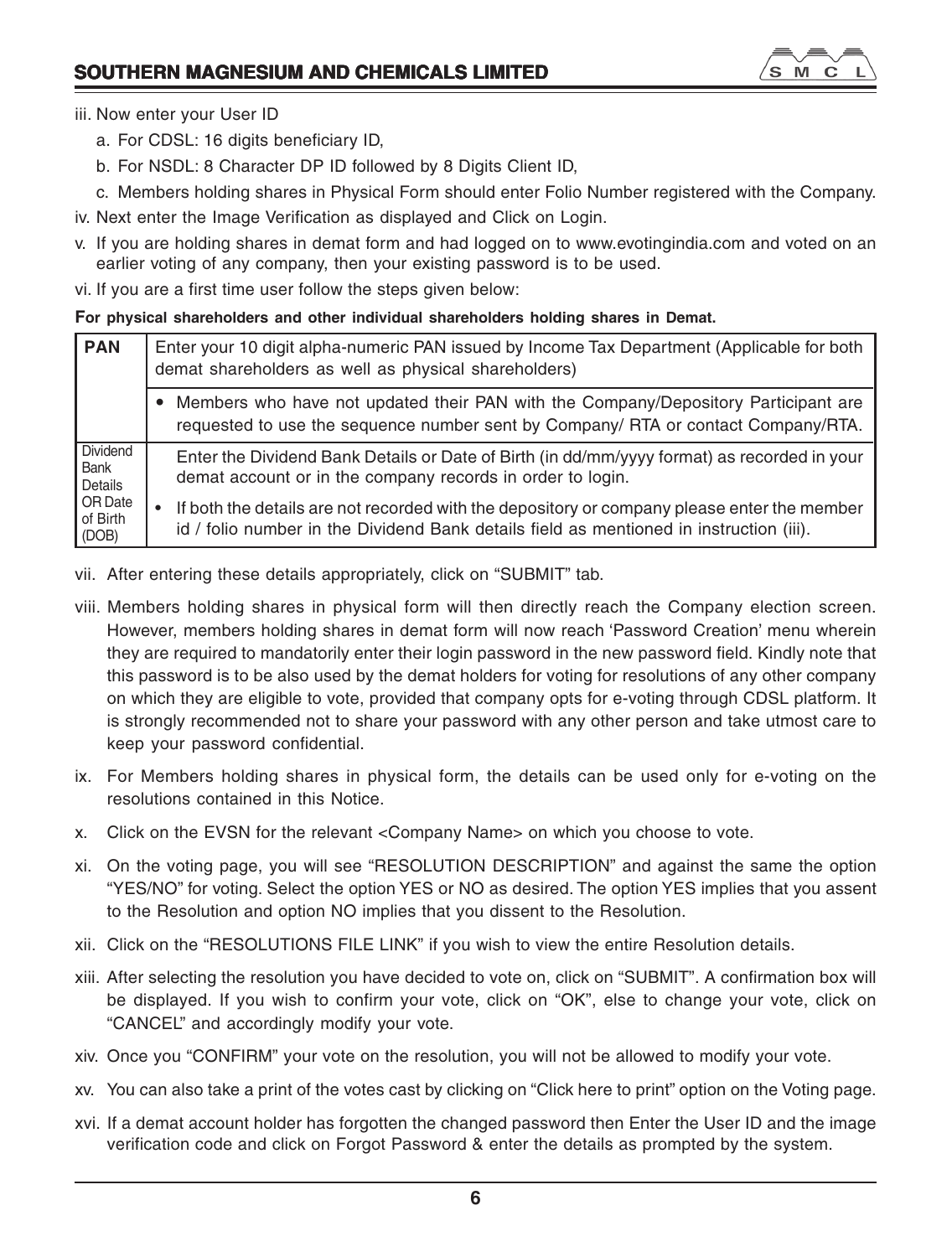iii. Now enter your User ID

   a. For CDSL: 16 digits beneficiary ID,

   b. For NSDL: 8 Character DP ID followed by 8 Digits Client ID,

   c. Members holding shares in Physical Form should enter Folio Number registered with the Company.

iv. Next enter the Image Verification as displayed and Click on Login.

v. If you are holding shares in demat form and had logged on to www.evotingindia.com and voted on an earlier voting of any company, then your existing password is to be used.

vi. If you are a first time user follow the steps given below:

**For physical shareholders and other individual shareholders holding shares in Demat.**

| | |
|---|---|
| **PAN** | Enter your 10 digit alpha-numeric PAN issued by Income Tax Department (Applicable for both demat shareholders as well as physical shareholders) |
| | • Members who have not updated their PAN with the Company/Depository Participant are requested to use the sequence number sent by Company/ RTA or contact Company/RTA. |
| Dividend Bank Details OR Date of Birth (DOB) | Enter the Dividend Bank Details or Date of Birth (in dd/mm/yyyy format) as recorded in your demat account or in the company records in order to login. |
| | • If both the details are not recorded with the depository or company please enter the member id / folio number in the Dividend Bank details field as mentioned in instruction (iii). |

vii. After entering these details appropriately, click on "SUBMIT" tab.

viii. Members holding shares in physical form will then directly reach the Company election screen. However, members holding shares in demat form will now reach 'Password Creation' menu wherein they are required to mandatorily enter their login password in the new password field. Kindly note that this password is to be also used by the demat holders for voting for resolutions of any other company on which they are eligible to vote, provided that company opts for e-voting through CDSL platform. It is strongly recommended not to share your password with any other person and take utmost care to keep your password confidential.

ix. For Members holding shares in physical form, the details can be used only for e-voting on the resolutions contained in this Notice.

x. Click on the EVSN for the relevant <Company Name> on which you choose to vote.

xi. On the voting page, you will see "RESOLUTION DESCRIPTION" and against the same the option "YES/NO" for voting. Select the option YES or NO as desired. The option YES implies that you assent to the Resolution and option NO implies that you dissent to the Resolution.

xii. Click on the "RESOLUTIONS FILE LINK" if you wish to view the entire Resolution details.

xiii. After selecting the resolution you have decided to vote on, click on "SUBMIT". A confirmation box will be displayed. If you wish to confirm your vote, click on "OK", else to change your vote, click on "CANCEL" and accordingly modify your vote.

xiv. Once you "CONFIRM" your vote on the resolution, you will not be allowed to modify your vote.

xv. You can also take a print of the votes cast by clicking on "Click here to print" option on the Voting page.

xvi. If a demat account holder has forgotten the changed password then Enter the User ID and the image verification code and click on Forgot Password & enter the details as prompted by the system.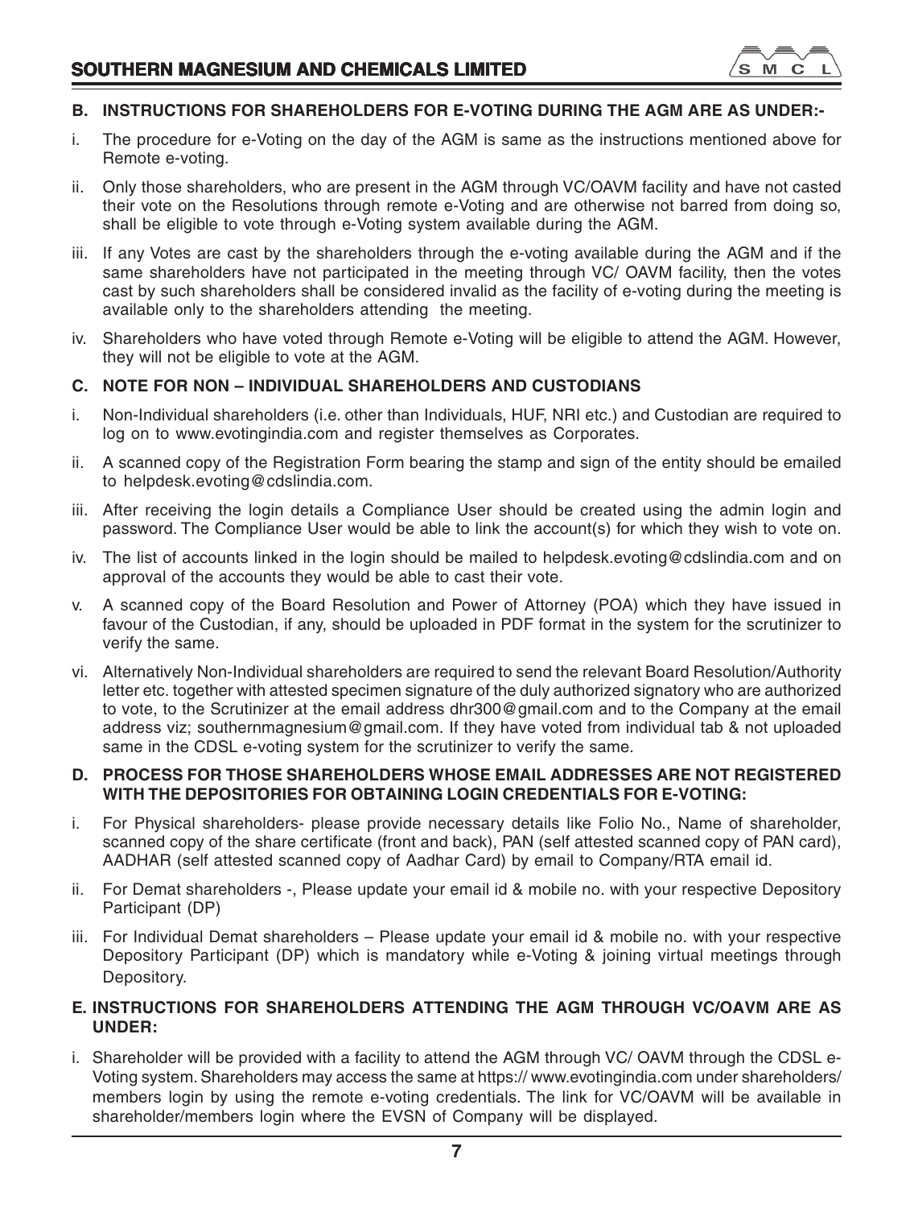### B. INSTRUCTIONS FOR SHAREHOLDERS FOR E-VOTING DURING THE AGM ARE AS UNDER:-

i. The procedure for e-Voting on the day of the AGM is same as the instructions mentioned above for Remote e-voting.

ii. Only those shareholders, who are present in the AGM through VC/OAVM facility and have not casted their vote on the Resolutions through remote e-Voting and are otherwise not barred from doing so, shall be eligible to vote through e-Voting system available during the AGM.

iii. If any Votes are cast by the shareholders through the e-voting available during the AGM and if the same shareholders have not participated in the meeting through VC/ OAVM facility, then the votes cast by such shareholders shall be considered invalid as the facility of e-voting during the meeting is available only to the shareholders attending the meeting.

iv. Shareholders who have voted through Remote e-Voting will be eligible to attend the AGM. However, they will not be eligible to vote at the AGM.

### C. NOTE FOR NON – INDIVIDUAL SHAREHOLDERS AND CUSTODIANS

i. Non-Individual shareholders (i.e. other than Individuals, HUF, NRI etc.) and Custodian are required to log on to www.evotingindia.com and register themselves as Corporates.

ii. A scanned copy of the Registration Form bearing the stamp and sign of the entity should be emailed to helpdesk.evoting@cdslindia.com.

iii. After receiving the login details a Compliance User should be created using the admin login and password. The Compliance User would be able to link the account(s) for which they wish to vote on.

iv. The list of accounts linked in the login should be mailed to helpdesk.evoting@cdslindia.com and on approval of the accounts they would be able to cast their vote.

v. A scanned copy of the Board Resolution and Power of Attorney (POA) which they have issued in favour of the Custodian, if any, should be uploaded in PDF format in the system for the scrutinizer to verify the same.

vi. Alternatively Non-Individual shareholders are required to send the relevant Board Resolution/Authority letter etc. together with attested specimen signature of the duly authorized signatory who are authorized to vote, to the Scrutinizer at the email address dhr300@gmail.com and to the Company at the email address viz; southernmagnesium@gmail.com. If they have voted from individual tab & not uploaded same in the CDSL e-voting system for the scrutinizer to verify the same.

### D. PROCESS FOR THOSE SHAREHOLDERS WHOSE EMAIL ADDRESSES ARE NOT REGISTERED WITH THE DEPOSITORIES FOR OBTAINING LOGIN CREDENTIALS FOR E-VOTING:

i. For Physical shareholders- please provide necessary details like Folio No., Name of shareholder, scanned copy of the share certificate (front and back), PAN (self attested scanned copy of PAN card), AADHAR (self attested scanned copy of Aadhar Card) by email to Company/RTA email id.

ii. For Demat shareholders -, Please update your email id & mobile no. with your respective Depository Participant (DP)

iii. For Individual Demat shareholders – Please update your email id & mobile no. with your respective Depository Participant (DP) which is mandatory while e-Voting & joining virtual meetings through Depository.

### E. INSTRUCTIONS FOR SHAREHOLDERS ATTENDING THE AGM THROUGH VC/OAVM ARE AS UNDER:

i. Shareholder will be provided with a facility to attend the AGM through VC/ OAVM through the CDSL e-Voting system. Shareholders may access the same at https:// www.evotingindia.com under shareholders/ members login by using the remote e-voting credentials. The link for VC/OAVM will be available in shareholder/members login where the EVSN of Company will be displayed.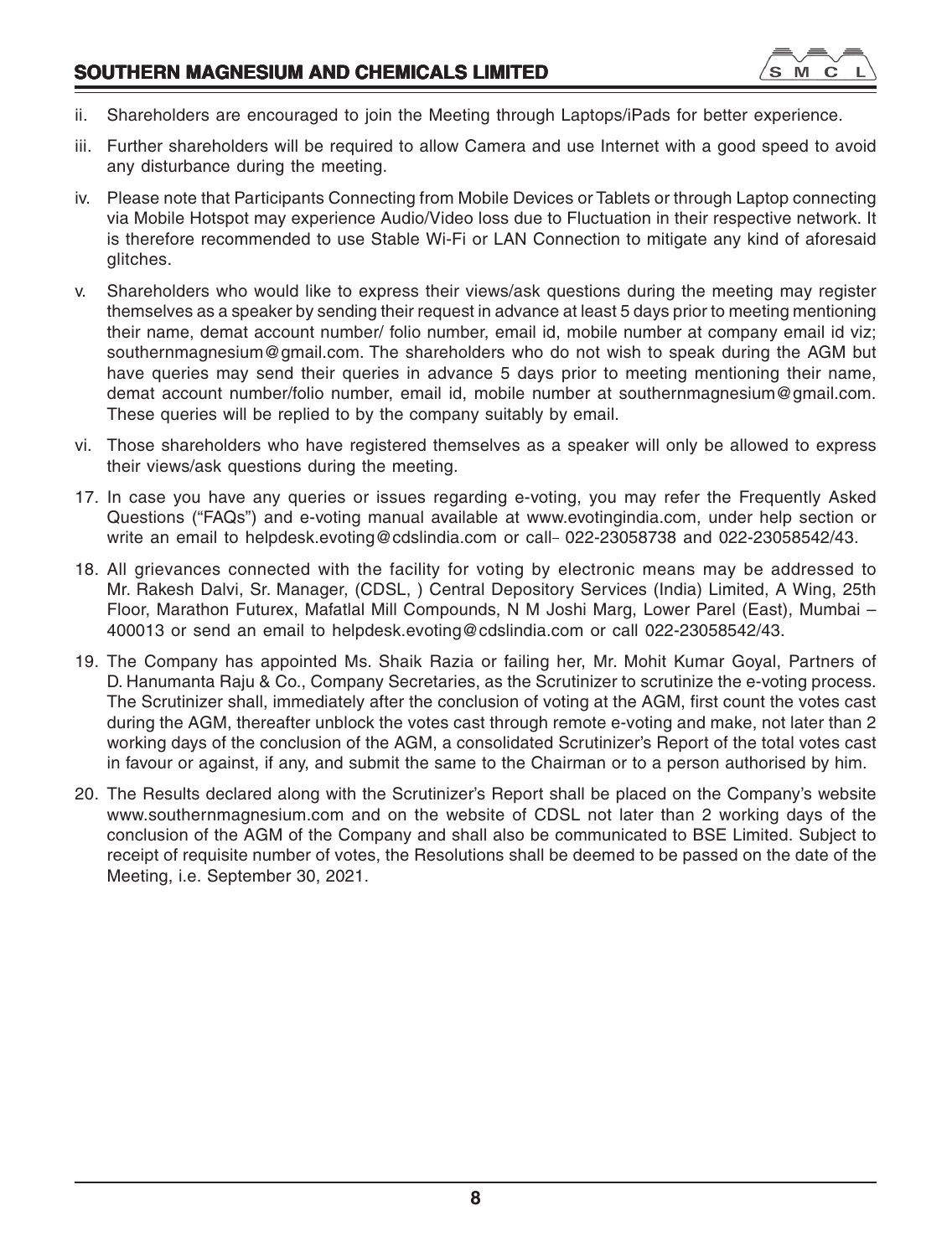ii. Shareholders are encouraged to join the Meeting through Laptops/iPads for better experience.

iii. Further shareholders will be required to allow Camera and use Internet with a good speed to avoid any disturbance during the meeting.

iv. Please note that Participants Connecting from Mobile Devices or Tablets or through Laptop connecting via Mobile Hotspot may experience Audio/Video loss due to Fluctuation in their respective network. It is therefore recommended to use Stable Wi-Fi or LAN Connection to mitigate any kind of aforesaid glitches.

v. Shareholders who would like to express their views/ask questions during the meeting may register themselves as a speaker by sending their request in advance at least 5 days prior to meeting mentioning their name, demat account number/ folio number, email id, mobile number at company email id viz; southernmagnesium@gmail.com. The shareholders who do not wish to speak during the AGM but have queries may send their queries in advance 5 days prior to meeting mentioning their name, demat account number/folio number, email id, mobile number at southernmagnesium@gmail.com. These queries will be replied to by the company suitably by email.

vi. Those shareholders who have registered themselves as a speaker will only be allowed to express their views/ask questions during the meeting.

17. In case you have any queries or issues regarding e-voting, you may refer the Frequently Asked Questions ("FAQs") and e-voting manual available at www.evotingindia.com, under help section or write an email to helpdesk.evoting@cdslindia.com or call- 022-23058738 and 022-23058542/43.

18. All grievances connected with the facility for voting by electronic means may be addressed to Mr. Rakesh Dalvi, Sr. Manager, (CDSL, ) Central Depository Services (India) Limited, A Wing, 25th Floor, Marathon Futurex, Mafatlal Mill Compounds, N M Joshi Marg, Lower Parel (East), Mumbai – 400013 or send an email to helpdesk.evoting@cdslindia.com or call 022-23058542/43.

19. The Company has appointed Ms. Shaik Razia or failing her, Mr. Mohit Kumar Goyal, Partners of D. Hanumanta Raju & Co., Company Secretaries, as the Scrutinizer to scrutinize the e-voting process. The Scrutinizer shall, immediately after the conclusion of voting at the AGM, first count the votes cast during the AGM, thereafter unblock the votes cast through remote e-voting and make, not later than 2 working days of the conclusion of the AGM, a consolidated Scrutinizer's Report of the total votes cast in favour or against, if any, and submit the same to the Chairman or to a person authorised by him.

20. The Results declared along with the Scrutinizer's Report shall be placed on the Company's website www.southernmagnesium.com and on the website of CDSL not later than 2 working days of the conclusion of the AGM of the Company and shall also be communicated to BSE Limited. Subject to receipt of requisite number of votes, the Resolutions shall be deemed to be passed on the date of the Meeting, i.e. September 30, 2021.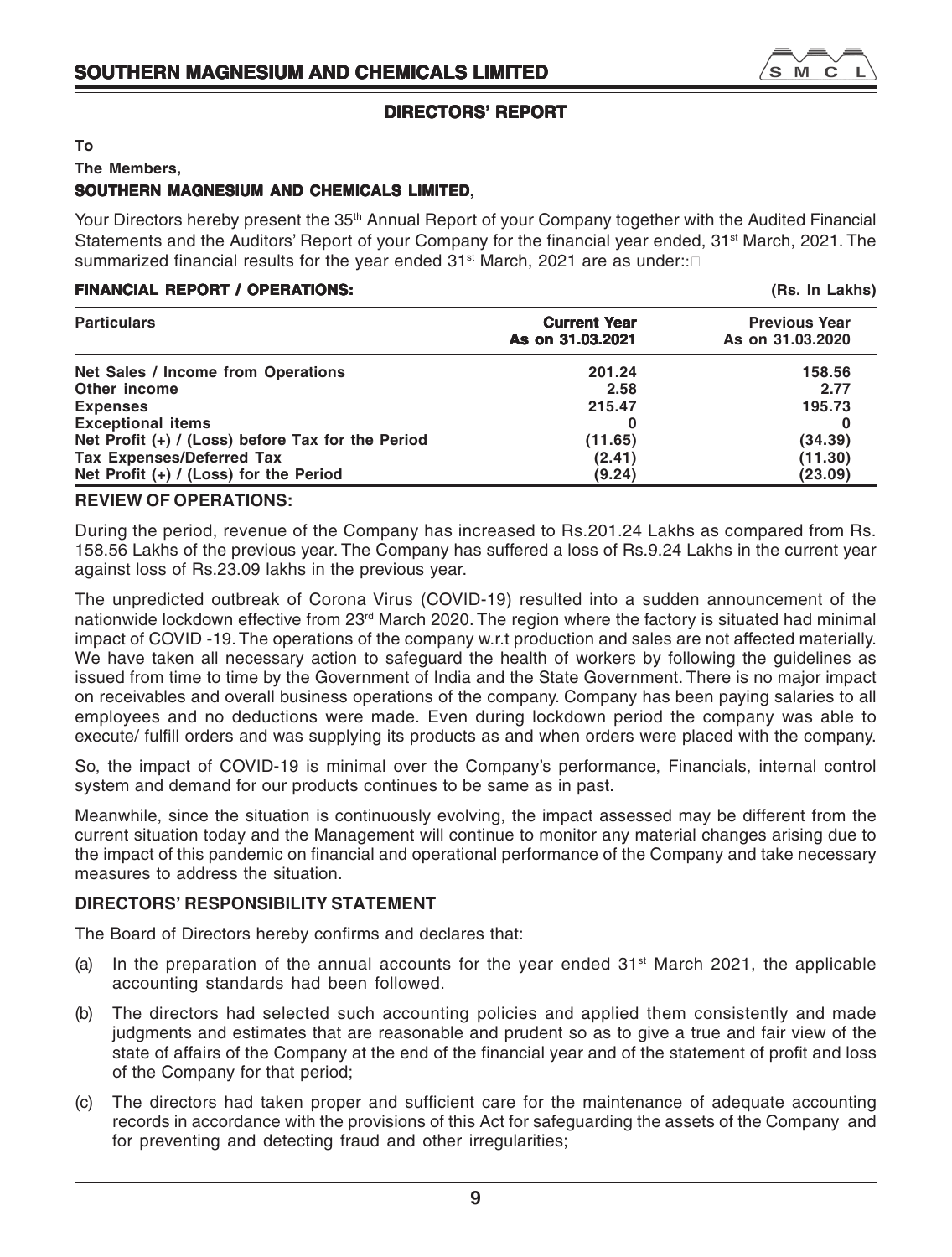## DIRECTORS' REPORT

**To**

**The Members,**

**SOUTHERN MAGNESIUM AND CHEMICALS LIMITED,**

Your Directors hereby present the 35th Annual Report of your Company together with the Audited Financial Statements and the Auditors' Report of your Company for the financial year ended, 31st March, 2021. The summarized financial results for the year ended 31st March, 2021 are as under::

**FINANCIAL REPORT / OPERATIONS:** **(Rs. In Lakhs)**

| Particulars | Current Year As on 31.03.2021 | Previous Year As on 31.03.2020 |
|---|---|---|
| Net Sales / Income from Operations | 201.24 | 158.56 |
| Other income | 2.58 | 2.77 |
| Expenses | 215.47 | 195.73 |
| Exceptional items | 0 | 0 |
| Net Profit (+) / (Loss) before Tax for the Period | (11.65) | (34.39) |
| Tax Expenses/Deferred Tax | (2.41) | (11.30) |
| Net Profit (+) / (Loss) for the Period | (9.24) | (23.09) |

**REVIEW OF OPERATIONS:**

During the period, revenue of the Company has increased to Rs.201.24 Lakhs as compared from Rs. 158.56 Lakhs of the previous year. The Company has suffered a loss of Rs.9.24 Lakhs in the current year against loss of Rs.23.09 lakhs in the previous year.

The unpredicted outbreak of Corona Virus (COVID-19) resulted into a sudden announcement of the nationwide lockdown effective from 23rd March 2020. The region where the factory is situated had minimal impact of COVID -19. The operations of the company w.r.t production and sales are not affected materially. We have taken all necessary action to safeguard the health of workers by following the guidelines as issued from time to time by the Government of India and the State Government. There is no major impact on receivables and overall business operations of the company. Company has been paying salaries to all employees and no deductions were made. Even during lockdown period the company was able to execute/ fulfill orders and was supplying its products as and when orders were placed with the company.

So, the impact of COVID-19 is minimal over the Company's performance, Financials, internal control system and demand for our products continues to be same as in past.

Meanwhile, since the situation is continuously evolving, the impact assessed may be different from the current situation today and the Management will continue to monitor any material changes arising due to the impact of this pandemic on financial and operational performance of the Company and take necessary measures to address the situation.

**DIRECTORS' RESPONSIBILITY STATEMENT**

The Board of Directors hereby confirms and declares that:

(a) In the preparation of the annual accounts for the year ended 31st March 2021, the applicable accounting standards had been followed.

(b) The directors had selected such accounting policies and applied them consistently and made judgments and estimates that are reasonable and prudent so as to give a true and fair view of the state of affairs of the Company at the end of the financial year and of the statement of profit and loss of the Company for that period;

(c) The directors had taken proper and sufficient care for the maintenance of adequate accounting records in accordance with the provisions of this Act for safeguarding the assets of the Company and for preventing and detecting fraud and other irregularities;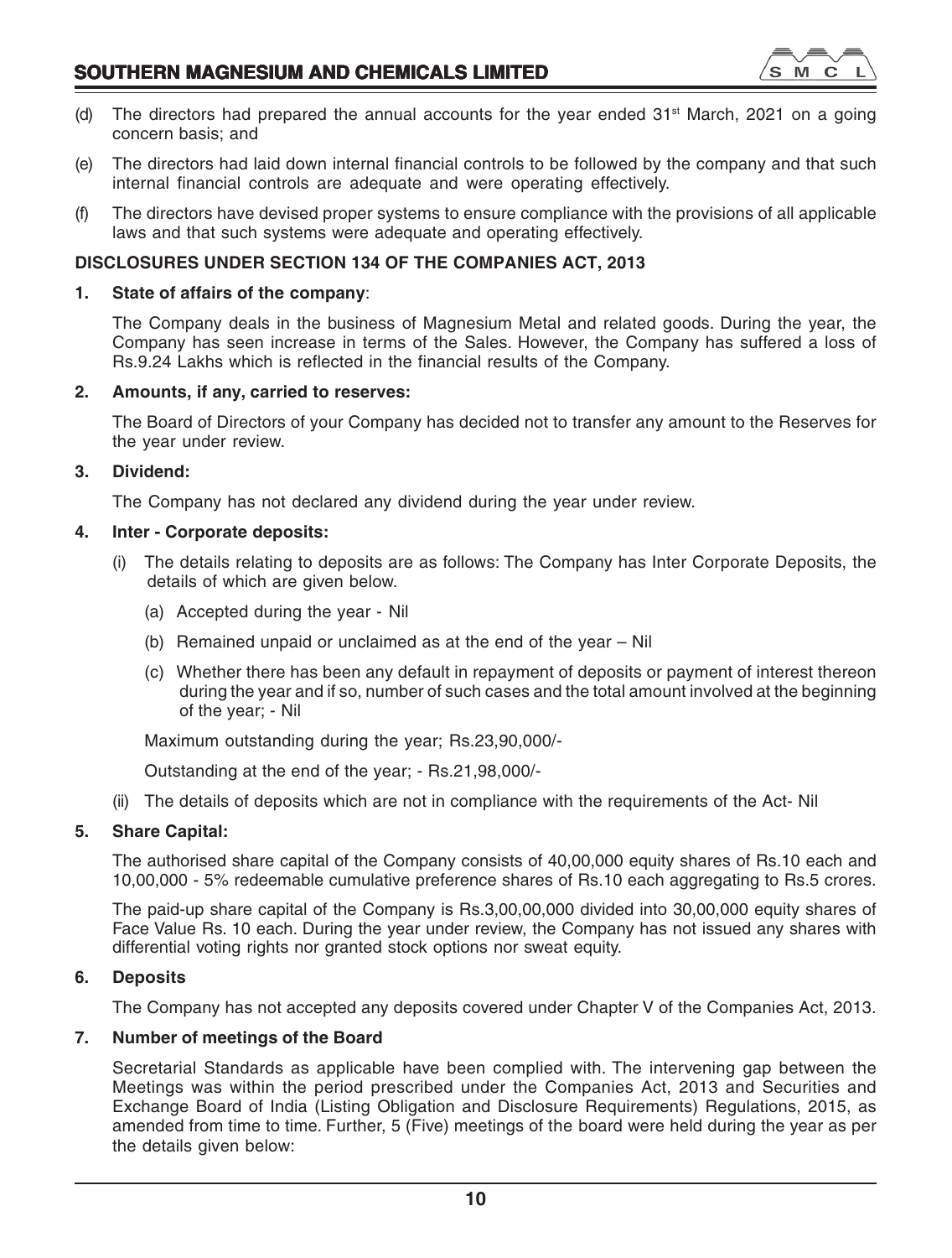(d) The directors had prepared the annual accounts for the year ended 31st March, 2021 on a going concern basis; and

(e) The directors had laid down internal financial controls to be followed by the company and that such internal financial controls are adequate and were operating effectively.

(f) The directors have devised proper systems to ensure compliance with the provisions of all applicable laws and that such systems were adequate and operating effectively.

**DISCLOSURES UNDER SECTION 134 OF THE COMPANIES ACT, 2013**

**1. State of affairs of the company**:

The Company deals in the business of Magnesium Metal and related goods. During the year, the Company has seen increase in terms of the Sales. However, the Company has suffered a loss of Rs.9.24 Lakhs which is reflected in the financial results of the Company.

**2. Amounts, if any, carried to reserves:**

The Board of Directors of your Company has decided not to transfer any amount to the Reserves for the year under review.

**3. Dividend:**

The Company has not declared any dividend during the year under review.

**4. Inter - Corporate deposits:**

(i) The details relating to deposits are as follows: The Company has Inter Corporate Deposits, the details of which are given below.

(a) Accepted during the year - Nil

(b) Remained unpaid or unclaimed as at the end of the year – Nil

(c) Whether there has been any default in repayment of deposits or payment of interest thereon during the year and if so, number of such cases and the total amount involved at the beginning of the year; - Nil

Maximum outstanding during the year; Rs.23,90,000/-

Outstanding at the end of the year; - Rs.21,98,000/-

(ii) The details of deposits which are not in compliance with the requirements of the Act- Nil

**5. Share Capital:**

The authorised share capital of the Company consists of 40,00,000 equity shares of Rs.10 each and 10,00,000 - 5% redeemable cumulative preference shares of Rs.10 each aggregating to Rs.5 crores.

The paid-up share capital of the Company is Rs.3,00,00,000 divided into 30,00,000 equity shares of Face Value Rs. 10 each. During the year under review, the Company has not issued any shares with differential voting rights nor granted stock options nor sweat equity.

**6. Deposits**

The Company has not accepted any deposits covered under Chapter V of the Companies Act, 2013.

**7. Number of meetings of the Board**

Secretarial Standards as applicable have been complied with. The intervening gap between the Meetings was within the period prescribed under the Companies Act, 2013 and Securities and Exchange Board of India (Listing Obligation and Disclosure Requirements) Regulations, 2015, as amended from time to time. Further, 5 (Five) meetings of the board were held during the year as per the details given below: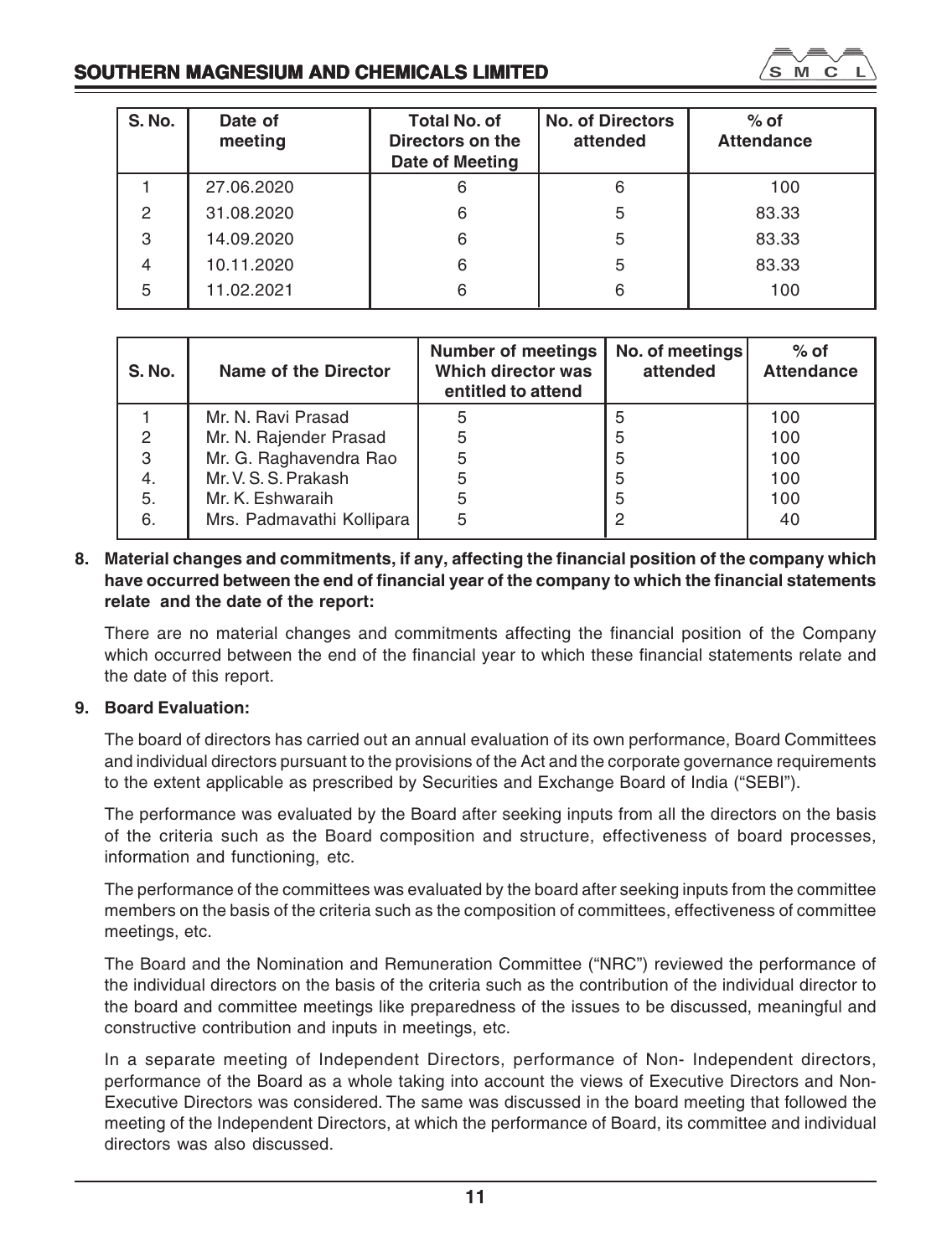| S. No. | Date of meeting | Total No. of Directors on the Date of Meeting | No. of Directors attended | % of Attendance |
|---|---|---|---|---|
| 1 | 27.06.2020 | 6 | 6 | 100 |
| 2 | 31.08.2020 | 6 | 5 | 83.33 |
| 3 | 14.09.2020 | 6 | 5 | 83.33 |
| 4 | 10.11.2020 | 6 | 5 | 83.33 |
| 5 | 11.02.2021 | 6 | 6 | 100 |

| S. No. | Name of the Director | Number of meetings Which director was entitled to attend | No. of meetings attended | % of Attendance |
|---|---|---|---|---|
| 1 | Mr. N. Ravi Prasad | 5 | 5 | 100 |
| 2 | Mr. N. Rajender Prasad | 5 | 5 | 100 |
| 3 | Mr. G. Raghavendra Rao | 5 | 5 | 100 |
| 4. | Mr. V. S. S. Prakash | 5 | 5 | 100 |
| 5. | Mr. K. Eshwaraih | 5 | 5 | 100 |
| 6. | Mrs. Padmavathi Kollipara | 5 | 2 | 40 |

**8. Material changes and commitments, if any, affecting the financial position of the company which have occurred between the end of financial year of the company to which the financial statements relate and the date of the report:**

There are no material changes and commitments affecting the financial position of the Company which occurred between the end of the financial year to which these financial statements relate and the date of this report.

**9. Board Evaluation:**

The board of directors has carried out an annual evaluation of its own performance, Board Committees and individual directors pursuant to the provisions of the Act and the corporate governance requirements to the extent applicable as prescribed by Securities and Exchange Board of India ("SEBI").

The performance was evaluated by the Board after seeking inputs from all the directors on the basis of the criteria such as the Board composition and structure, effectiveness of board processes, information and functioning, etc.

The performance of the committees was evaluated by the board after seeking inputs from the committee members on the basis of the criteria such as the composition of committees, effectiveness of committee meetings, etc.

The Board and the Nomination and Remuneration Committee ("NRC") reviewed the performance of the individual directors on the basis of the criteria such as the contribution of the individual director to the board and committee meetings like preparedness of the issues to be discussed, meaningful and constructive contribution and inputs in meetings, etc.

In a separate meeting of Independent Directors, performance of Non- Independent directors, performance of the Board as a whole taking into account the views of Executive Directors and Non-Executive Directors was considered. The same was discussed in the board meeting that followed the meeting of the Independent Directors, at which the performance of Board, its committee and individual directors was also discussed.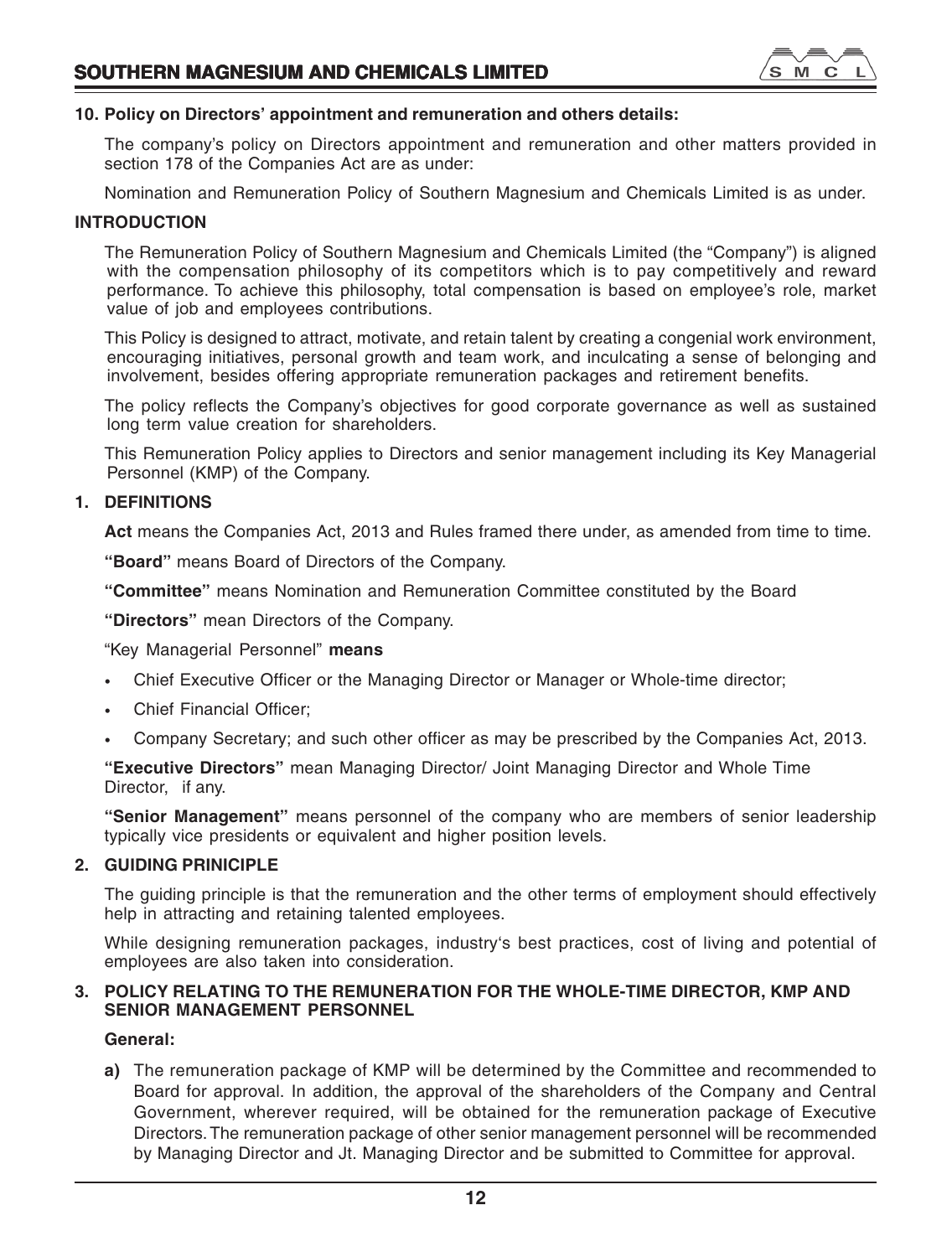## 10. Policy on Directors' appointment and remuneration and others details:

The company's policy on Directors appointment and remuneration and other matters provided in section 178 of the Companies Act are as under:

Nomination and Remuneration Policy of Southern Magnesium and Chemicals Limited is as under.

### INTRODUCTION

The Remuneration Policy of Southern Magnesium and Chemicals Limited (the "Company") is aligned with the compensation philosophy of its competitors which is to pay competitively and reward performance. To achieve this philosophy, total compensation is based on employee's role, market value of job and employees contributions.

This Policy is designed to attract, motivate, and retain talent by creating a congenial work environment, encouraging initiatives, personal growth and team work, and inculcating a sense of belonging and involvement, besides offering appropriate remuneration packages and retirement benefits.

The policy reflects the Company's objectives for good corporate governance as well as sustained long term value creation for shareholders.

This Remuneration Policy applies to Directors and senior management including its Key Managerial Personnel (KMP) of the Company.

### 1. DEFINITIONS

**Act** means the Companies Act, 2013 and Rules framed there under, as amended from time to time.

**"Board"** means Board of Directors of the Company.

**"Committee"** means Nomination and Remuneration Committee constituted by the Board

**"Directors"** mean Directors of the Company.

"Key Managerial Personnel" **means**

- Chief Executive Officer or the Managing Director or Manager or Whole-time director;
- Chief Financial Officer;
- Company Secretary; and such other officer as may be prescribed by the Companies Act, 2013.

**"Executive Directors"** mean Managing Director/ Joint Managing Director and Whole Time Director, if any.

**"Senior Management"** means personnel of the company who are members of senior leadership typically vice presidents or equivalent and higher position levels.

### 2. GUIDING PRINICIPLE

The guiding principle is that the remuneration and the other terms of employment should effectively help in attracting and retaining talented employees.

While designing remuneration packages, industry's best practices, cost of living and potential of employees are also taken into consideration.

### 3. POLICY RELATING TO THE REMUNERATION FOR THE WHOLE-TIME DIRECTOR, KMP AND SENIOR MANAGEMENT PERSONNEL

**General:**

**a)** The remuneration package of KMP will be determined by the Committee and recommended to Board for approval. In addition, the approval of the shareholders of the Company and Central Government, wherever required, will be obtained for the remuneration package of Executive Directors. The remuneration package of other senior management personnel will be recommended by Managing Director and Jt. Managing Director and be submitted to Committee for approval.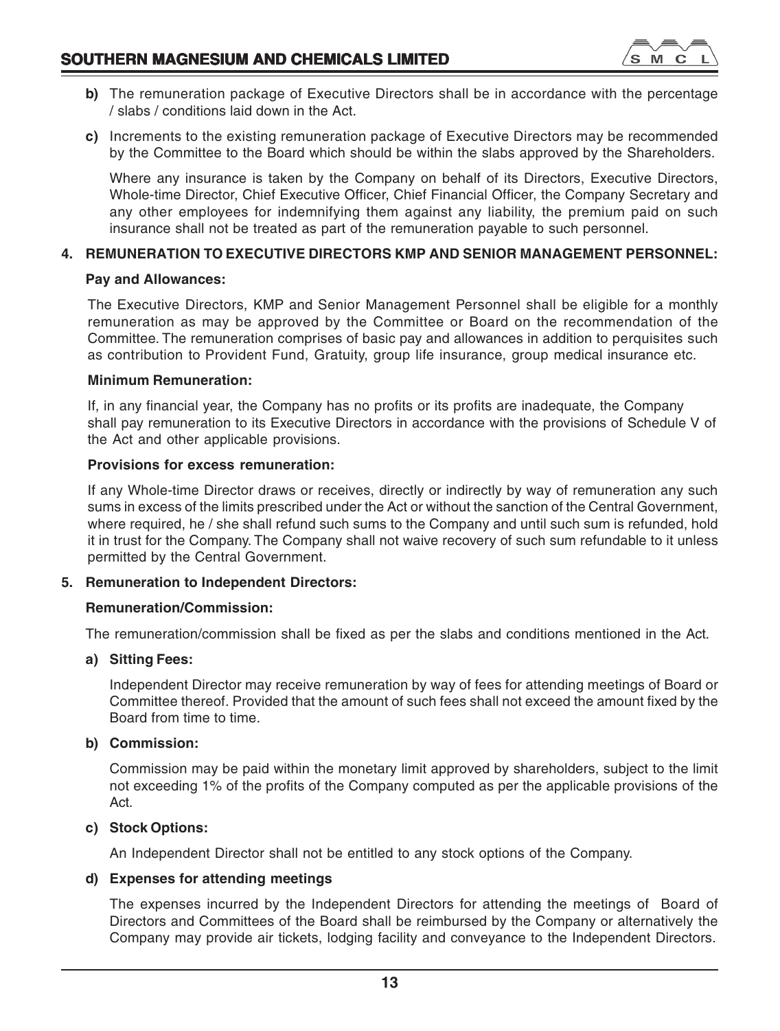**b)** The remuneration package of Executive Directors shall be in accordance with the percentage / slabs / conditions laid down in the Act.

**c)** Increments to the existing remuneration package of Executive Directors may be recommended by the Committee to the Board which should be within the slabs approved by the Shareholders.

Where any insurance is taken by the Company on behalf of its Directors, Executive Directors, Whole-time Director, Chief Executive Officer, Chief Financial Officer, the Company Secretary and any other employees for indemnifying them against any liability, the premium paid on such insurance shall not be treated as part of the remuneration payable to such personnel.

**4. REMUNERATION TO EXECUTIVE DIRECTORS KMP AND SENIOR MANAGEMENT PERSONNEL:**

**Pay and Allowances:**

The Executive Directors, KMP and Senior Management Personnel shall be eligible for a monthly remuneration as may be approved by the Committee or Board on the recommendation of the Committee. The remuneration comprises of basic pay and allowances in addition to perquisites such as contribution to Provident Fund, Gratuity, group life insurance, group medical insurance etc.

**Minimum Remuneration:**

If, in any financial year, the Company has no profits or its profits are inadequate, the Company shall pay remuneration to its Executive Directors in accordance with the provisions of Schedule V of the Act and other applicable provisions.

**Provisions for excess remuneration:**

If any Whole-time Director draws or receives, directly or indirectly by way of remuneration any such sums in excess of the limits prescribed under the Act or without the sanction of the Central Government, where required, he / she shall refund such sums to the Company and until such sum is refunded, hold it in trust for the Company. The Company shall not waive recovery of such sum refundable to it unless permitted by the Central Government.

**5. Remuneration to Independent Directors:**

**Remuneration/Commission:**

The remuneration/commission shall be fixed as per the slabs and conditions mentioned in the Act.

**a) Sitting Fees:**

Independent Director may receive remuneration by way of fees for attending meetings of Board or Committee thereof. Provided that the amount of such fees shall not exceed the amount fixed by the Board from time to time.

**b) Commission:**

Commission may be paid within the monetary limit approved by shareholders, subject to the limit not exceeding 1% of the profits of the Company computed as per the applicable provisions of the Act.

**c) Stock Options:**

An Independent Director shall not be entitled to any stock options of the Company.

**d) Expenses for attending meetings**

The expenses incurred by the Independent Directors for attending the meetings of Board of Directors and Committees of the Board shall be reimbursed by the Company or alternatively the Company may provide air tickets, lodging facility and conveyance to the Independent Directors.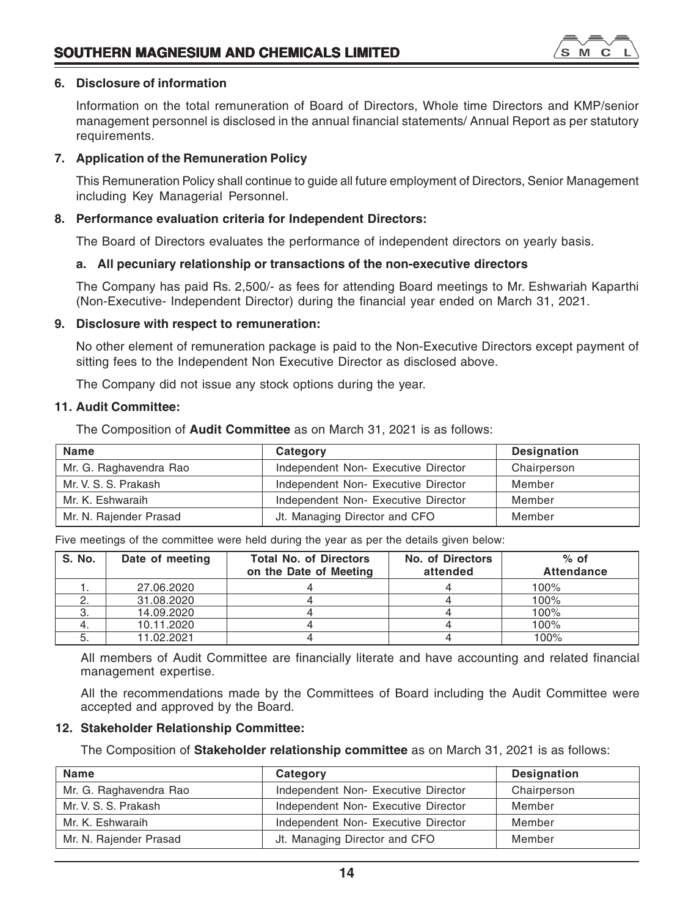### 6. Disclosure of information

Information on the total remuneration of Board of Directors, Whole time Directors and KMP/senior management personnel is disclosed in the annual financial statements/ Annual Report as per statutory requirements.

### 7. Application of the Remuneration Policy

This Remuneration Policy shall continue to guide all future employment of Directors, Senior Management including Key Managerial Personnel.

### 8. Performance evaluation criteria for Independent Directors:

The Board of Directors evaluates the performance of independent directors on yearly basis.

#### a. All pecuniary relationship or transactions of the non-executive directors

The Company has paid Rs. 2,500/- as fees for attending Board meetings to Mr. Eshwariah Kaparthi (Non-Executive- Independent Director) during the financial year ended on March 31, 2021.

### 9. Disclosure with respect to remuneration:

No other element of remuneration package is paid to the Non-Executive Directors except payment of sitting fees to the Independent Non Executive Director as disclosed above.

The Company did not issue any stock options during the year.

### 11. Audit Committee:

The Composition of **Audit Committee** as on March 31, 2021 is as follows:

| Name | Category | Designation |
|---|---|---|
| Mr. G. Raghavendra Rao | Independent Non- Executive Director | Chairperson |
| Mr. V. S. S. Prakash | Independent Non- Executive Director | Member |
| Mr. K. Eshwaraih | Independent Non- Executive Director | Member |
| Mr. N. Rajender Prasad | Jt. Managing Director and CFO | Member |

Five meetings of the committee were held during the year as per the details given below:

| S. No. | Date of meeting | Total No. of Directors on the Date of Meeting | No. of Directors attended | % of Attendance |
|---|---|---|---|---|
| 1. | 27.06.2020 | 4 | 4 | 100% |
| 2. | 31.08.2020 | 4 | 4 | 100% |
| 3. | 14.09.2020 | 4 | 4 | 100% |
| 4. | 10.11.2020 | 4 | 4 | 100% |
| 5. | 11.02.2021 | 4 | 4 | 100% |

All members of Audit Committee are financially literate and have accounting and related financial management expertise.

All the recommendations made by the Committees of Board including the Audit Committee were accepted and approved by the Board.

### 12. Stakeholder Relationship Committee:

The Composition of **Stakeholder relationship committee** as on March 31, 2021 is as follows:

| Name | Category | Designation |
|---|---|---|
| Mr. G. Raghavendra Rao | Independent Non- Executive Director | Chairperson |
| Mr. V. S. S. Prakash | Independent Non- Executive Director | Member |
| Mr. K. Eshwaraih | Independent Non- Executive Director | Member |
| Mr. N. Rajender Prasad | Jt. Managing Director and CFO | Member |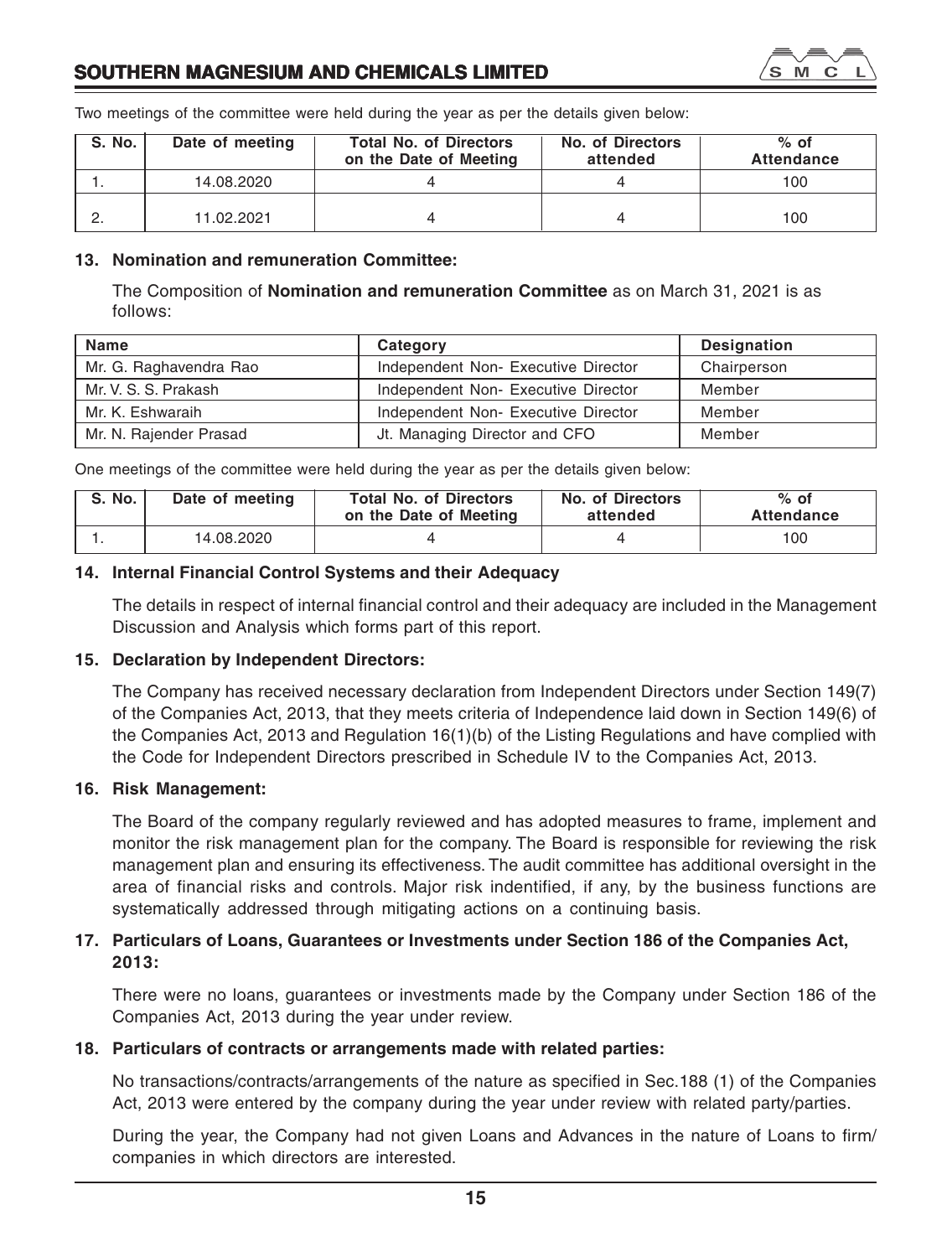Two meetings of the committee were held during the year as per the details given below:

| S. No. | Date of meeting | Total No. of Directors on the Date of Meeting | No. of Directors attended | % of Attendance |
|---|---|---|---|---|
| 1. | 14.08.2020 | 4 | 4 | 100 |
| 2. | 11.02.2021 | 4 | 4 | 100 |

**13. Nomination and remuneration Committee:**

The Composition of **Nomination and remuneration Committee** as on March 31, 2021 is as follows:

| Name | Category | Designation |
|---|---|---|
| Mr. G. Raghavendra Rao | Independent Non- Executive Director | Chairperson |
| Mr. V. S. S. Prakash | Independent Non- Executive Director | Member |
| Mr. K. Eshwaraih | Independent Non- Executive Director | Member |
| Mr. N. Rajender Prasad | Jt. Managing Director and CFO | Member |

One meetings of the committee were held during the year as per the details given below:

| S. No. | Date of meeting | Total No. of Directors on the Date of Meeting | No. of Directors attended | % of Attendance |
|---|---|---|---|---|
| 1. | 14.08.2020 | 4 | 4 | 100 |

**14. Internal Financial Control Systems and their Adequacy**

The details in respect of internal financial control and their adequacy are included in the Management Discussion and Analysis which forms part of this report.

**15. Declaration by Independent Directors:**

The Company has received necessary declaration from Independent Directors under Section 149(7) of the Companies Act, 2013, that they meets criteria of Independence laid down in Section 149(6) of the Companies Act, 2013 and Regulation 16(1)(b) of the Listing Regulations and have complied with the Code for Independent Directors prescribed in Schedule IV to the Companies Act, 2013.

**16. Risk Management:**

The Board of the company regularly reviewed and has adopted measures to frame, implement and monitor the risk management plan for the company. The Board is responsible for reviewing the risk management plan and ensuring its effectiveness. The audit committee has additional oversight in the area of financial risks and controls. Major risk indentified, if any, by the business functions are systematically addressed through mitigating actions on a continuing basis.

**17. Particulars of Loans, Guarantees or Investments under Section 186 of the Companies Act, 2013:**

There were no loans, guarantees or investments made by the Company under Section 186 of the Companies Act, 2013 during the year under review.

**18. Particulars of contracts or arrangements made with related parties:**

No transactions/contracts/arrangements of the nature as specified in Sec.188 (1) of the Companies Act, 2013 were entered by the company during the year under review with related party/parties.

During the year, the Company had not given Loans and Advances in the nature of Loans to firm/ companies in which directors are interested.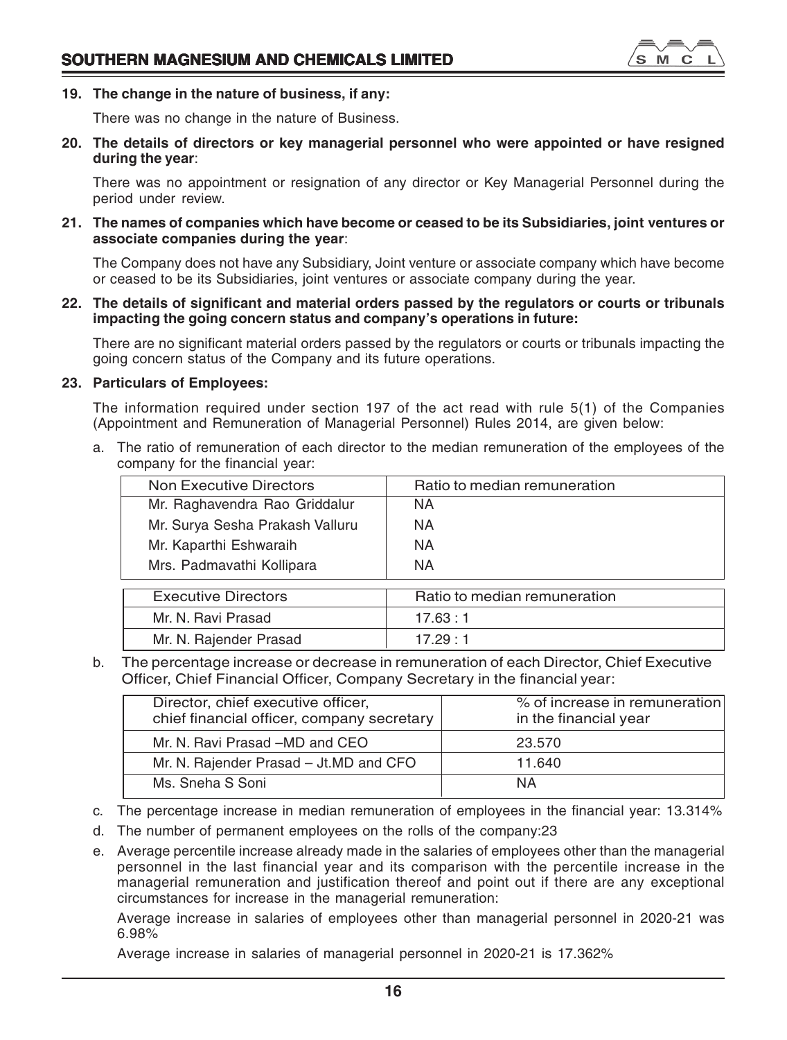**19. The change in the nature of business, if any:**

There was no change in the nature of Business.

**20. The details of directors or key managerial personnel who were appointed or have resigned during the year**:

There was no appointment or resignation of any director or Key Managerial Personnel during the period under review.

**21. The names of companies which have become or ceased to be its Subsidiaries, joint ventures or associate companies during the year**:

The Company does not have any Subsidiary, Joint venture or associate company which have become or ceased to be its Subsidiaries, joint ventures or associate company during the year.

**22. The details of significant and material orders passed by the regulators or courts or tribunals impacting the going concern status and company's operations in future:**

There are no significant material orders passed by the regulators or courts or tribunals impacting the going concern status of the Company and its future operations.

**23. Particulars of Employees:**

The information required under section 197 of the act read with rule 5(1) of the Companies (Appointment and Remuneration of Managerial Personnel) Rules 2014, are given below:

a. The ratio of remuneration of each director to the median remuneration of the employees of the company for the financial year:

| Non Executive Directors | Ratio to median remuneration |
|---|---|
| Mr. Raghavendra Rao Griddalur | NA |
| Mr. Surya Sesha Prakash Valluru | NA |
| Mr. Kaparthi Eshwaraih | NA |
| Mrs. Padmavathi Kollipara | NA |

| Executive Directors | Ratio to median remuneration |
|---|---|
| Mr. N. Ravi Prasad | 17.63 : 1 |
| Mr. N. Rajender Prasad | 17.29 : 1 |

b. The percentage increase or decrease in remuneration of each Director, Chief Executive Officer, Chief Financial Officer, Company Secretary in the financial year:

| Director, chief executive officer, chief financial officer, company secretary | % of increase in remuneration in the financial year |
|---|---|
| Mr. N. Ravi Prasad –MD and CEO | 23.570 |
| Mr. N. Rajender Prasad – Jt.MD and CFO | 11.640 |
| Ms. Sneha S Soni | NA |

c. The percentage increase in median remuneration of employees in the financial year: 13.314%

d. The number of permanent employees on the rolls of the company:23

e. Average percentile increase already made in the salaries of employees other than the managerial personnel in the last financial year and its comparison with the percentile increase in the managerial remuneration and justification thereof and point out if there are any exceptional circumstances for increase in the managerial remuneration:

Average increase in salaries of employees other than managerial personnel in 2020-21 was 6.98%

Average increase in salaries of managerial personnel in 2020-21 is 17.362%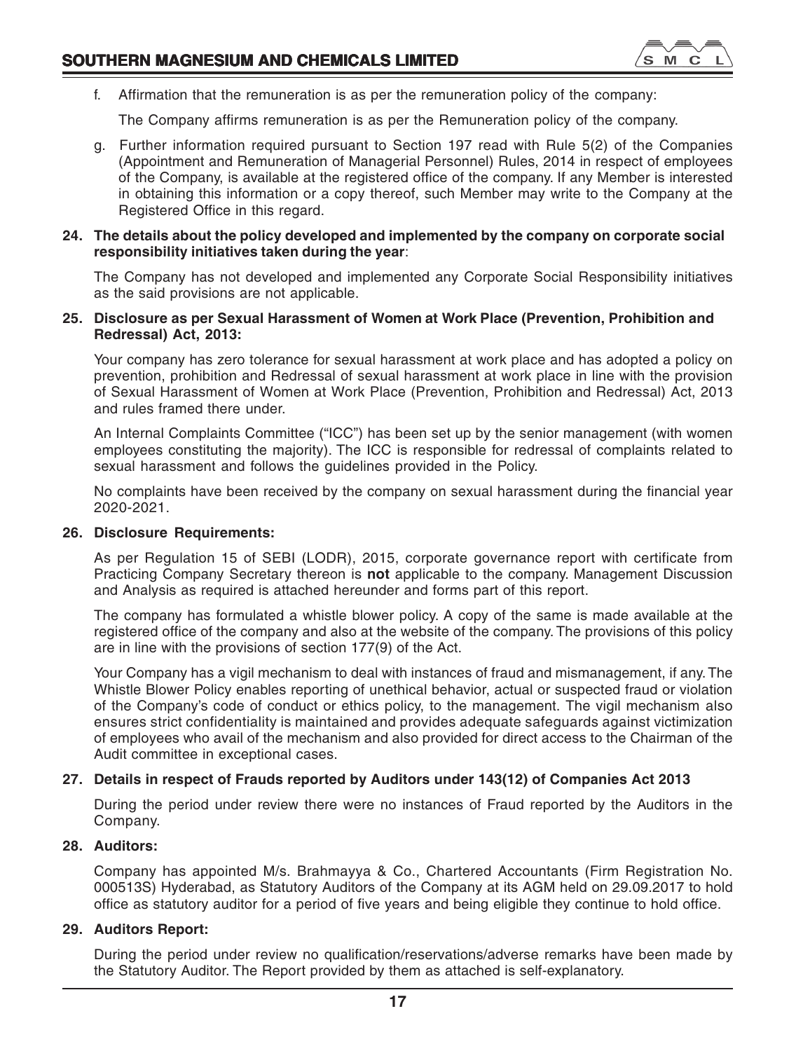f. Affirmation that the remuneration is as per the remuneration policy of the company:

   The Company affirms remuneration is as per the Remuneration policy of the company.

g. Further information required pursuant to Section 197 read with Rule 5(2) of the Companies (Appointment and Remuneration of Managerial Personnel) Rules, 2014 in respect of employees of the Company, is available at the registered office of the company. If any Member is interested in obtaining this information or a copy thereof, such Member may write to the Company at the Registered Office in this regard.

**24. The details about the policy developed and implemented by the company on corporate social responsibility initiatives taken during the year**:

The Company has not developed and implemented any Corporate Social Responsibility initiatives as the said provisions are not applicable.

**25. Disclosure as per Sexual Harassment of Women at Work Place (Prevention, Prohibition and Redressal) Act, 2013:**

Your company has zero tolerance for sexual harassment at work place and has adopted a policy on prevention, prohibition and Redressal of sexual harassment at work place in line with the provision of Sexual Harassment of Women at Work Place (Prevention, Prohibition and Redressal) Act, 2013 and rules framed there under.

An Internal Complaints Committee ("ICC") has been set up by the senior management (with women employees constituting the majority). The ICC is responsible for redressal of complaints related to sexual harassment and follows the guidelines provided in the Policy.

No complaints have been received by the company on sexual harassment during the financial year 2020-2021.

**26. Disclosure Requirements:**

As per Regulation 15 of SEBI (LODR), 2015, corporate governance report with certificate from Practicing Company Secretary thereon is **not** applicable to the company. Management Discussion and Analysis as required is attached hereunder and forms part of this report.

The company has formulated a whistle blower policy. A copy of the same is made available at the registered office of the company and also at the website of the company. The provisions of this policy are in line with the provisions of section 177(9) of the Act.

Your Company has a vigil mechanism to deal with instances of fraud and mismanagement, if any. The Whistle Blower Policy enables reporting of unethical behavior, actual or suspected fraud or violation of the Company's code of conduct or ethics policy, to the management. The vigil mechanism also ensures strict confidentiality is maintained and provides adequate safeguards against victimization of employees who avail of the mechanism and also provided for direct access to the Chairman of the Audit committee in exceptional cases.

**27. Details in respect of Frauds reported by Auditors under 143(12) of Companies Act 2013**

During the period under review there were no instances of Fraud reported by the Auditors in the Company.

**28. Auditors:**

Company has appointed M/s. Brahmayya & Co., Chartered Accountants (Firm Registration No. 000513S) Hyderabad, as Statutory Auditors of the Company at its AGM held on 29.09.2017 to hold office as statutory auditor for a period of five years and being eligible they continue to hold office.

**29. Auditors Report:**

During the period under review no qualification/reservations/adverse remarks have been made by the Statutory Auditor. The Report provided by them as attached is self-explanatory.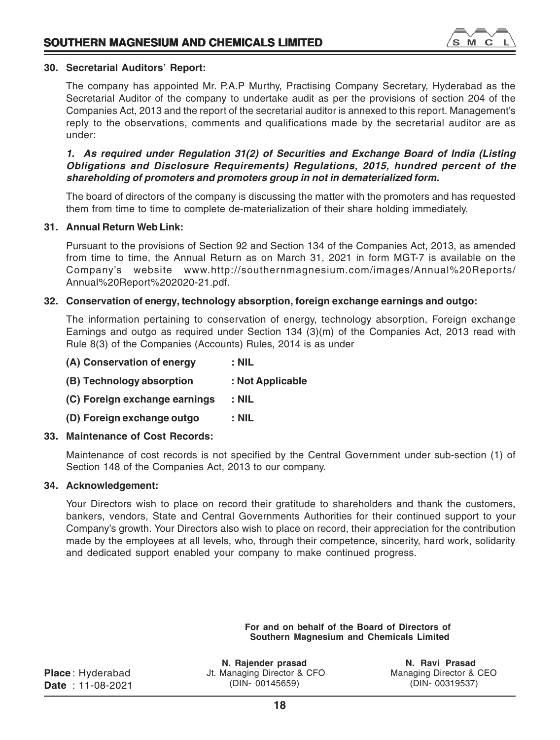### 30. Secretarial Auditors' Report:

The company has appointed Mr. P.A.P Murthy, Practising Company Secretary, Hyderabad as the Secretarial Auditor of the company to undertake audit as per the provisions of section 204 of the Companies Act, 2013 and the report of the secretarial auditor is annexed to this report. Management's reply to the observations, comments and qualifications made by the secretarial auditor are as under:

***1. As required under Regulation 31(2) of Securities and Exchange Board of India (Listing Obligations and Disclosure Requirements) Regulations, 2015, hundred percent of the shareholding of promoters and promoters group in not in dematerialized form.***

The board of directors of the company is discussing the matter with the promoters and has requested them from time to time to complete de-materialization of their share holding immediately.

### 31. Annual Return Web Link:

Pursuant to the provisions of Section 92 and Section 134 of the Companies Act, 2013, as amended from time to time, the Annual Return as on March 31, 2021 in form MGT-7 is available on the Company's website www.http://southernmagnesium.com/images/Annual%20Reports/Annual%20Report%202020-21.pdf.

### 32. Conservation of energy, technology absorption, foreign exchange earnings and outgo:

The information pertaining to conservation of energy, technology absorption, Foreign exchange Earnings and outgo as required under Section 134 (3)(m) of the Companies Act, 2013 read with Rule 8(3) of the Companies (Accounts) Rules, 2014 is as under

**(A) Conservation of energy : NIL**

**(B) Technology absorption : Not Applicable**

**(C) Foreign exchange earnings : NIL**

**(D) Foreign exchange outgo : NIL**

### 33. Maintenance of Cost Records:

Maintenance of cost records is not specified by the Central Government under sub-section (1) of Section 148 of the Companies Act, 2013 to our company.

### 34. Acknowledgement:

Your Directors wish to place on record their gratitude to shareholders and thank the customers, bankers, vendors, State and Central Governments Authorities for their continued support to your Company's growth. Your Directors also wish to place on record, their appreciation for the contribution made by the employees at all levels, who, through their competence, sincerity, hard work, solidarity and dedicated support enabled your company to make continued progress.

**For and on behalf of the Board of Directors of Southern Magnesium and Chemicals Limited**

**Place**: Hyderabad
**Date** : 11-08-2021

**N. Rajender prasad**
Jt. Managing Director & CFO
(DIN- 00145659)

**N. Ravi Prasad**
Managing Director & CEO
(DIN- 00319537)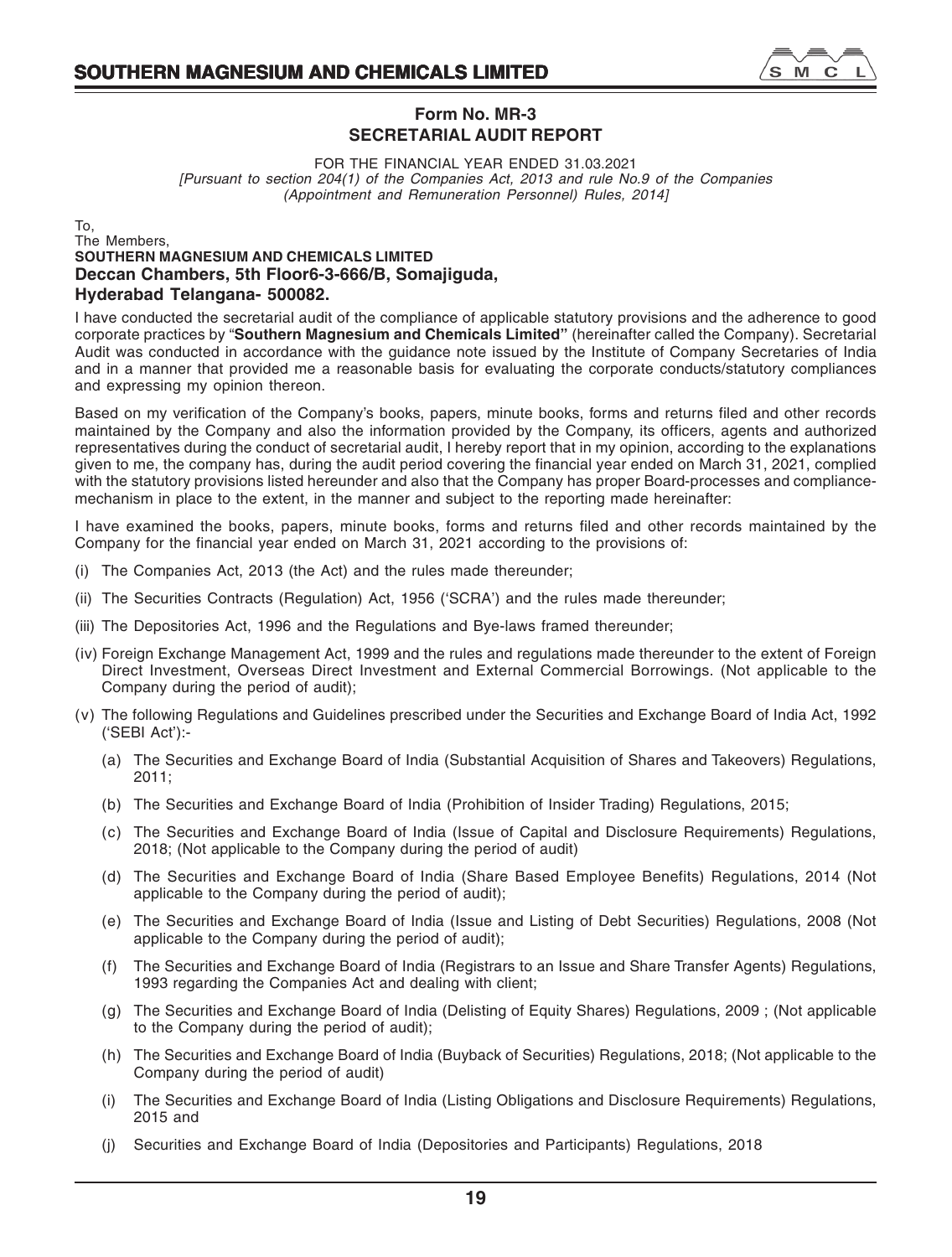## Form No. MR-3
## SECRETARIAL AUDIT REPORT

FOR THE FINANCIAL YEAR ENDED 31.03.2021

*[Pursuant to section 204(1) of the Companies Act, 2013 and rule No.9 of the Companies (Appointment and Remuneration Personnel) Rules, 2014]*

To,
The Members,
**SOUTHERN MAGNESIUM AND CHEMICALS LIMITED**
**Deccan Chambers, 5th Floor6-3-666/B, Somajiguda,**
**Hyderabad Telangana- 500082.**

I have conducted the secretarial audit of the compliance of applicable statutory provisions and the adherence to good corporate practices by "**Southern Magnesium and Chemicals Limited"** (hereinafter called the Company). Secretarial Audit was conducted in accordance with the guidance note issued by the Institute of Company Secretaries of India and in a manner that provided me a reasonable basis for evaluating the corporate conducts/statutory compliances and expressing my opinion thereon.

Based on my verification of the Company's books, papers, minute books, forms and returns filed and other records maintained by the Company and also the information provided by the Company, its officers, agents and authorized representatives during the conduct of secretarial audit, I hereby report that in my opinion, according to the explanations given to me, the company has, during the audit period covering the financial year ended on March 31, 2021, complied with the statutory provisions listed hereunder and also that the Company has proper Board-processes and compliance-mechanism in place to the extent, in the manner and subject to the reporting made hereinafter:

I have examined the books, papers, minute books, forms and returns filed and other records maintained by the Company for the financial year ended on March 31, 2021 according to the provisions of:

(i) The Companies Act, 2013 (the Act) and the rules made thereunder;

(ii) The Securities Contracts (Regulation) Act, 1956 ('SCRA') and the rules made thereunder;

(iii) The Depositories Act, 1996 and the Regulations and Bye-laws framed thereunder;

(iv) Foreign Exchange Management Act, 1999 and the rules and regulations made thereunder to the extent of Foreign Direct Investment, Overseas Direct Investment and External Commercial Borrowings. (Not applicable to the Company during the period of audit);

(v) The following Regulations and Guidelines prescribed under the Securities and Exchange Board of India Act, 1992 ('SEBI Act'):-

(a) The Securities and Exchange Board of India (Substantial Acquisition of Shares and Takeovers) Regulations, 2011;

(b) The Securities and Exchange Board of India (Prohibition of Insider Trading) Regulations, 2015;

(c) The Securities and Exchange Board of India (Issue of Capital and Disclosure Requirements) Regulations, 2018; (Not applicable to the Company during the period of audit)

(d) The Securities and Exchange Board of India (Share Based Employee Benefits) Regulations, 2014 (Not applicable to the Company during the period of audit);

(e) The Securities and Exchange Board of India (Issue and Listing of Debt Securities) Regulations, 2008 (Not applicable to the Company during the period of audit);

(f) The Securities and Exchange Board of India (Registrars to an Issue and Share Transfer Agents) Regulations, 1993 regarding the Companies Act and dealing with client;

(g) The Securities and Exchange Board of India (Delisting of Equity Shares) Regulations, 2009 ; (Not applicable to the Company during the period of audit);

(h) The Securities and Exchange Board of India (Buyback of Securities) Regulations, 2018; (Not applicable to the Company during the period of audit)

(i) The Securities and Exchange Board of India (Listing Obligations and Disclosure Requirements) Regulations, 2015 and

(j) Securities and Exchange Board of India (Depositories and Participants) Regulations, 2018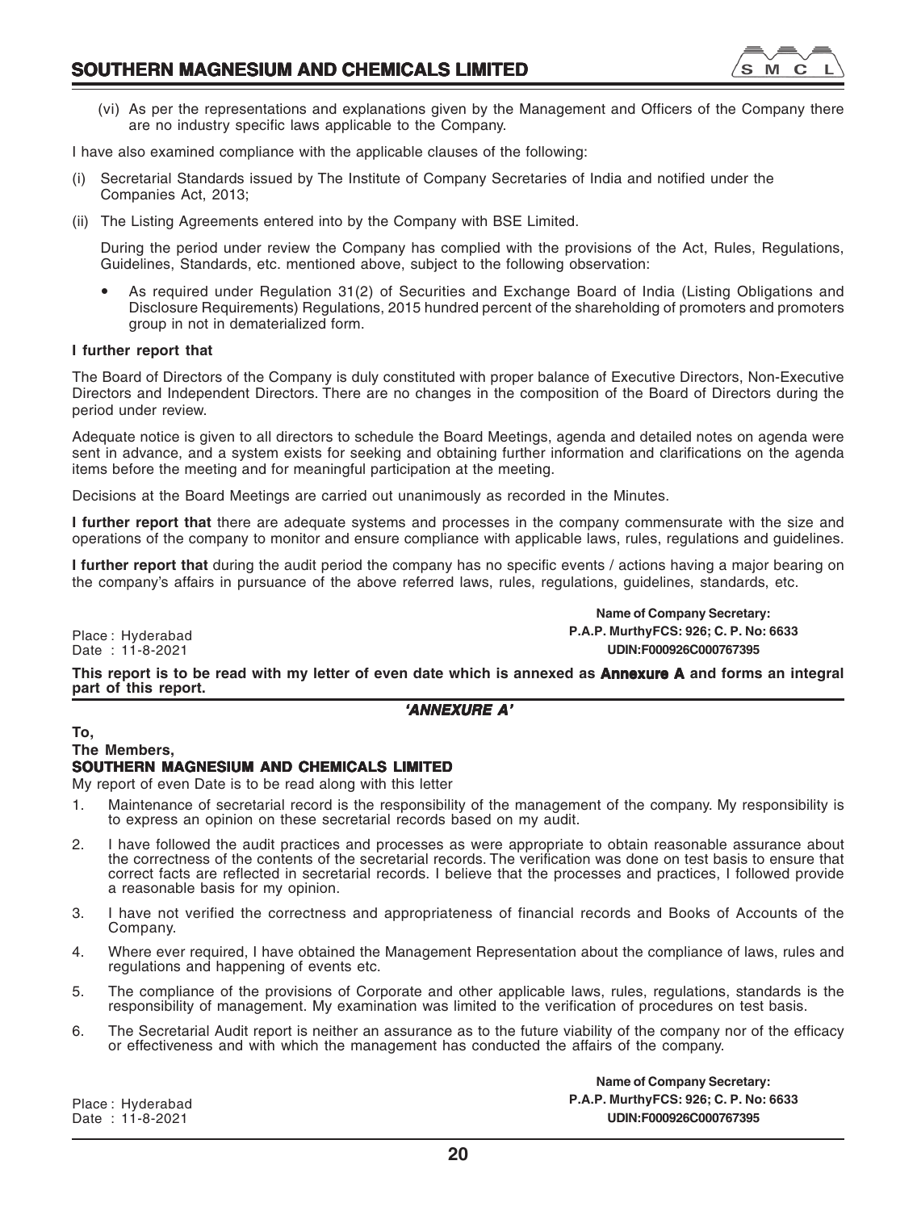(vi) As per the representations and explanations given by the Management and Officers of the Company there are no industry specific laws applicable to the Company.

I have also examined compliance with the applicable clauses of the following:

(i) Secretarial Standards issued by The Institute of Company Secretaries of India and notified under the Companies Act, 2013;

(ii) The Listing Agreements entered into by the Company with BSE Limited.

During the period under review the Company has complied with the provisions of the Act, Rules, Regulations, Guidelines, Standards, etc. mentioned above, subject to the following observation:

- As required under Regulation 31(2) of Securities and Exchange Board of India (Listing Obligations and Disclosure Requirements) Regulations, 2015 hundred percent of the shareholding of promoters and promoters group in not in dematerialized form.

**I further report that**

The Board of Directors of the Company is duly constituted with proper balance of Executive Directors, Non-Executive Directors and Independent Directors. There are no changes in the composition of the Board of Directors during the period under review.

Adequate notice is given to all directors to schedule the Board Meetings, agenda and detailed notes on agenda were sent in advance, and a system exists for seeking and obtaining further information and clarifications on the agenda items before the meeting and for meaningful participation at the meeting.

Decisions at the Board Meetings are carried out unanimously as recorded in the Minutes.

**I further report that** there are adequate systems and processes in the company commensurate with the size and operations of the company to monitor and ensure compliance with applicable laws, rules, regulations and guidelines.

**I further report that** during the audit period the company has no specific events / actions having a major bearing on the company's affairs in pursuance of the above referred laws, rules, regulations, guidelines, standards, etc.

Place : Hyderabad
Date : 11-8-2021

**Name of Company Secretary:**
**P.A.P. MurthyFCS: 926; C. P. No: 6633**
**UDIN:F000926C000767395**

**This report is to be read with my letter of even date which is annexed as Annexure A and forms an integral part of this report.**

## *'ANNEXURE A'*

**To,**
**The Members,**
**SOUTHERN MAGNESIUM AND CHEMICALS LIMITED**

My report of even Date is to be read along with this letter

1. Maintenance of secretarial record is the responsibility of the management of the company. My responsibility is to express an opinion on these secretarial records based on my audit.

2. I have followed the audit practices and processes as were appropriate to obtain reasonable assurance about the correctness of the contents of the secretarial records. The verification was done on test basis to ensure that correct facts are reflected in secretarial records. I believe that the processes and practices, I followed provide a reasonable basis for my opinion.

3. I have not verified the correctness and appropriateness of financial records and Books of Accounts of the Company.

4. Where ever required, I have obtained the Management Representation about the compliance of laws, rules and regulations and happening of events etc.

5. The compliance of the provisions of Corporate and other applicable laws, rules, regulations, standards is the responsibility of management. My examination was limited to the verification of procedures on test basis.

6. The Secretarial Audit report is neither an assurance as to the future viability of the company nor of the efficacy or effectiveness and with which the management has conducted the affairs of the company.

Place : Hyderabad
Date : 11-8-2021

**Name of Company Secretary:**
**P.A.P. MurthyFCS: 926; C. P. No: 6633**
**UDIN:F000926C000767395**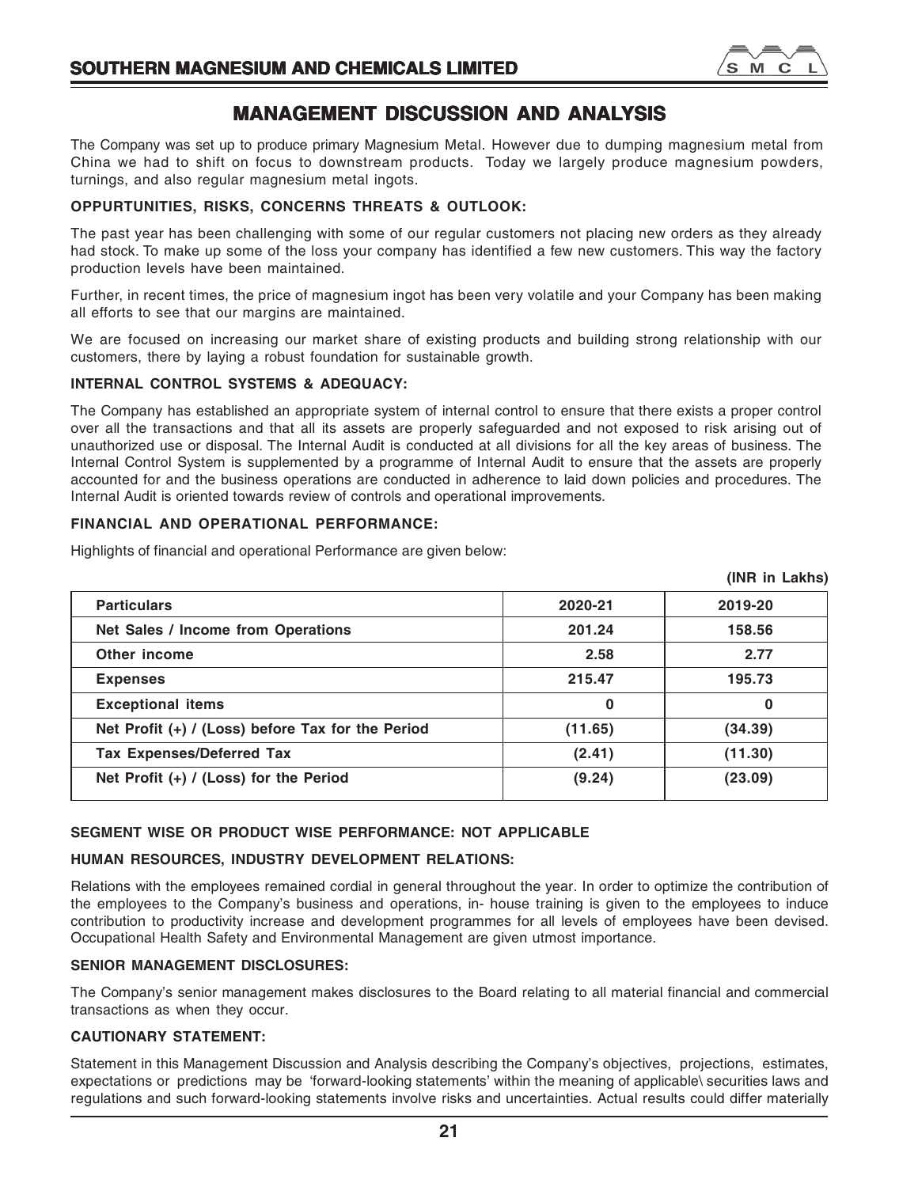# MANAGEMENT DISCUSSION AND ANALYSIS

The Company was set up to produce primary Magnesium Metal. However due to dumping magnesium metal from China we had to shift on focus to downstream products. Today we largely produce magnesium powders, turnings, and also regular magnesium metal ingots.

**OPPURTUNITIES, RISKS, CONCERNS THREATS & OUTLOOK:**

The past year has been challenging with some of our regular customers not placing new orders as they already had stock. To make up some of the loss your company has identified a few new customers. This way the factory production levels have been maintained.

Further, in recent times, the price of magnesium ingot has been very volatile and your Company has been making all efforts to see that our margins are maintained.

We are focused on increasing our market share of existing products and building strong relationship with our customers, there by laying a robust foundation for sustainable growth.

**INTERNAL CONTROL SYSTEMS & ADEQUACY:**

The Company has established an appropriate system of internal control to ensure that there exists a proper control over all the transactions and that all its assets are properly safeguarded and not exposed to risk arising out of unauthorized use or disposal. The Internal Audit is conducted at all divisions for all the key areas of business. The Internal Control System is supplemented by a programme of Internal Audit to ensure that the assets are properly accounted for and the business operations are conducted in adherence to laid down policies and procedures. The Internal Audit is oriented towards review of controls and operational improvements.

**FINANCIAL AND OPERATIONAL PERFORMANCE:**

Highlights of financial and operational Performance are given below:

**(INR in Lakhs)**

| Particulars | 2020-21 | 2019-20 |
|---|---|---|
| Net Sales / Income from Operations | 201.24 | 158.56 |
| Other income | 2.58 | 2.77 |
| Expenses | 215.47 | 195.73 |
| Exceptional items | 0 | 0 |
| Net Profit (+) / (Loss) before Tax for the Period | (11.65) | (34.39) |
| Tax Expenses/Deferred Tax | (2.41) | (11.30) |
| Net Profit (+) / (Loss) for the Period | (9.24) | (23.09) |

**SEGMENT WISE OR PRODUCT WISE PERFORMANCE: NOT APPLICABLE**

**HUMAN RESOURCES, INDUSTRY DEVELOPMENT RELATIONS:**

Relations with the employees remained cordial in general throughout the year. In order to optimize the contribution of the employees to the Company's business and operations, in- house training is given to the employees to induce contribution to productivity increase and development programmes for all levels of employees have been devised. Occupational Health Safety and Environmental Management are given utmost importance.

**SENIOR MANAGEMENT DISCLOSURES:**

The Company's senior management makes disclosures to the Board relating to all material financial and commercial transactions as when they occur.

**CAUTIONARY STATEMENT:**

Statement in this Management Discussion and Analysis describing the Company's objectives, projections, estimates, expectations or predictions may be 'forward-looking statements' within the meaning of applicable\ securities laws and regulations and such forward-looking statements involve risks and uncertainties. Actual results could differ materially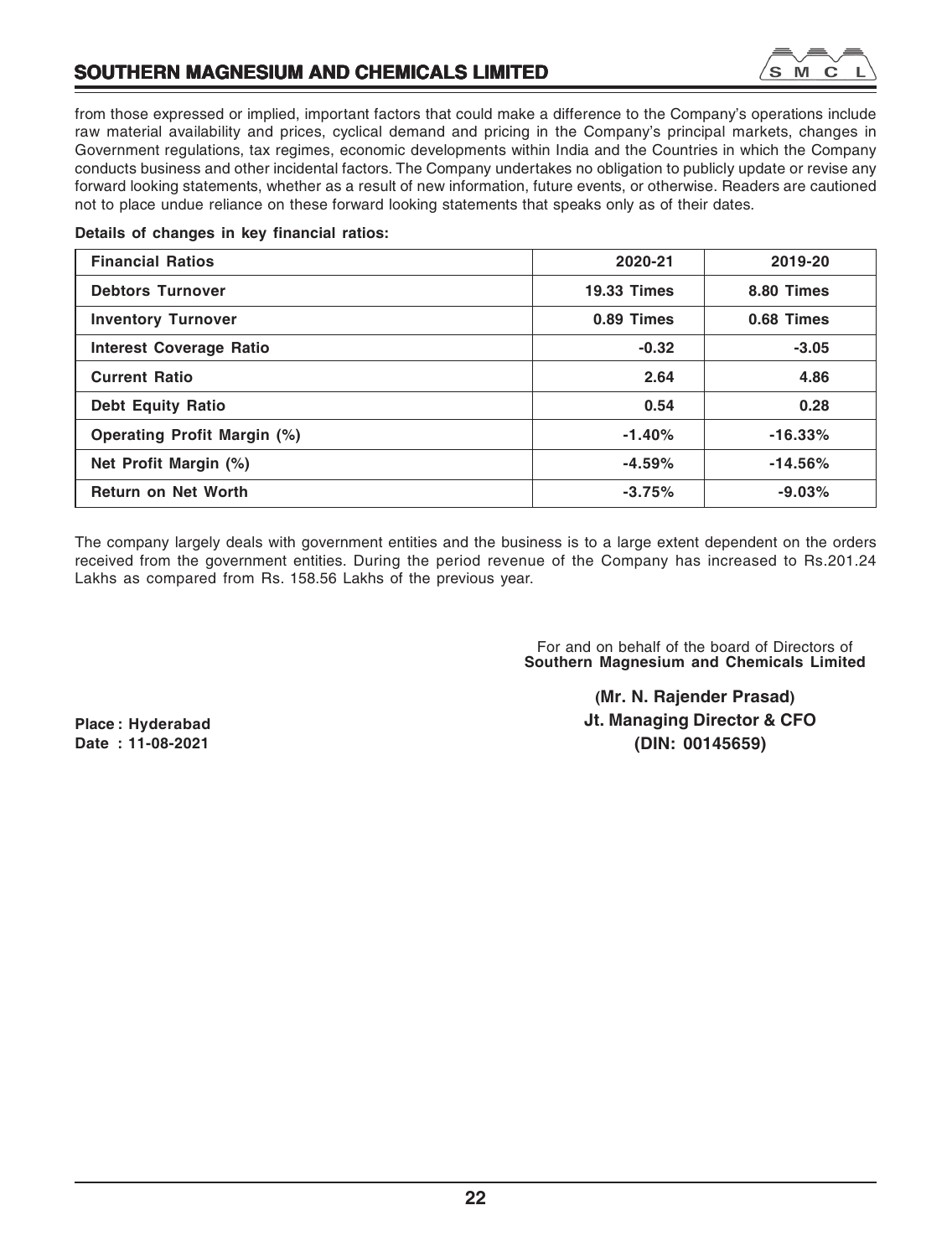from those expressed or implied, important factors that could make a difference to the Company's operations include raw material availability and prices, cyclical demand and pricing in the Company's principal markets, changes in Government regulations, tax regimes, economic developments within India and the Countries in which the Company conducts business and other incidental factors. The Company undertakes no obligation to publicly update or revise any forward looking statements, whether as a result of new information, future events, or otherwise. Readers are cautioned not to place undue reliance on these forward looking statements that speaks only as of their dates.

**Details of changes in key financial ratios:**

| Financial Ratios | 2020-21 | 2019-20 |
|---|---|---|
| Debtors Turnover | 19.33 Times | 8.80 Times |
| Inventory Turnover | 0.89 Times | 0.68 Times |
| Interest Coverage Ratio | -0.32 | -3.05 |
| Current Ratio | 2.64 | 4.86 |
| Debt Equity Ratio | 0.54 | 0.28 |
| Operating Profit Margin (%) | -1.40% | -16.33% |
| Net Profit Margin (%) | -4.59% | -14.56% |
| Return on Net Worth | -3.75% | -9.03% |

The company largely deals with government entities and the business is to a large extent dependent on the orders received from the government entities. During the period revenue of the Company has increased to Rs.201.24 Lakhs as compared from Rs. 158.56 Lakhs of the previous year.

For and on behalf of the board of Directors of
**Southern Magnesium and Chemicals Limited**

**(Mr. N. Rajender Prasad)**
**Jt. Managing Director & CFO**
**(DIN: 00145659)**

**Place : Hyderabad**
**Date : 11-08-2021**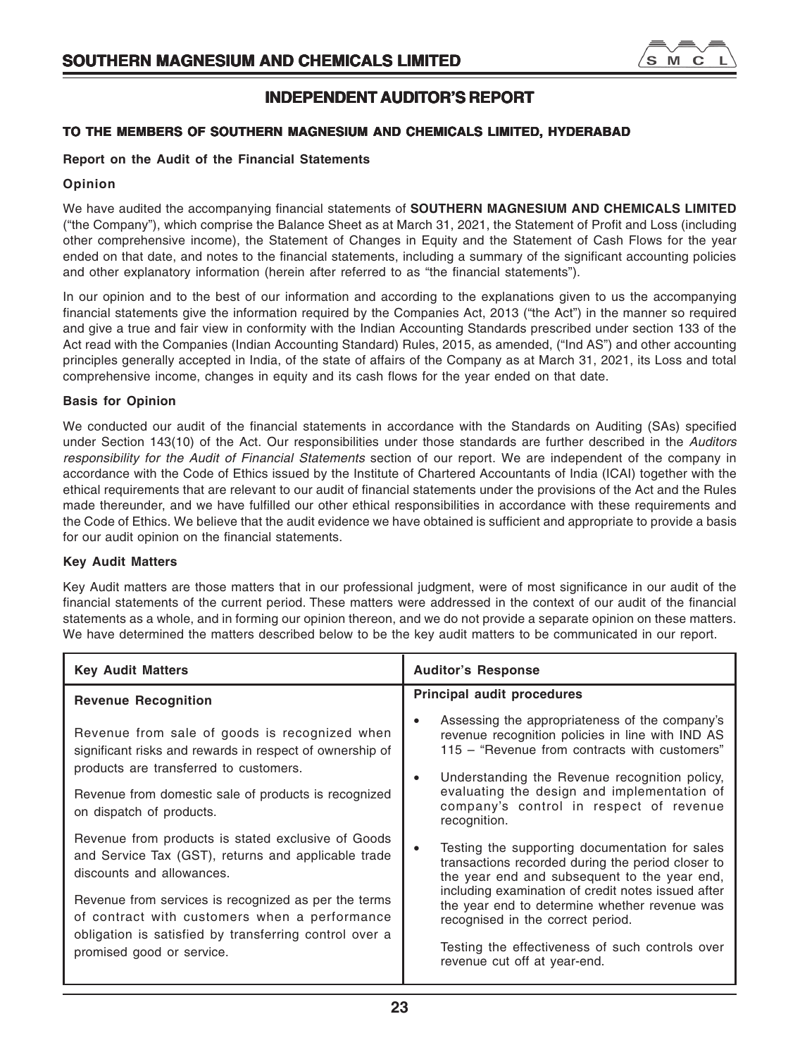# INDEPENDENT AUDITOR'S REPORT

## TO THE MEMBERS OF SOUTHERN MAGNESIUM AND CHEMICALS LIMITED, HYDERABAD

### Report on the Audit of the Financial Statements

### Opinion

We have audited the accompanying financial statements of **SOUTHERN MAGNESIUM AND CHEMICALS LIMITED** ("the Company"), which comprise the Balance Sheet as at March 31, 2021, the Statement of Profit and Loss (including other comprehensive income), the Statement of Changes in Equity and the Statement of Cash Flows for the year ended on that date, and notes to the financial statements, including a summary of the significant accounting policies and other explanatory information (herein after referred to as "the financial statements").

In our opinion and to the best of our information and according to the explanations given to us the accompanying financial statements give the information required by the Companies Act, 2013 ("the Act") in the manner so required and give a true and fair view in conformity with the Indian Accounting Standards prescribed under section 133 of the Act read with the Companies (Indian Accounting Standard) Rules, 2015, as amended, ("Ind AS") and other accounting principles generally accepted in India, of the state of affairs of the Company as at March 31, 2021, its Loss and total comprehensive income, changes in equity and its cash flows for the year ended on that date.

### Basis for Opinion

We conducted our audit of the financial statements in accordance with the Standards on Auditing (SAs) specified under Section 143(10) of the Act. Our responsibilities under those standards are further described in the *Auditors responsibility for the Audit of Financial Statements* section of our report. We are independent of the company in accordance with the Code of Ethics issued by the Institute of Chartered Accountants of India (ICAI) together with the ethical requirements that are relevant to our audit of financial statements under the provisions of the Act and the Rules made thereunder, and we have fulfilled our other ethical responsibilities in accordance with these requirements and the Code of Ethics. We believe that the audit evidence we have obtained is sufficient and appropriate to provide a basis for our audit opinion on the financial statements.

### Key Audit Matters

Key Audit matters are those matters that in our professional judgment, were of most significance in our audit of the financial statements of the current period. These matters were addressed in the context of our audit of the financial statements as a whole, and in forming our opinion thereon, and we do not provide a separate opinion on these matters. We have determined the matters described below to be the key audit matters to be communicated in our report.

| Key Audit Matters | Auditor's Response |
|---|---|
| **Revenue Recognition**<br><br>Revenue from sale of goods is recognized when significant risks and rewards in respect of ownership of products are transferred to customers.<br><br>Revenue from domestic sale of products is recognized on dispatch of products.<br><br>Revenue from products is stated exclusive of Goods and Service Tax (GST), returns and applicable trade discounts and allowances.<br><br>Revenue from services is recognized as per the terms of contract with customers when a performance obligation is satisfied by transferring control over a promised good or service. | **Principal audit procedures**<br><br>• Assessing the appropriateness of the company's revenue recognition policies in line with IND AS 115 – "Revenue from contracts with customers"<br><br>• Understanding the Revenue recognition policy, evaluating the design and implementation of company's control in respect of revenue recognition.<br><br>• Testing the supporting documentation for sales transactions recorded during the period closer to the year end and subsequent to the year end, including examination of credit notes issued after the year end to determine whether revenue was recognised in the correct period.<br><br>Testing the effectiveness of such controls over revenue cut off at year-end. |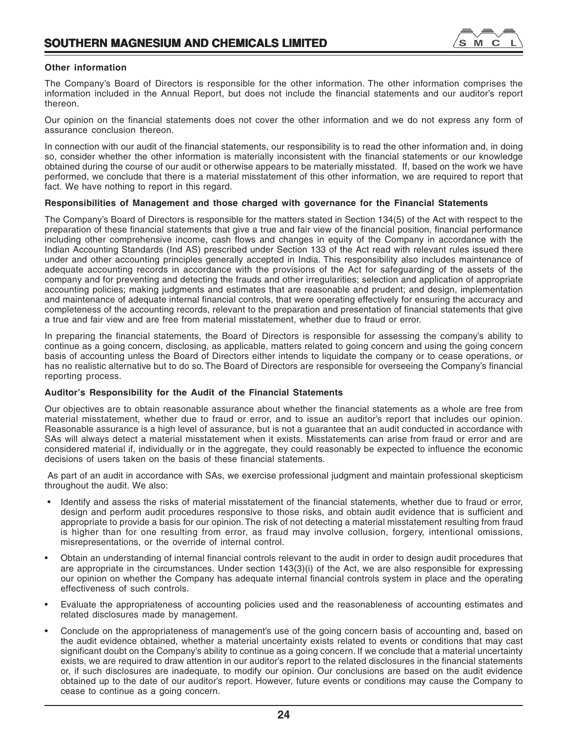**Other information**

The Company's Board of Directors is responsible for the other information. The other information comprises the information included in the Annual Report, but does not include the financial statements and our auditor's report thereon.

Our opinion on the financial statements does not cover the other information and we do not express any form of assurance conclusion thereon.

In connection with our audit of the financial statements, our responsibility is to read the other information and, in doing so, consider whether the other information is materially inconsistent with the financial statements or our knowledge obtained during the course of our audit or otherwise appears to be materially misstated. If, based on the work we have performed, we conclude that there is a material misstatement of this other information, we are required to report that fact. We have nothing to report in this regard.

**Responsibilities of Management and those charged with governance for the Financial Statements**

The Company's Board of Directors is responsible for the matters stated in Section 134(5) of the Act with respect to the preparation of these financial statements that give a true and fair view of the financial position, financial performance including other comprehensive income, cash flows and changes in equity of the Company in accordance with the Indian Accounting Standards (Ind AS) prescribed under Section 133 of the Act read with relevant rules issued there under and other accounting principles generally accepted in India. This responsibility also includes maintenance of adequate accounting records in accordance with the provisions of the Act for safeguarding of the assets of the company and for preventing and detecting the frauds and other irregularities; selection and application of appropriate accounting policies; making judgments and estimates that are reasonable and prudent; and design, implementation and maintenance of adequate internal financial controls, that were operating effectively for ensuring the accuracy and completeness of the accounting records, relevant to the preparation and presentation of financial statements that give a true and fair view and are free from material misstatement, whether due to fraud or error.

In preparing the financial statements, the Board of Directors is responsible for assessing the company's ability to continue as a going concern, disclosing, as applicable, matters related to going concern and using the going concern basis of accounting unless the Board of Directors either intends to liquidate the company or to cease operations, or has no realistic alternative but to do so. The Board of Directors are responsible for overseeing the Company's financial reporting process.

**Auditor's Responsibility for the Audit of the Financial Statements**

Our objectives are to obtain reasonable assurance about whether the financial statements as a whole are free from material misstatement, whether due to fraud or error, and to issue an auditor's report that includes our opinion. Reasonable assurance is a high level of assurance, but is not a guarantee that an audit conducted in accordance with SAs will always detect a material misstatement when it exists. Misstatements can arise from fraud or error and are considered material if, individually or in the aggregate, they could reasonably be expected to influence the economic decisions of users taken on the basis of these financial statements.

As part of an audit in accordance with SAs, we exercise professional judgment and maintain professional skepticism throughout the audit. We also:

- Identify and assess the risks of material misstatement of the financial statements, whether due to fraud or error, design and perform audit procedures responsive to those risks, and obtain audit evidence that is sufficient and appropriate to provide a basis for our opinion. The risk of not detecting a material misstatement resulting from fraud is higher than for one resulting from error, as fraud may involve collusion, forgery, intentional omissions, misrepresentations, or the override of internal control.
- Obtain an understanding of internal financial controls relevant to the audit in order to design audit procedures that are appropriate in the circumstances. Under section 143(3)(i) of the Act, we are also responsible for expressing our opinion on whether the Company has adequate internal financial controls system in place and the operating effectiveness of such controls.
- Evaluate the appropriateness of accounting policies used and the reasonableness of accounting estimates and related disclosures made by management.
- Conclude on the appropriateness of management's use of the going concern basis of accounting and, based on the audit evidence obtained, whether a material uncertainty exists related to events or conditions that may cast significant doubt on the Company's ability to continue as a going concern. If we conclude that a material uncertainty exists, we are required to draw attention in our auditor's report to the related disclosures in the financial statements or, if such disclosures are inadequate, to modify our opinion. Our conclusions are based on the audit evidence obtained up to the date of our auditor's report. However, future events or conditions may cause the Company to cease to continue as a going concern.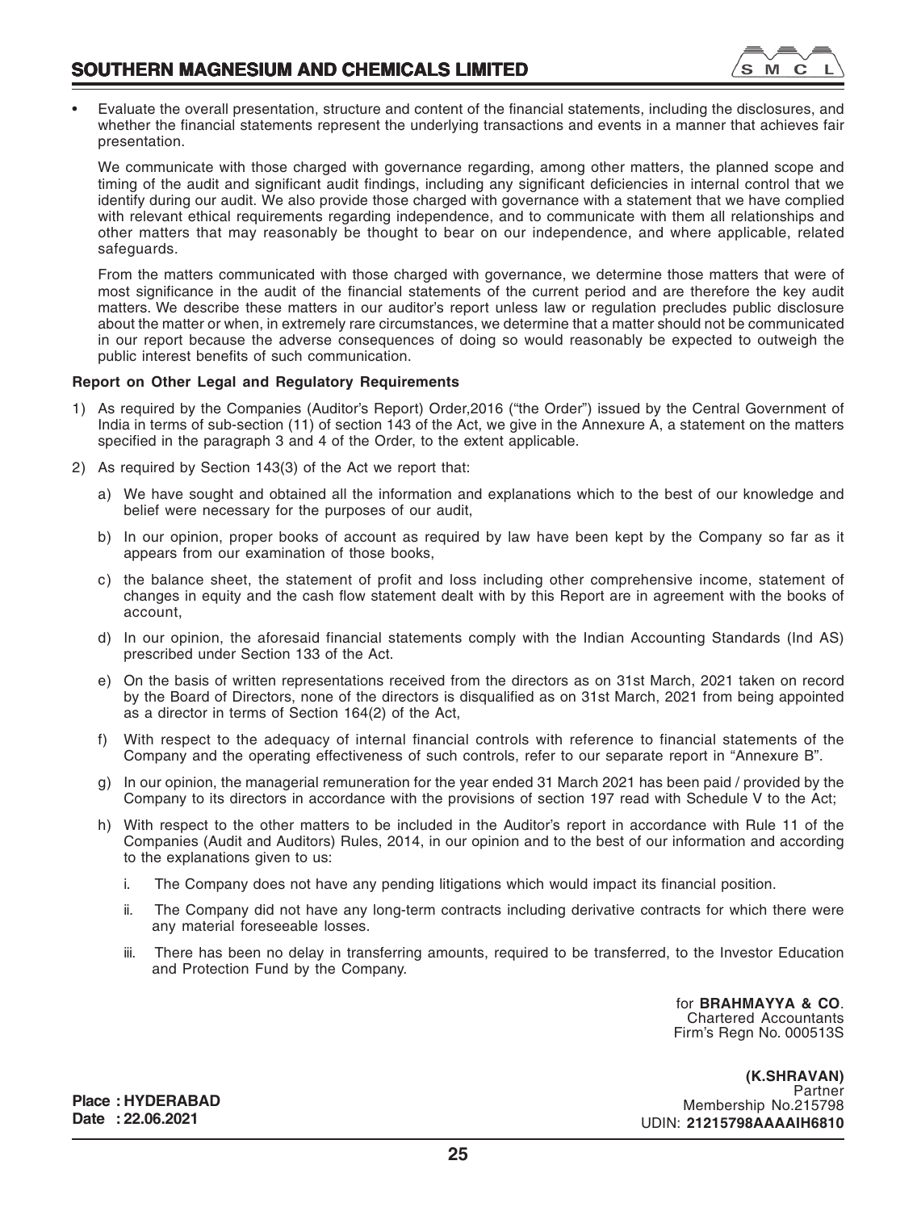- Evaluate the overall presentation, structure and content of the financial statements, including the disclosures, and whether the financial statements represent the underlying transactions and events in a manner that achieves fair presentation.

We communicate with those charged with governance regarding, among other matters, the planned scope and timing of the audit and significant audit findings, including any significant deficiencies in internal control that we identify during our audit. We also provide those charged with governance with a statement that we have complied with relevant ethical requirements regarding independence, and to communicate with them all relationships and other matters that may reasonably be thought to bear on our independence, and where applicable, related safeguards.

From the matters communicated with those charged with governance, we determine those matters that were of most significance in the audit of the financial statements of the current period and are therefore the key audit matters. We describe these matters in our auditor's report unless law or regulation precludes public disclosure about the matter or when, in extremely rare circumstances, we determine that a matter should not be communicated in our report because the adverse consequences of doing so would reasonably be expected to outweigh the public interest benefits of such communication.

**Report on Other Legal and Regulatory Requirements**

1) As required by the Companies (Auditor's Report) Order,2016 ("the Order") issued by the Central Government of India in terms of sub-section (11) of section 143 of the Act, we give in the Annexure A, a statement on the matters specified in the paragraph 3 and 4 of the Order, to the extent applicable.

2) As required by Section 143(3) of the Act we report that:

   a) We have sought and obtained all the information and explanations which to the best of our knowledge and belief were necessary for the purposes of our audit,

   b) In our opinion, proper books of account as required by law have been kept by the Company so far as it appears from our examination of those books,

   c) the balance sheet, the statement of profit and loss including other comprehensive income, statement of changes in equity and the cash flow statement dealt with by this Report are in agreement with the books of account,

   d) In our opinion, the aforesaid financial statements comply with the Indian Accounting Standards (Ind AS) prescribed under Section 133 of the Act.

   e) On the basis of written representations received from the directors as on 31st March, 2021 taken on record by the Board of Directors, none of the directors is disqualified as on 31st March, 2021 from being appointed as a director in terms of Section 164(2) of the Act,

   f) With respect to the adequacy of internal financial controls with reference to financial statements of the Company and the operating effectiveness of such controls, refer to our separate report in "Annexure B".

   g) In our opinion, the managerial remuneration for the year ended 31 March 2021 has been paid / provided by the Company to its directors in accordance with the provisions of section 197 read with Schedule V to the Act;

   h) With respect to the other matters to be included in the Auditor's report in accordance with Rule 11 of the Companies (Audit and Auditors) Rules, 2014, in our opinion and to the best of our information and according to the explanations given to us:

      i. The Company does not have any pending litigations which would impact its financial position.

      ii. The Company did not have any long-term contracts including derivative contracts for which there were any material foreseeable losses.

      iii. There has been no delay in transferring amounts, required to be transferred, to the Investor Education and Protection Fund by the Company.

for **BRAHMAYYA & CO**.
Chartered Accountants
Firm's Regn No. 000513S

**(K.SHRAVAN)**
Partner
Membership No.215798
UDIN: **21215798AAAAIH6810**

**Place : HYDERABAD**
**Date : 22.06.2021**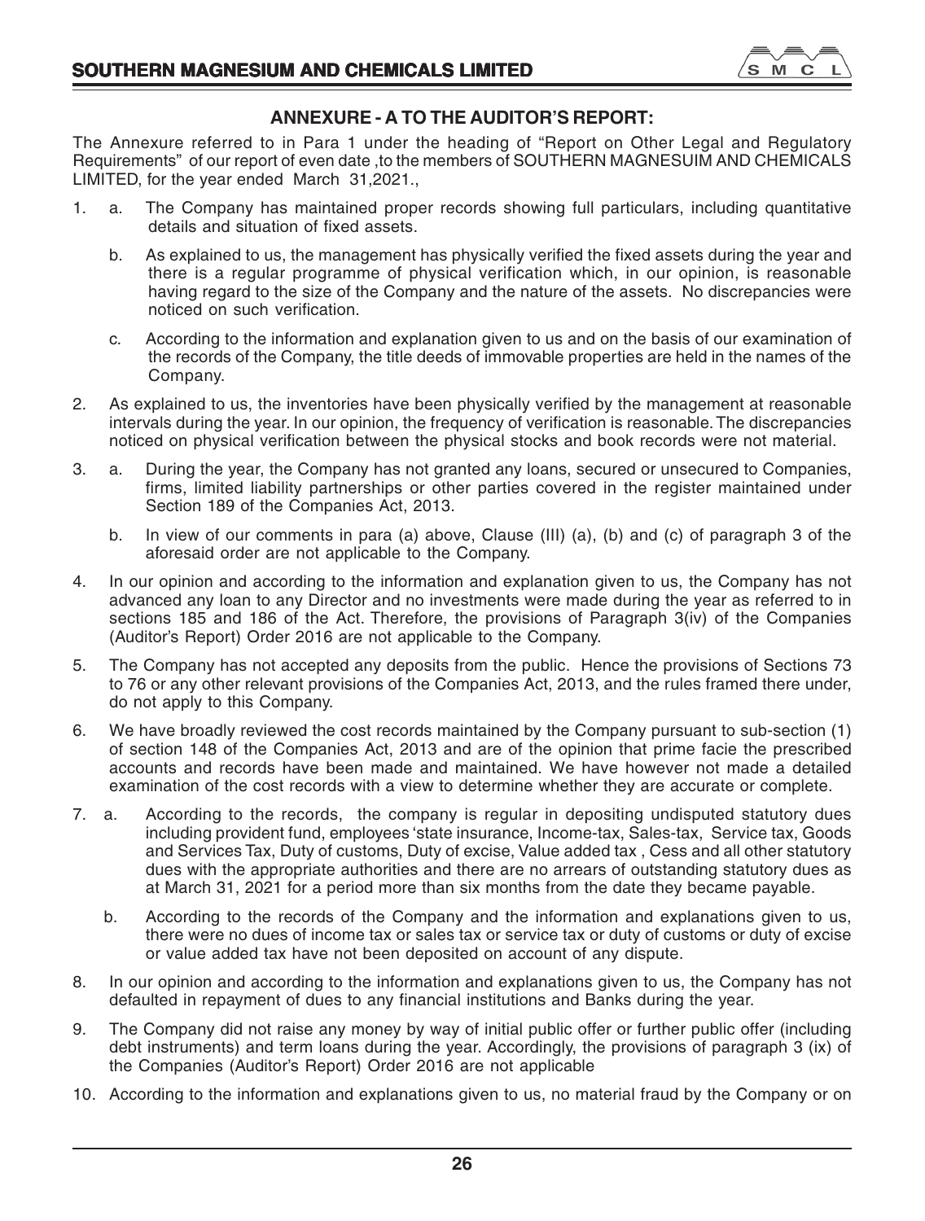## ANNEXURE - A TO THE AUDITOR'S REPORT:

The Annexure referred to in Para 1 under the heading of "Report on Other Legal and Regulatory Requirements" of our report of even date ,to the members of SOUTHERN MAGNESUIM AND CHEMICALS LIMITED, for the year ended March 31,2021.,

1. a. The Company has maintained proper records showing full particulars, including quantitative details and situation of fixed assets.

   b. As explained to us, the management has physically verified the fixed assets during the year and there is a regular programme of physical verification which, in our opinion, is reasonable having regard to the size of the Company and the nature of the assets. No discrepancies were noticed on such verification.

   c. According to the information and explanation given to us and on the basis of our examination of the records of the Company, the title deeds of immovable properties are held in the names of the Company.

2. As explained to us, the inventories have been physically verified by the management at reasonable intervals during the year. In our opinion, the frequency of verification is reasonable. The discrepancies noticed on physical verification between the physical stocks and book records were not material.

3. a. During the year, the Company has not granted any loans, secured or unsecured to Companies, firms, limited liability partnerships or other parties covered in the register maintained under Section 189 of the Companies Act, 2013.

   b. In view of our comments in para (a) above, Clause (III) (a), (b) and (c) of paragraph 3 of the aforesaid order are not applicable to the Company.

4. In our opinion and according to the information and explanation given to us, the Company has not advanced any loan to any Director and no investments were made during the year as referred to in sections 185 and 186 of the Act. Therefore, the provisions of Paragraph 3(iv) of the Companies (Auditor's Report) Order 2016 are not applicable to the Company.

5. The Company has not accepted any deposits from the public. Hence the provisions of Sections 73 to 76 or any other relevant provisions of the Companies Act, 2013, and the rules framed there under, do not apply to this Company.

6. We have broadly reviewed the cost records maintained by the Company pursuant to sub-section (1) of section 148 of the Companies Act, 2013 and are of the opinion that prime facie the prescribed accounts and records have been made and maintained. We have however not made a detailed examination of the cost records with a view to determine whether they are accurate or complete.

7. a. According to the records, the company is regular in depositing undisputed statutory dues including provident fund, employees 'state insurance, Income-tax, Sales-tax, Service tax, Goods and Services Tax, Duty of customs, Duty of excise, Value added tax , Cess and all other statutory dues with the appropriate authorities and there are no arrears of outstanding statutory dues as at March 31, 2021 for a period more than six months from the date they became payable.

   b. According to the records of the Company and the information and explanations given to us, there were no dues of income tax or sales tax or service tax or duty of customs or duty of excise or value added tax have not been deposited on account of any dispute.

8. In our opinion and according to the information and explanations given to us, the Company has not defaulted in repayment of dues to any financial institutions and Banks during the year.

9. The Company did not raise any money by way of initial public offer or further public offer (including debt instruments) and term loans during the year. Accordingly, the provisions of paragraph 3 (ix) of the Companies (Auditor's Report) Order 2016 are not applicable

10. According to the information and explanations given to us, no material fraud by the Company or on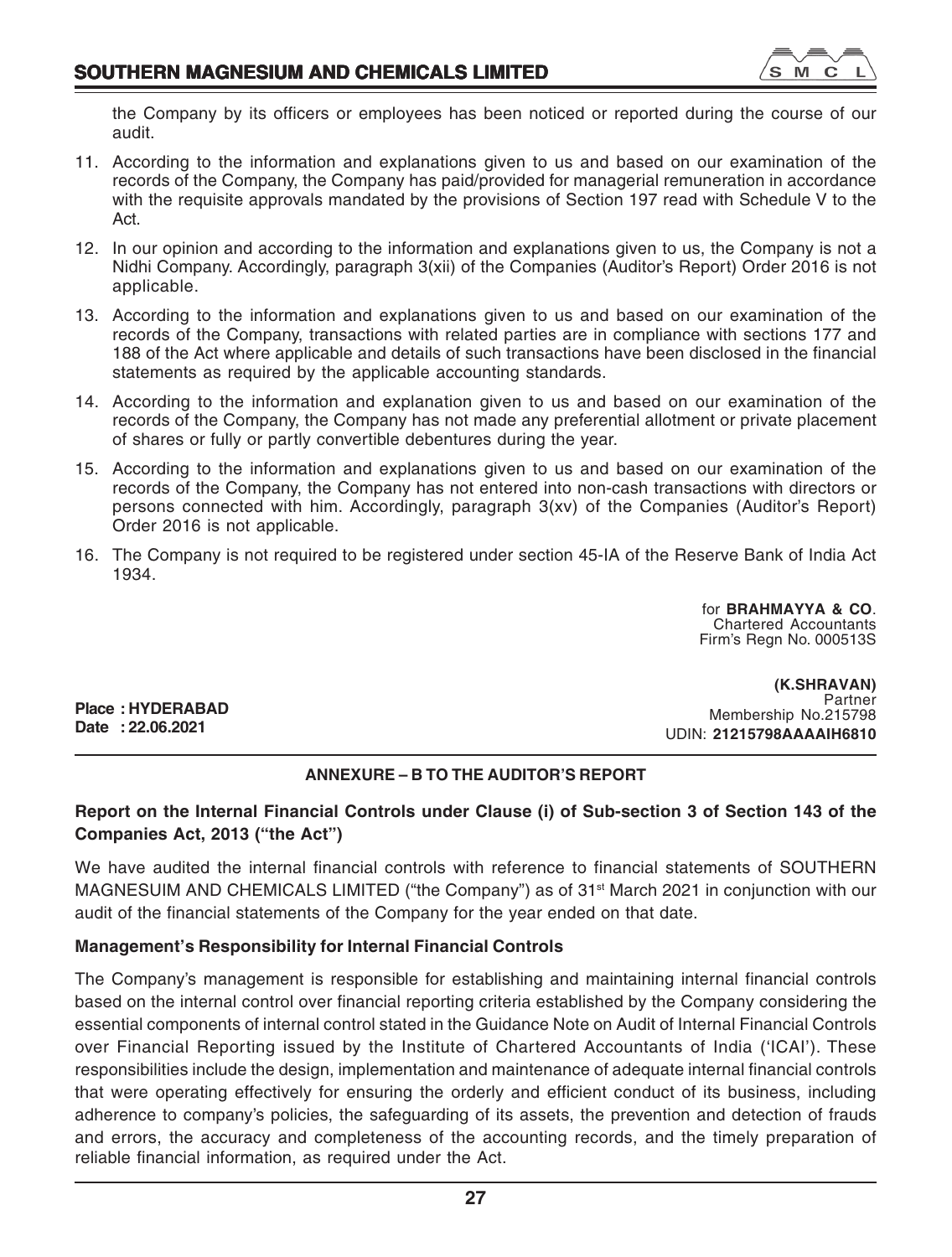the Company by its officers or employees has been noticed or reported during the course of our audit.

11. According to the information and explanations given to us and based on our examination of the records of the Company, the Company has paid/provided for managerial remuneration in accordance with the requisite approvals mandated by the provisions of Section 197 read with Schedule V to the Act.

12. In our opinion and according to the information and explanations given to us, the Company is not a Nidhi Company. Accordingly, paragraph 3(xii) of the Companies (Auditor's Report) Order 2016 is not applicable.

13. According to the information and explanations given to us and based on our examination of the records of the Company, transactions with related parties are in compliance with sections 177 and 188 of the Act where applicable and details of such transactions have been disclosed in the financial statements as required by the applicable accounting standards.

14. According to the information and explanation given to us and based on our examination of the records of the Company, the Company has not made any preferential allotment or private placement of shares or fully or partly convertible debentures during the year.

15. According to the information and explanations given to us and based on our examination of the records of the Company, the Company has not entered into non-cash transactions with directors or persons connected with him. Accordingly, paragraph 3(xv) of the Companies (Auditor's Report) Order 2016 is not applicable.

16. The Company is not required to be registered under section 45-IA of the Reserve Bank of India Act 1934.

for **BRAHMAYYA & CO**.
Chartered Accountants
Firm's Regn No. 000513S

**(K.SHRAVAN)**
Partner
Membership No.215798
UDIN: **21215798AAAAIH6810**

**Place : HYDERABAD**
**Date : 22.06.2021**

## ANNEXURE – B TO THE AUDITOR'S REPORT

### Report on the Internal Financial Controls under Clause (i) of Sub-section 3 of Section 143 of the Companies Act, 2013 ("the Act")

We have audited the internal financial controls with reference to financial statements of SOUTHERN MAGNESUIM AND CHEMICALS LIMITED ("the Company") as of 31st March 2021 in conjunction with our audit of the financial statements of the Company for the year ended on that date.

### Management's Responsibility for Internal Financial Controls

The Company's management is responsible for establishing and maintaining internal financial controls based on the internal control over financial reporting criteria established by the Company considering the essential components of internal control stated in the Guidance Note on Audit of Internal Financial Controls over Financial Reporting issued by the Institute of Chartered Accountants of India ('ICAI'). These responsibilities include the design, implementation and maintenance of adequate internal financial controls that were operating effectively for ensuring the orderly and efficient conduct of its business, including adherence to company's policies, the safeguarding of its assets, the prevention and detection of frauds and errors, the accuracy and completeness of the accounting records, and the timely preparation of reliable financial information, as required under the Act.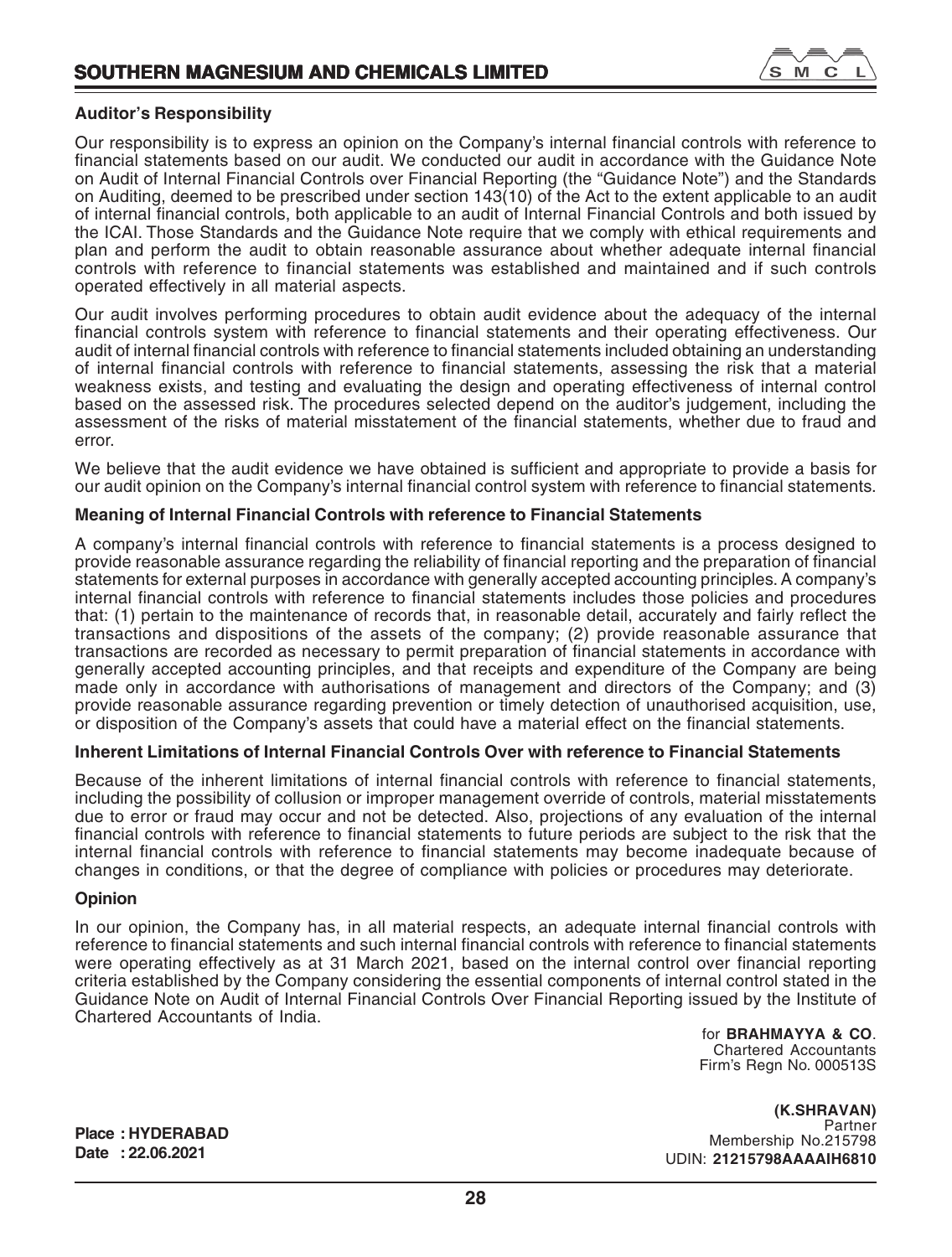### Auditor's Responsibility

Our responsibility is to express an opinion on the Company's internal financial controls with reference to financial statements based on our audit. We conducted our audit in accordance with the Guidance Note on Audit of Internal Financial Controls over Financial Reporting (the "Guidance Note") and the Standards on Auditing, deemed to be prescribed under section 143(10) of the Act to the extent applicable to an audit of internal financial controls, both applicable to an audit of Internal Financial Controls and both issued by the ICAI. Those Standards and the Guidance Note require that we comply with ethical requirements and plan and perform the audit to obtain reasonable assurance about whether adequate internal financial controls with reference to financial statements was established and maintained and if such controls operated effectively in all material aspects.

Our audit involves performing procedures to obtain audit evidence about the adequacy of the internal financial controls system with reference to financial statements and their operating effectiveness. Our audit of internal financial controls with reference to financial statements included obtaining an understanding of internal financial controls with reference to financial statements, assessing the risk that a material weakness exists, and testing and evaluating the design and operating effectiveness of internal control based on the assessed risk. The procedures selected depend on the auditor's judgement, including the assessment of the risks of material misstatement of the financial statements, whether due to fraud and error.

We believe that the audit evidence we have obtained is sufficient and appropriate to provide a basis for our audit opinion on the Company's internal financial control system with reference to financial statements.

### Meaning of Internal Financial Controls with reference to Financial Statements

A company's internal financial controls with reference to financial statements is a process designed to provide reasonable assurance regarding the reliability of financial reporting and the preparation of financial statements for external purposes in accordance with generally accepted accounting principles. A company's internal financial controls with reference to financial statements includes those policies and procedures that: (1) pertain to the maintenance of records that, in reasonable detail, accurately and fairly reflect the transactions and dispositions of the assets of the company; (2) provide reasonable assurance that transactions are recorded as necessary to permit preparation of financial statements in accordance with generally accepted accounting principles, and that receipts and expenditure of the Company are being made only in accordance with authorisations of management and directors of the Company; and (3) provide reasonable assurance regarding prevention or timely detection of unauthorised acquisition, use, or disposition of the Company's assets that could have a material effect on the financial statements.

### Inherent Limitations of Internal Financial Controls Over with reference to Financial Statements

Because of the inherent limitations of internal financial controls with reference to financial statements, including the possibility of collusion or improper management override of controls, material misstatements due to error or fraud may occur and not be detected. Also, projections of any evaluation of the internal financial controls with reference to financial statements to future periods are subject to the risk that the internal financial controls with reference to financial statements may become inadequate because of changes in conditions, or that the degree of compliance with policies or procedures may deteriorate.

### Opinion

In our opinion, the Company has, in all material respects, an adequate internal financial controls with reference to financial statements and such internal financial controls with reference to financial statements were operating effectively as at 31 March 2021, based on the internal control over financial reporting criteria established by the Company considering the essential components of internal control stated in the Guidance Note on Audit of Internal Financial Controls Over Financial Reporting issued by the Institute of Chartered Accountants of India.

for **BRAHMAYYA & CO**.
Chartered Accountants
Firm's Regn No. 000513S

**(K.SHRAVAN)**
Partner
Membership No.215798
UDIN: **21215798AAAAIH6810**

**Place : HYDERABAD**
**Date : 22.06.2021**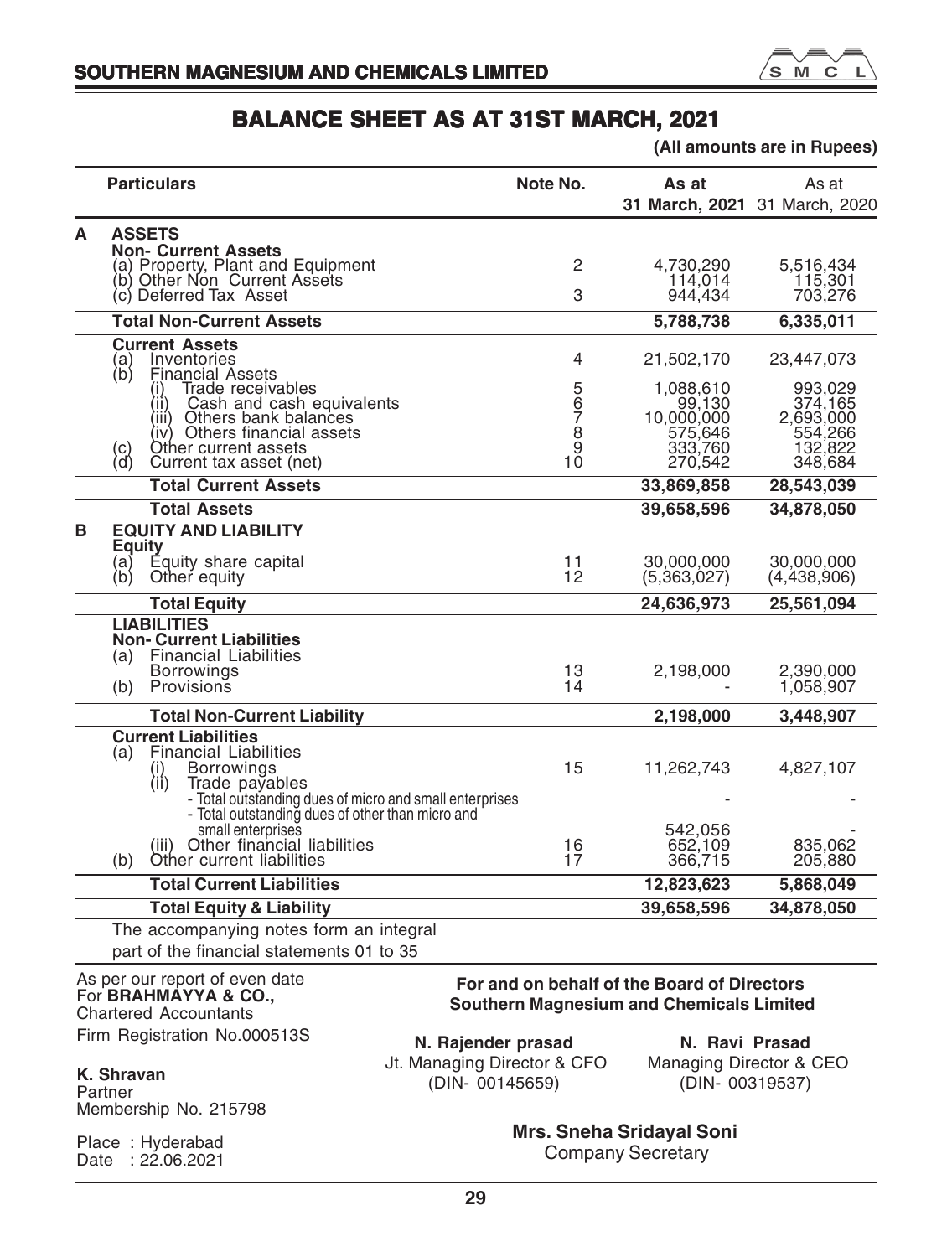# BALANCE SHEET AS AT 31ST MARCH, 2021

**(All amounts are in Rupees)**

| | Particulars | Note No. | As at 31 March, 2021 | As at 31 March, 2020 |
|---|---|---|---|---|
| **A** | **ASSETS** | | | |
| | **Non- Current Assets** | | | |
| | (a) Property, Plant and Equipment | 2 | 4,730,290 | 5,516,434 |
| | (b) Other Non Current Assets | | 114,014 | 115,301 |
| | (c) Deferred Tax Asset | 3 | 944,434 | 703,276 |
| | **Total Non-Current Assets** | | **5,788,738** | **6,335,011** |
| | **Current Assets** | | | |
| | (a) Inventories | 4 | 21,502,170 | 23,447,073 |
| | (b) Financial Assets | | | |
| | (i) Trade receivables | 5 | 1,088,610 | 993,029 |
| | (ii) Cash and cash equivalents | 6 | 99,130 | 374,165 |
| | (iii) Others bank balances | 7 | 10,000,000 | 2,693,000 |
| | (iv) Others financial assets | 8 | 575,646 | 554,266 |
| | (c) Other current assets | 9 | 333,760 | 132,822 |
| | (d) Current tax asset (net) | 10 | 270,542 | 348,684 |
| | **Total Current Assets** | | **33,869,858** | **28,543,039** |
| | **Total Assets** | | **39,658,596** | **34,878,050** |
| **B** | **EQUITY AND LIABILITY** | | | |
| | **Equity** | | | |
| | (a) Equity share capital | 11 | 30,000,000 | 30,000,000 |
| | (b) Other equity | 12 | (5,363,027) | (4,438,906) |
| | **Total Equity** | | **24,636,973** | **25,561,094** |
| | **LIABILITIES** | | | |
| | **Non- Current Liabilities** | | | |
| | (a) Financial Liabilities | | | |
| | Borrowings | 13 | 2,198,000 | 2,390,000 |
| | (b) Provisions | 14 | - | 1,058,907 |
| | **Total Non-Current Liability** | | **2,198,000** | **3,448,907** |
| | **Current Liabilities** | | | |
| | (a) Financial Liabilities | | | |
| | (i) Borrowings | 15 | 11,262,743 | 4,827,107 |
| | (ii) Trade payables | | | |
| | - Total outstanding dues of micro and small enterprises | | - | - |
| | - Total outstanding dues of other than micro and small enterprises | | 542,056 | - |
| | (iii) Other financial liabilities | 16 | 652,109 | 835,062 |
| | (b) Other current liabilities | 17 | 366,715 | 205,880 |
| | **Total Current Liabilities** | | **12,823,623** | **5,868,049** |
| | **Total Equity & Liability** | | **39,658,596** | **34,878,050** |

The accompanying notes form an integral part of the financial statements 01 to 35

As per our report of even date
For **BRAHMAYYA & CO.,**
Chartered Accountants
Firm Registration No.000513S

**K. Shravan**
Partner
Membership No. 215798

Place : Hyderabad
Date : 22.06.2021

**For and on behalf of the Board of Directors**
**Southern Magnesium and Chemicals Limited**

**N. Rajender prasad**
Jt. Managing Director & CFO
(DIN- 00145659)

**N. Ravi Prasad**
Managing Director & CEO
(DIN- 00319537)

**Mrs. Sneha Sridayal Soni**
Company Secretary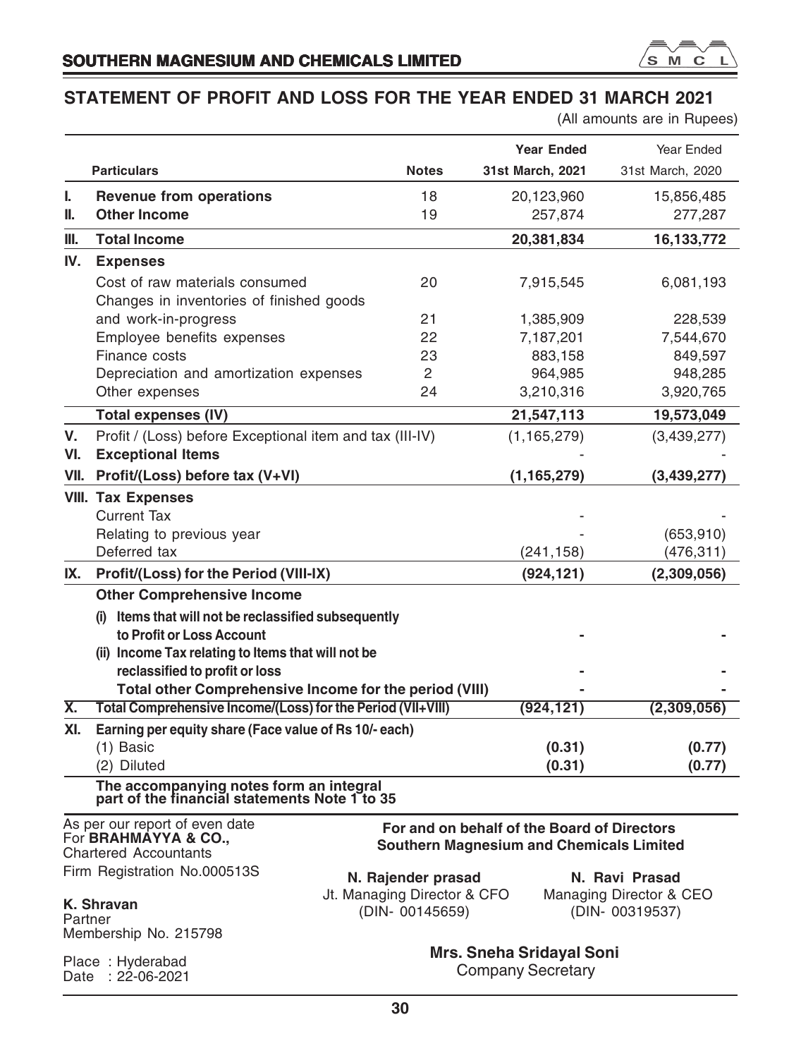## STATEMENT OF PROFIT AND LOSS FOR THE YEAR ENDED 31 MARCH 2021

(All amounts are in Rupees)

| | Particulars | Notes | Year Ended 31st March, 2021 | Year Ended 31st March, 2020 |
|---|---|---|---|---|
| I. | **Revenue from operations** | 18 | 20,123,960 | 15,856,485 |
| II. | **Other Income** | 19 | 257,874 | 277,287 |
| III. | **Total Income** | | **20,381,834** | **16,133,772** |
| IV. | **Expenses** | | | |
| | Cost of raw materials consumed | 20 | 7,915,545 | 6,081,193 |
| | Changes in inventories of finished goods and work-in-progress | 21 | 1,385,909 | 228,539 |
| | Employee benefits expenses | 22 | 7,187,201 | 7,544,670 |
| | Finance costs | 23 | 883,158 | 849,597 |
| | Depreciation and amortization expenses | 2 | 964,985 | 948,285 |
| | Other expenses | 24 | 3,210,316 | 3,920,765 |
| | **Total expenses (IV)** | | **21,547,113** | **19,573,049** |
| V. | Profit / (Loss) before Exceptional item and tax (III-IV) | | (1,165,279) | (3,439,277) |
| VI. | **Exceptional Items** | | - | - |
| VII. | **Profit/(Loss) before tax (V+VI)** | | **(1,165,279)** | **(3,439,277)** |
| VIII. | **Tax Expenses** | | | |
| | Current Tax | | - | - |
| | Relating to previous year | | - | (653,910) |
| | Deferred tax | | (241,158) | (476,311) |
| IX. | **Profit/(Loss) for the Period (VIII-IX)** | | **(924,121)** | **(2,309,056)** |
| | **Other Comprehensive Income** | | | |
| | **(i) Items that will not be reclassified subsequently to Profit or Loss Account** | | - | - |
| | **(ii) Income Tax relating to Items that will not be reclassified to profit or loss** | | - | - |
| | **Total other Comprehensive Income for the period (VIII)** | | - | - |
| X. | **Total Comprehensive Income/(Loss) for the Period (VII+VIII)** | | **(924,121)** | **(2,309,056)** |
| XI. | **Earning per equity share (Face value of Rs 10/- each)** | | | |
| | (1) Basic | | **(0.31)** | **(0.77)** |
| | (2) Diluted | | **(0.31)** | **(0.77)** |

**The accompanying notes form an integral part of the financial statements Note 1 to 35**

As per our report of even date
For **BRAHMAYYA & CO.,**
Chartered Accountants
Firm Registration No.000513S

**K. Shravan**
Partner
Membership No. 215798

Place : Hyderabad
Date : 22-06-2021

**For and on behalf of the Board of Directors**
**Southern Magnesium and Chemicals Limited**

**N. Rajender prasad**
Jt. Managing Director & CFO
(DIN- 00145659)

**N. Ravi Prasad**
Managing Director & CEO
(DIN- 00319537)

**Mrs. Sneha Sridayal Soni**
Company Secretary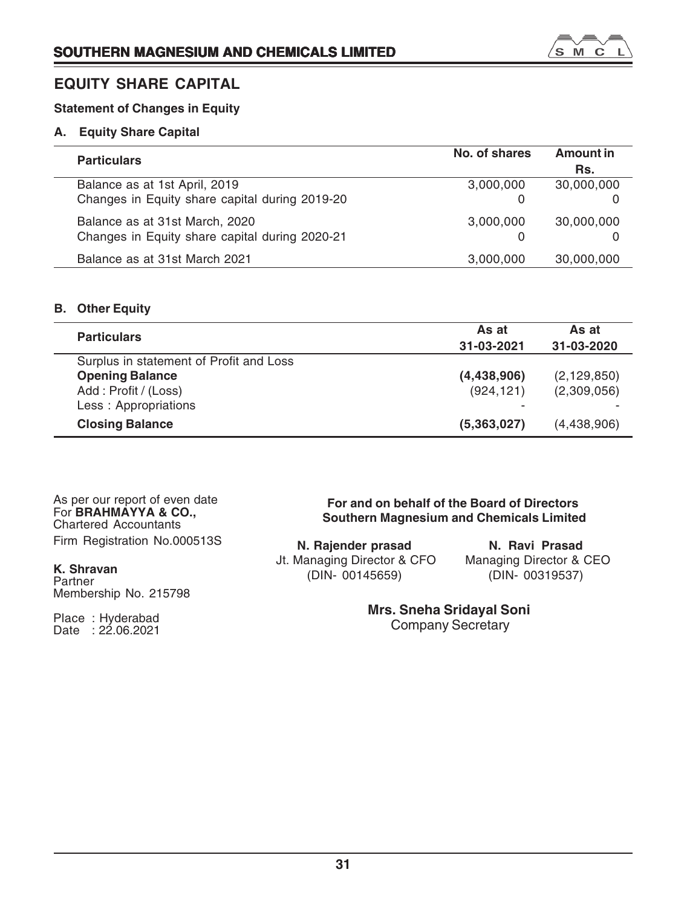## EQUITY SHARE CAPITAL

**Statement of Changes in Equity**

**A. Equity Share Capital**

| Particulars | No. of shares | Amount in Rs. |
|---|---|---|
| Balance as at 1st April, 2019 | 3,000,000 | 30,000,000 |
| Changes in Equity share capital during 2019-20 | 0 | 0 |
| Balance as at 31st March, 2020 | 3,000,000 | 30,000,000 |
| Changes in Equity share capital during 2020-21 | 0 | 0 |
| Balance as at 31st March 2021 | 3,000,000 | 30,000,000 |

**B. Other Equity**

| Particulars | As at 31-03-2021 | As at 31-03-2020 |
|---|---|---|
| Surplus in statement of Profit and Loss | | |
| **Opening Balance** | **(4,438,906)** | (2,129,850) |
| Add : Profit / (Loss) | (924,121) | (2,309,056) |
| Less : Appropriations | - | - |
| **Closing Balance** | **(5,363,027)** | (4,438,906) |

As per our report of even date
For **BRAHMAYYA & CO.,**
Chartered Accountants
Firm Registration No.000513S

**K. Shravan**
Partner
Membership No. 215798

Place : Hyderabad
Date : 22.06.2021

**For and on behalf of the Board of Directors**
**Southern Magnesium and Chemicals Limited**

**N. Rajender prasad**
Jt. Managing Director & CFO
(DIN- 00145659)

**N. Ravi Prasad**
Managing Director & CEO
(DIN- 00319537)

**Mrs. Sneha Sridayal Soni**
Company Secretary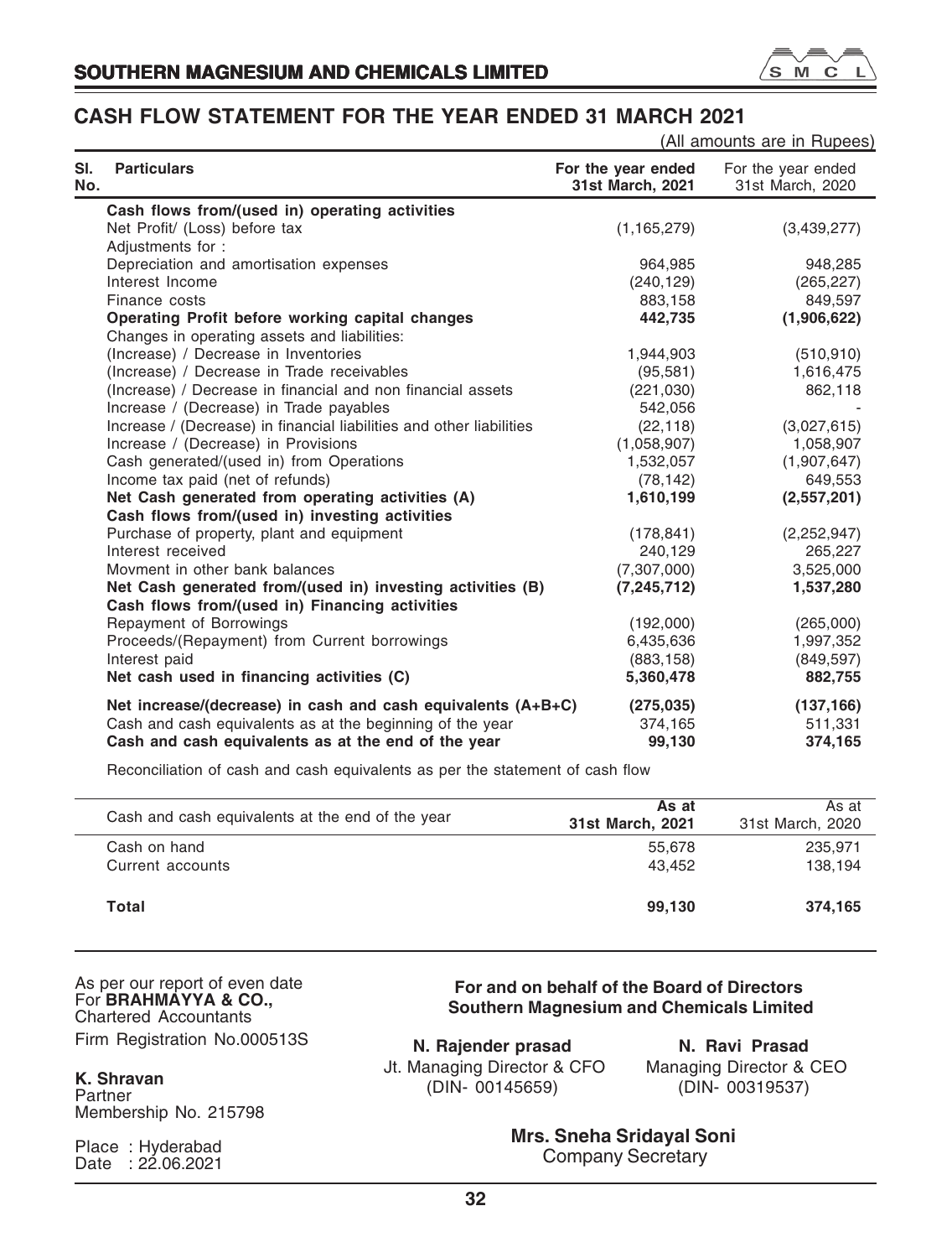# CASH FLOW STATEMENT FOR THE YEAR ENDED 31 MARCH 2021

(All amounts are in Rupees)

| Sl. No. | Particulars | For the year ended 31st March, 2021 | For the year ended 31st March, 2020 |
|---|---|---|---|
| | **Cash flows from/(used in) operating activities** | | |
| | Net Profit/ (Loss) before tax | (1,165,279) | (3,439,277) |
| | Adjustments for : | | |
| | Depreciation and amortisation expenses | 964,985 | 948,285 |
| | Interest Income | (240,129) | (265,227) |
| | Finance costs | 883,158 | 849,597 |
| | **Operating Profit before working capital changes** | **442,735** | **(1,906,622)** |
| | Changes in operating assets and liabilities: | | |
| | (Increase) / Decrease in Inventories | 1,944,903 | (510,910) |
| | (Increase) / Decrease in Trade receivables | (95,581) | 1,616,475 |
| | (Increase) / Decrease in financial and non financial assets | (221,030) | 862,118 |
| | Increase / (Decrease) in Trade payables | 542,056 | - |
| | Increase / (Decrease) in financial liabilities and other liabilities | (22,118) | (3,027,615) |
| | Increase / (Decrease) in Provisions | (1,058,907) | 1,058,907 |
| | Cash generated/(used in) from Operations | 1,532,057 | (1,907,647) |
| | Income tax paid (net of refunds) | (78,142) | 649,553 |
| | **Net Cash generated from operating activities (A)** | **1,610,199** | **(2,557,201)** |
| | **Cash flows from/(used in) investing activities** | | |
| | Purchase of property, plant and equipment | (178,841) | (2,252,947) |
| | Interest received | 240,129 | 265,227 |
| | Movment in other bank balances | (7,307,000) | 3,525,000 |
| | **Net Cash generated from/(used in) investing activities (B)** | **(7,245,712)** | **1,537,280** |
| | **Cash flows from/(used in) Financing activities** | | |
| | Repayment of Borrowings | (192,000) | (265,000) |
| | Proceeds/(Repayment) from Current borrowings | 6,435,636 | 1,997,352 |
| | Interest paid | (883,158) | (849,597) |
| | **Net cash used in financing activities (C)** | **5,360,478** | **882,755** |
| | **Net increase/(decrease) in cash and cash equivalents (A+B+C)** | **(275,035)** | **(137,166)** |
| | Cash and cash equivalents as at the beginning of the year | 374,165 | 511,331 |
| | **Cash and cash equivalents as at the end of the year** | **99,130** | **374,165** |

Reconciliation of cash and cash equivalents as per the statement of cash flow

| Cash and cash equivalents at the end of the year | As at 31st March, 2021 | As at 31st March, 2020 |
|---|---|---|
| Cash on hand | 55,678 | 235,971 |
| Current accounts | 43,452 | 138,194 |
| **Total** | **99,130** | **374,165** |

As per our report of even date
For **BRAHMAYYA & CO.,**
Chartered Accountants
Firm Registration No.000513S

**K. Shravan**
Partner
Membership No. 215798

Place : Hyderabad
Date : 22.06.2021

**For and on behalf of the Board of Directors**
**Southern Magnesium and Chemicals Limited**

**N. Rajender prasad**
Jt. Managing Director & CFO
(DIN- 00145659)

**N. Ravi Prasad**
Managing Director & CEO
(DIN- 00319537)

**Mrs. Sneha Sridayal Soni**
Company Secretary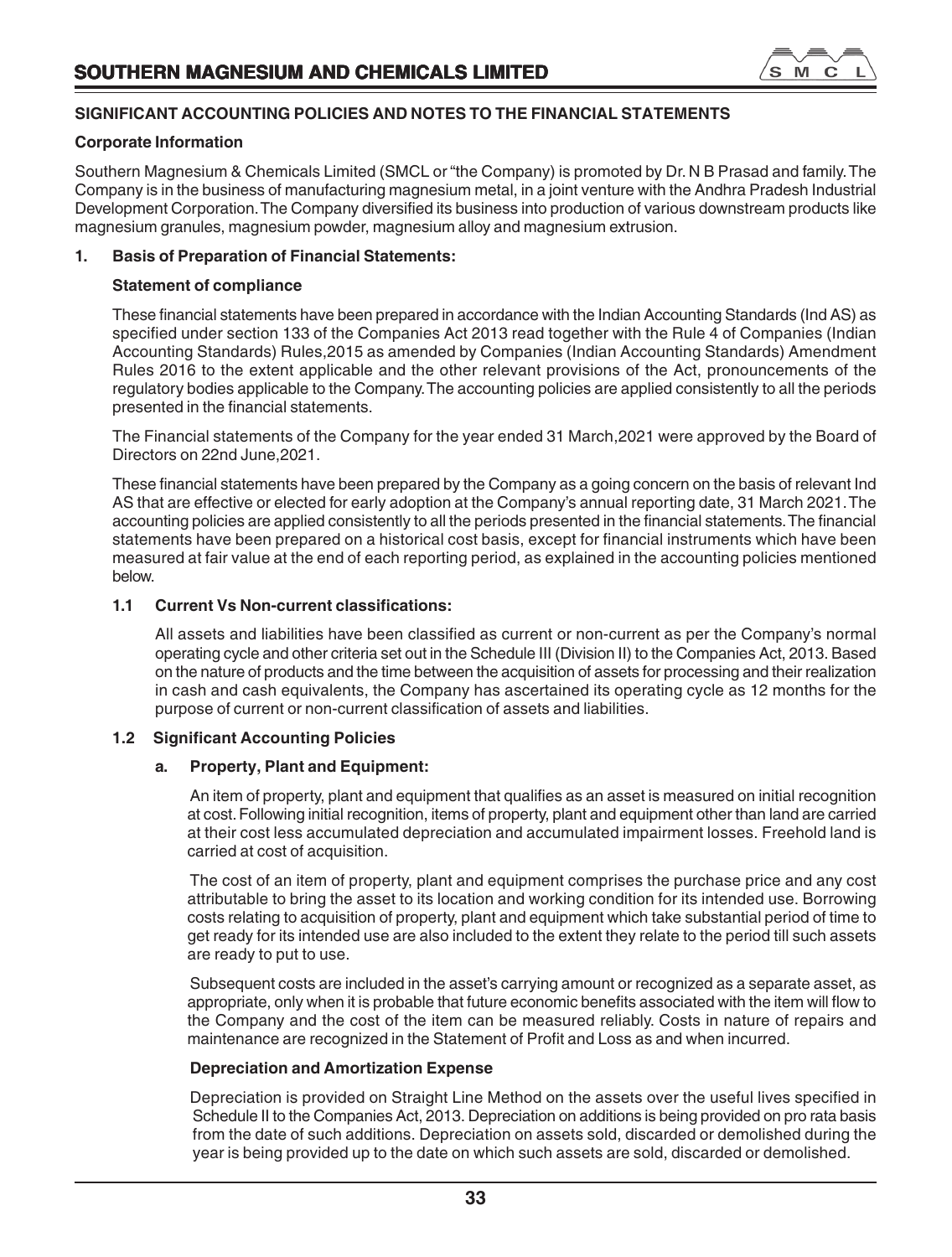## SIGNIFICANT ACCOUNTING POLICIES AND NOTES TO THE FINANCIAL STATEMENTS

### Corporate Information

Southern Magnesium & Chemicals Limited (SMCL or "the Company) is promoted by Dr. N B Prasad and family. The Company is in the business of manufacturing magnesium metal, in a joint venture with the Andhra Pradesh Industrial Development Corporation. The Company diversified its business into production of various downstream products like magnesium granules, magnesium powder, magnesium alloy and magnesium extrusion.

### 1. Basis of Preparation of Financial Statements:

**Statement of compliance**

These financial statements have been prepared in accordance with the Indian Accounting Standards (Ind AS) as specified under section 133 of the Companies Act 2013 read together with the Rule 4 of Companies (Indian Accounting Standards) Rules,2015 as amended by Companies (Indian Accounting Standards) Amendment Rules 2016 to the extent applicable and the other relevant provisions of the Act, pronouncements of the regulatory bodies applicable to the Company. The accounting policies are applied consistently to all the periods presented in the financial statements.

The Financial statements of the Company for the year ended 31 March,2021 were approved by the Board of Directors on 22nd June,2021.

These financial statements have been prepared by the Company as a going concern on the basis of relevant Ind AS that are effective or elected for early adoption at the Company's annual reporting date, 31 March 2021. The accounting policies are applied consistently to all the periods presented in the financial statements. The financial statements have been prepared on a historical cost basis, except for financial instruments which have been measured at fair value at the end of each reporting period, as explained in the accounting policies mentioned below.

#### 1.1 Current Vs Non-current classifications:

All assets and liabilities have been classified as current or non-current as per the Company's normal operating cycle and other criteria set out in the Schedule III (Division II) to the Companies Act, 2013. Based on the nature of products and the time between the acquisition of assets for processing and their realization in cash and cash equivalents, the Company has ascertained its operating cycle as 12 months for the purpose of current or non-current classification of assets and liabilities.

#### 1.2 Significant Accounting Policies

**a. Property, Plant and Equipment:**

An item of property, plant and equipment that qualifies as an asset is measured on initial recognition at cost. Following initial recognition, items of property, plant and equipment other than land are carried at their cost less accumulated depreciation and accumulated impairment losses. Freehold land is carried at cost of acquisition.

The cost of an item of property, plant and equipment comprises the purchase price and any cost attributable to bring the asset to its location and working condition for its intended use. Borrowing costs relating to acquisition of property, plant and equipment which take substantial period of time to get ready for its intended use are also included to the extent they relate to the period till such assets are ready to put to use.

Subsequent costs are included in the asset's carrying amount or recognized as a separate asset, as appropriate, only when it is probable that future economic benefits associated with the item will flow to the Company and the cost of the item can be measured reliably. Costs in nature of repairs and maintenance are recognized in the Statement of Profit and Loss as and when incurred.

**Depreciation and Amortization Expense**

Depreciation is provided on Straight Line Method on the assets over the useful lives specified in Schedule II to the Companies Act, 2013. Depreciation on additions is being provided on pro rata basis from the date of such additions. Depreciation on assets sold, discarded or demolished during the year is being provided up to the date on which such assets are sold, discarded or demolished.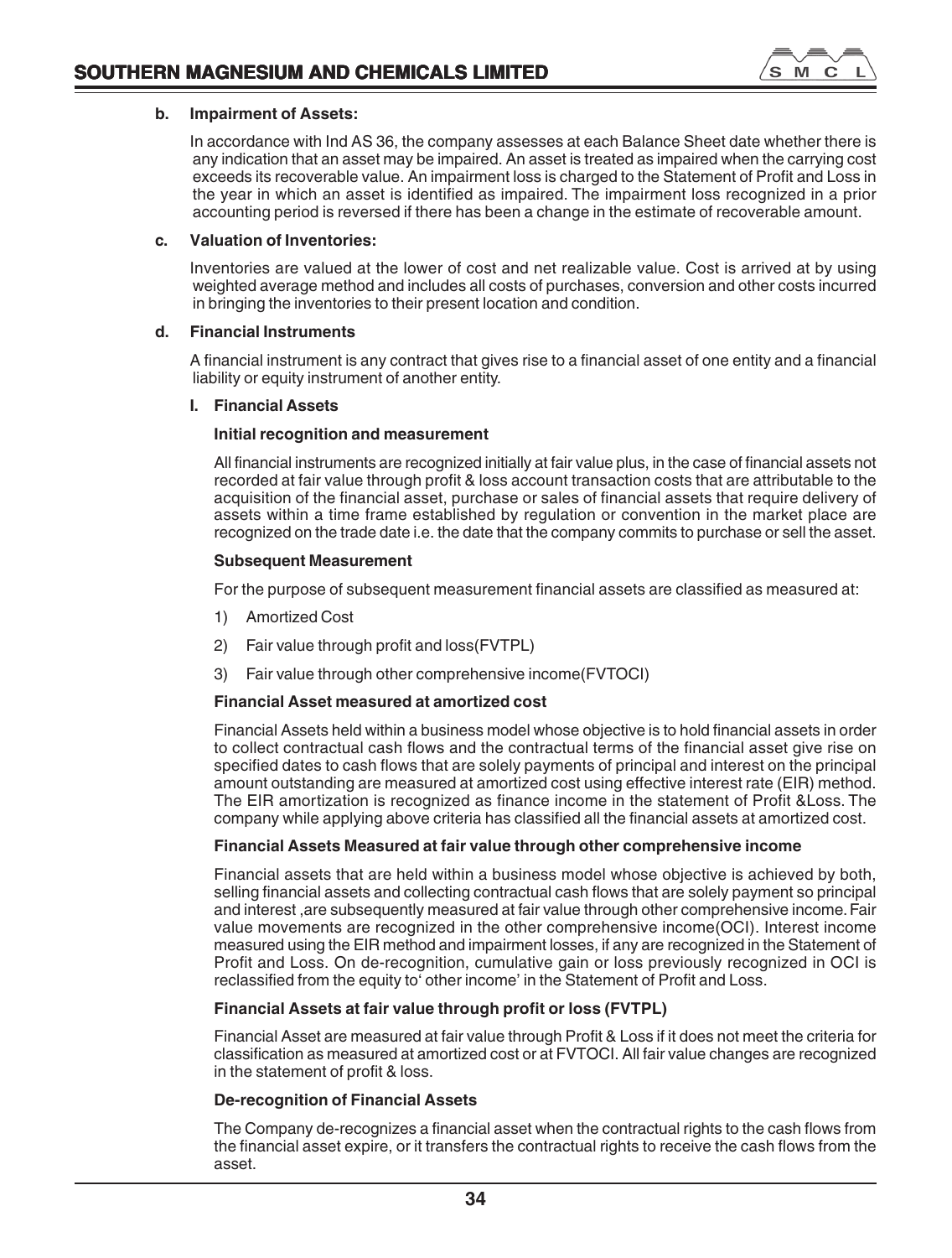**b. Impairment of Assets:**

In accordance with Ind AS 36, the company assesses at each Balance Sheet date whether there is any indication that an asset may be impaired. An asset is treated as impaired when the carrying cost exceeds its recoverable value. An impairment loss is charged to the Statement of Profit and Loss in the year in which an asset is identified as impaired. The impairment loss recognized in a prior accounting period is reversed if there has been a change in the estimate of recoverable amount.

**c. Valuation of Inventories:**

Inventories are valued at the lower of cost and net realizable value. Cost is arrived at by using weighted average method and includes all costs of purchases, conversion and other costs incurred in bringing the inventories to their present location and condition.

**d. Financial Instruments**

A financial instrument is any contract that gives rise to a financial asset of one entity and a financial liability or equity instrument of another entity.

**I. Financial Assets**

**Initial recognition and measurement**

All financial instruments are recognized initially at fair value plus, in the case of financial assets not recorded at fair value through profit & loss account transaction costs that are attributable to the acquisition of the financial asset, purchase or sales of financial assets that require delivery of assets within a time frame established by regulation or convention in the market place are recognized on the trade date i.e. the date that the company commits to purchase or sell the asset.

**Subsequent Measurement**

For the purpose of subsequent measurement financial assets are classified as measured at:

1) Amortized Cost
2) Fair value through profit and loss(FVTPL)
3) Fair value through other comprehensive income(FVTOCI)

**Financial Asset measured at amortized cost**

Financial Assets held within a business model whose objective is to hold financial assets in order to collect contractual cash flows and the contractual terms of the financial asset give rise on specified dates to cash flows that are solely payments of principal and interest on the principal amount outstanding are measured at amortized cost using effective interest rate (EIR) method. The EIR amortization is recognized as finance income in the statement of Profit &Loss. The company while applying above criteria has classified all the financial assets at amortized cost.

**Financial Assets Measured at fair value through other comprehensive income**

Financial assets that are held within a business model whose objective is achieved by both, selling financial assets and collecting contractual cash flows that are solely payment so principal and interest ,are subsequently measured at fair value through other comprehensive income. Fair value movements are recognized in the other comprehensive income(OCI). Interest income measured using the EIR method and impairment losses, if any are recognized in the Statement of Profit and Loss. On de-recognition, cumulative gain or loss previously recognized in OCI is reclassified from the equity to' other income' in the Statement of Profit and Loss.

**Financial Assets at fair value through profit or loss (FVTPL)**

Financial Asset are measured at fair value through Profit & Loss if it does not meet the criteria for classification as measured at amortized cost or at FVTOCI. All fair value changes are recognized in the statement of profit & loss.

**De-recognition of Financial Assets**

The Company de-recognizes a financial asset when the contractual rights to the cash flows from the financial asset expire, or it transfers the contractual rights to receive the cash flows from the asset.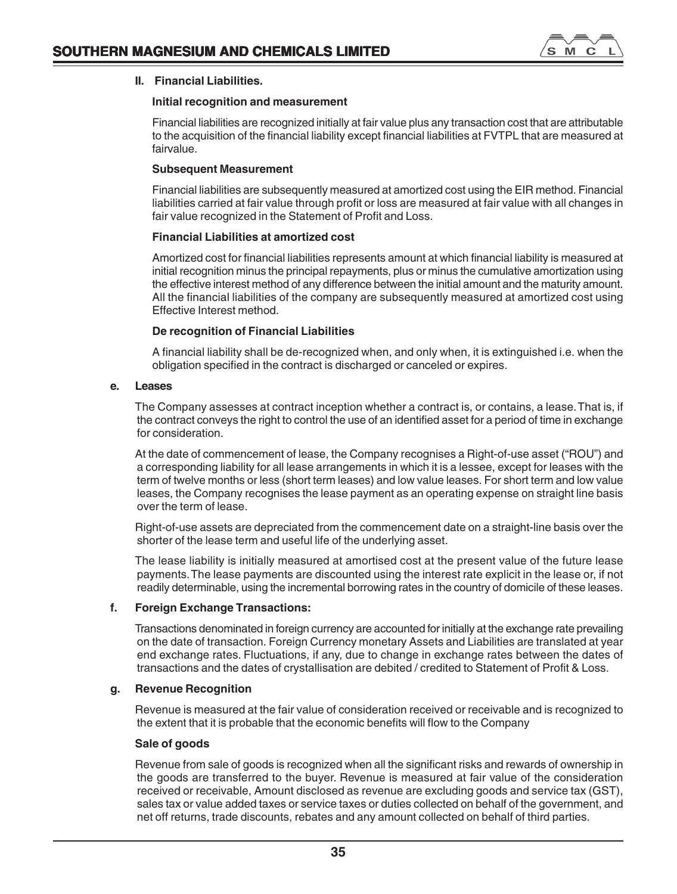### II. Financial Liabilities.

**Initial recognition and measurement**

Financial liabilities are recognized initially at fair value plus any transaction cost that are attributable to the acquisition of the financial liability except financial liabilities at FVTPL that are measured at fairvalue.

**Subsequent Measurement**

Financial liabilities are subsequently measured at amortized cost using the EIR method. Financial liabilities carried at fair value through profit or loss are measured at fair value with all changes in fair value recognized in the Statement of Profit and Loss.

**Financial Liabilities at amortized cost**

Amortized cost for financial liabilities represents amount at which financial liability is measured at initial recognition minus the principal repayments, plus or minus the cumulative amortization using the effective interest method of any difference between the initial amount and the maturity amount. All the financial liabilities of the company are subsequently measured at amortized cost using Effective Interest method.

**De recognition of Financial Liabilities**

A financial liability shall be de-recognized when, and only when, it is extinguished i.e. when the obligation specified in the contract is discharged or canceled or expires.

### e. Leases

The Company assesses at contract inception whether a contract is, or contains, a lease. That is, if the contract conveys the right to control the use of an identified asset for a period of time in exchange for consideration.

At the date of commencement of lease, the Company recognises a Right-of-use asset ("ROU") and a corresponding liability for all lease arrangements in which it is a lessee, except for leases with the term of twelve months or less (short term leases) and low value leases. For short term and low value leases, the Company recognises the lease payment as an operating expense on straight line basis over the term of lease.

Right-of-use assets are depreciated from the commencement date on a straight-line basis over the shorter of the lease term and useful life of the underlying asset.

The lease liability is initially measured at amortised cost at the present value of the future lease payments. The lease payments are discounted using the interest rate explicit in the lease or, if not readily determinable, using the incremental borrowing rates in the country of domicile of these leases.

### f. Foreign Exchange Transactions:

Transactions denominated in foreign currency are accounted for initially at the exchange rate prevailing on the date of transaction. Foreign Currency monetary Assets and Liabilities are translated at year end exchange rates. Fluctuations, if any, due to change in exchange rates between the dates of transactions and the dates of crystallisation are debited / credited to Statement of Profit & Loss.

### g. Revenue Recognition

Revenue is measured at the fair value of consideration received or receivable and is recognized to the extent that it is probable that the economic benefits will flow to the Company

**Sale of goods**

Revenue from sale of goods is recognized when all the significant risks and rewards of ownership in the goods are transferred to the buyer. Revenue is measured at fair value of the consideration received or receivable, Amount disclosed as revenue are excluding goods and service tax (GST), sales tax or value added taxes or service taxes or duties collected on behalf of the government, and net off returns, trade discounts, rebates and any amount collected on behalf of third parties.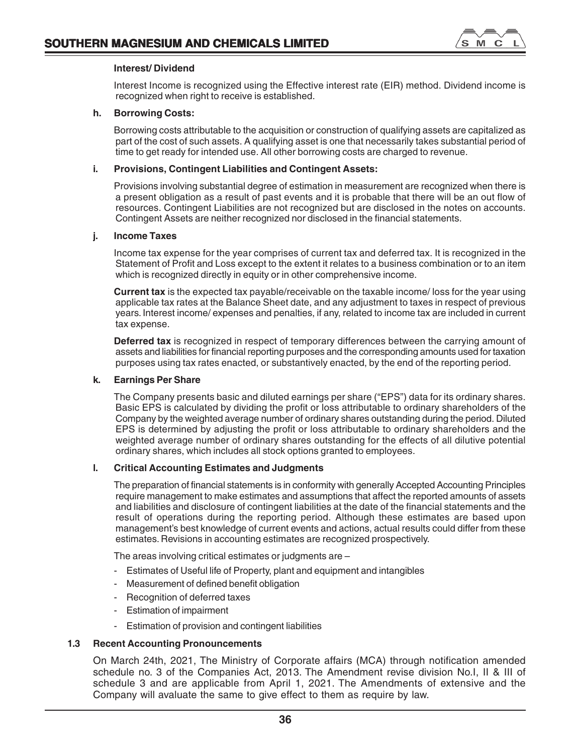#### Interest/ Dividend

Interest Income is recognized using the Effective interest rate (EIR) method. Dividend income is recognized when right to receive is established.

#### h. Borrowing Costs:

Borrowing costs attributable to the acquisition or construction of qualifying assets are capitalized as part of the cost of such assets. A qualifying asset is one that necessarily takes substantial period of time to get ready for intended use. All other borrowing costs are charged to revenue.

#### i. Provisions, Contingent Liabilities and Contingent Assets:

Provisions involving substantial degree of estimation in measurement are recognized when there is a present obligation as a result of past events and it is probable that there will be an out flow of resources. Contingent Liabilities are not recognized but are disclosed in the notes on accounts. Contingent Assets are neither recognized nor disclosed in the financial statements.

#### j. Income Taxes

Income tax expense for the year comprises of current tax and deferred tax. It is recognized in the Statement of Profit and Loss except to the extent it relates to a business combination or to an item which is recognized directly in equity or in other comprehensive income.

**Current tax** is the expected tax payable/receivable on the taxable income/ loss for the year using applicable tax rates at the Balance Sheet date, and any adjustment to taxes in respect of previous years. Interest income/ expenses and penalties, if any, related to income tax are included in current tax expense.

**Deferred tax** is recognized in respect of temporary differences between the carrying amount of assets and liabilities for financial reporting purposes and the corresponding amounts used for taxation purposes using tax rates enacted, or substantively enacted, by the end of the reporting period.

#### k. Earnings Per Share

The Company presents basic and diluted earnings per share ("EPS") data for its ordinary shares. Basic EPS is calculated by dividing the profit or loss attributable to ordinary shareholders of the Company by the weighted average number of ordinary shares outstanding during the period. Diluted EPS is determined by adjusting the profit or loss attributable to ordinary shareholders and the weighted average number of ordinary shares outstanding for the effects of all dilutive potential ordinary shares, which includes all stock options granted to employees.

#### l. Critical Accounting Estimates and Judgments

The preparation of financial statements is in conformity with generally Accepted Accounting Principles require management to make estimates and assumptions that affect the reported amounts of assets and liabilities and disclosure of contingent liabilities at the date of the financial statements and the result of operations during the reporting period. Although these estimates are based upon management's best knowledge of current events and actions, actual results could differ from these estimates. Revisions in accounting estimates are recognized prospectively.

The areas involving critical estimates or judgments are –

- Estimates of Useful life of Property, plant and equipment and intangibles
- Measurement of defined benefit obligation
- Recognition of deferred taxes
- Estimation of impairment
- Estimation of provision and contingent liabilities

### 1.3 Recent Accounting Pronouncements

On March 24th, 2021, The Ministry of Corporate affairs (MCA) through notification amended schedule no. 3 of the Companies Act, 2013. The Amendment revise division No.I, II & III of schedule 3 and are applicable from April 1, 2021. The Amendments of extensive and the Company will avaluate the same to give effect to them as require by law.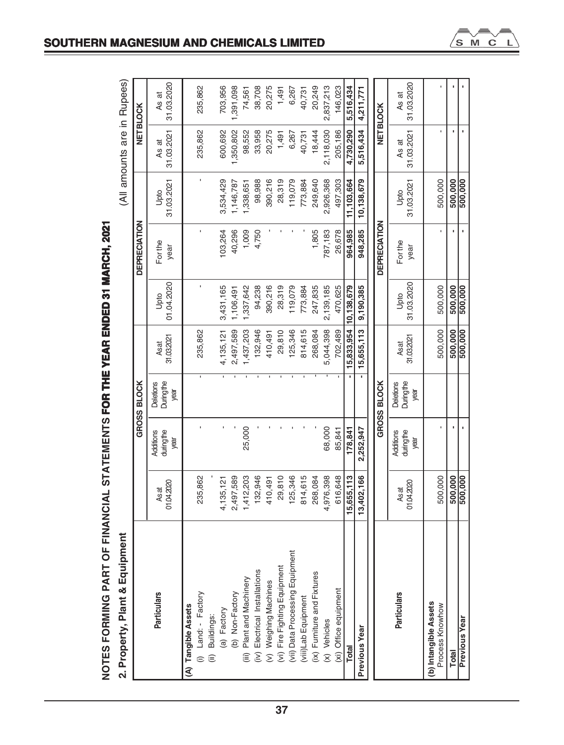# NOTES FORMING PART OF FINANCIAL STATEMENTS FOR THE YEAR ENDED 31 MARCH, 2021

## 2. Property, Plant & Equipment

(All amounts are in Rupees)

| Particulars | GROSS BLOCK | | | | DEPRECIATION | | | NET BLOCK | |
|---|---|---|---|---|---|---|---|---|---|
| | As at 01.04.2020 | Additions during the year | Deletions During the year | As at 31.03.2021 | Upto 01.04.2020 | For the year | Upto 31.03.2021 | As at 31.03.2021 | As at 31.03.2020 |
| **(A) Tangible Assets** | | | | | | | | | |
| (i) Land: - Factory | 235,862 | - | - | 235,862 | - | - | - | 235,862 | 235,862 |
| (ii) Buildings: | - | | | | | | | | |
| (a) Factory | 4,135,121 | - | - | 4,135,121 | 3,431,165 | 103,264 | 3,534,429 | 600,692 | 703,956 |
| (b) Non-Factory | 2,497,589 | - | - | 2,497,589 | 1,106,491 | 40,296 | 1,146,787 | 1,350,802 | 1,391,098 |
| (iii) Plant and Machinery | 1,412,203 | 25,000 | - | 1,437,203 | 1,337,642 | 1,009 | 1,338,651 | 98,552 | 74,561 |
| (iv) Electrical Installations | 132,946 | - | - | 132,946 | 94,238 | 4,750 | 98,988 | 33,958 | 38,708 |
| (v) Weighing Machines | 410,491 | - | - | 410,491 | 390,216 | - | 390,216 | 20,275 | 20,275 |
| (vi) Fire Fighting Equipment | 29,810 | - | - | 29,810 | 28,319 | - | 28,319 | 1,491 | 1,491 |
| (vii) Data Processing Equipment | 125,346 | - | - | 125,346 | 119,079 | - | 119,079 | 6,267 | 6,267 |
| (viii)Lab Equipment | 814,615 | - | - | 814,615 | 773,884 | - | 773,884 | 40,731 | 40,731 |
| (ix) Furniture and Fixtures | 268,084 | - | - | 268,084 | 247,835 | 1,805 | 249,640 | 18,444 | 20,249 |
| (x) Vehicles | 4,976,398 | 68,000 | - | 5,044,398 | 2,139,185 | 787,183 | 2,926,368 | 2,118,030 | 2,837,213 |
| (xi) Office equipment | 616,648 | 85,841 | - | 702,489 | 470,625 | 26,678 | 497,303 | 205,186 | 146,023 |
| **Total** | **15,655,113** | **178,841** | **-** | **15,833,954** | **10,138,679** | **964,985** | **11,103,664** | **4,730,290** | **5,516,434** |
| **Previous Year** | **13,402,166** | **2,252,947** | **-** | **15,655,113** | **9,190,385** | **948,285** | **10,138,679** | **5,516,434** | **4,211,771** |

| Particulars | GROSS BLOCK | | | | DEPRECIATION | | | NET BLOCK | |
|---|---|---|---|---|---|---|---|---|---|
| | As at 01.04.2020 | Additions during the year | Deletions During the year | As at 31.03.2021 | Upto 31.03.2020 | For the year | Upto 31.03.2021 | As at 31.03.2021 | As at 31.03.2020 |
| **(b) Intangible Assets** | | | | | | | | | |
| Process Knowhow | 500,000 | - | | 500,000 | 500,000 | - | 500,000 | - | - |
| **Total** | **500,000** | **-** | | **500,000** | **500,000** | **-** | **500,000** | **-** | **-** |
| **Previous Year** | **500,000** | **-** | | **500,000** | **500,000** | **-** | **500,000** | **-** | **-** |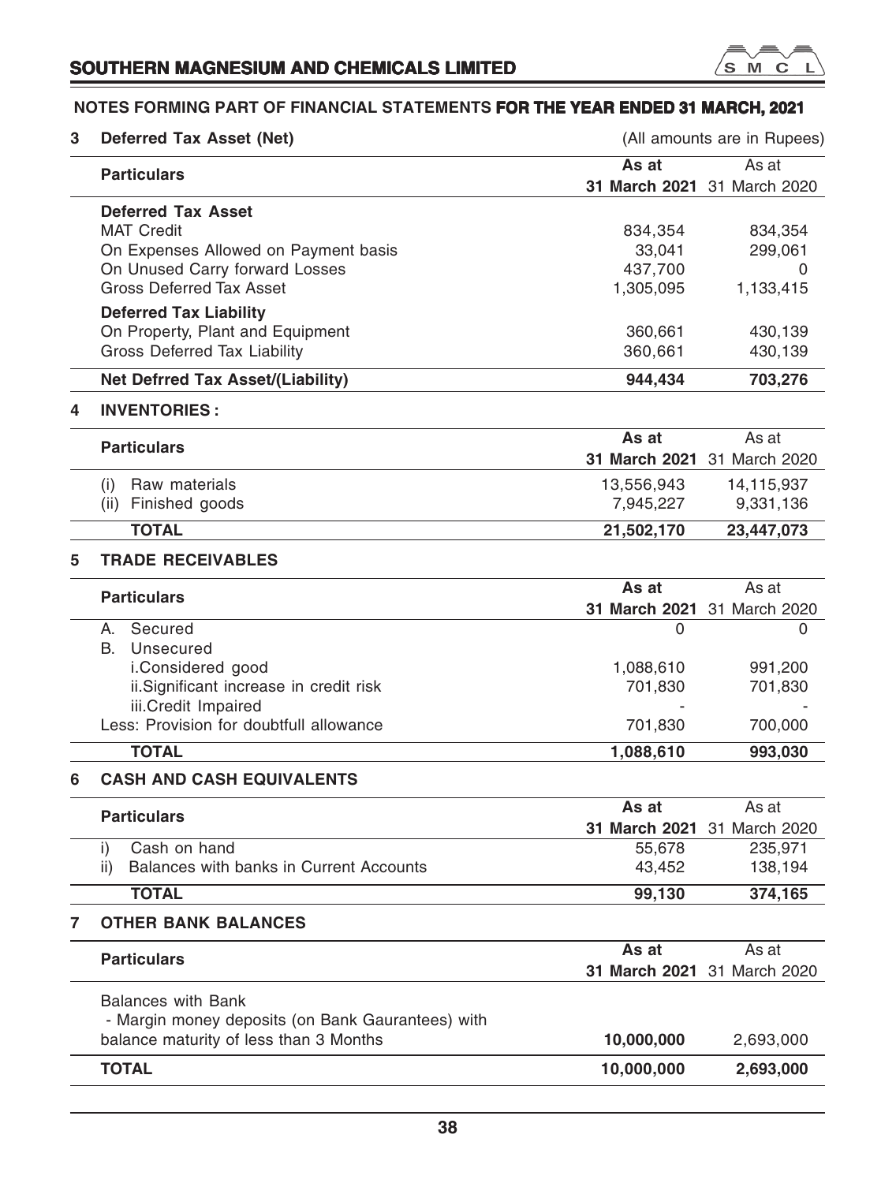## NOTES FORMING PART OF FINANCIAL STATEMENTS FOR THE YEAR ENDED 31 MARCH, 2021

### 3 Deferred Tax Asset (Net)

(All amounts are in Rupees)

| Particulars | As at 31 March 2021 | As at 31 March 2020 |
|---|---|---|
| **Deferred Tax Asset** | | |
| MAT Credit | 834,354 | 834,354 |
| On Expenses Allowed on Payment basis | 33,041 | 299,061 |
| On Unused Carry forward Losses | 437,700 | 0 |
| Gross Deferred Tax Asset | 1,305,095 | 1,133,415 |
| **Deferred Tax Liability** | | |
| On Property, Plant and Equipment | 360,661 | 430,139 |
| Gross Deferred Tax Liability | 360,661 | 430,139 |
| **Net Defrred Tax Asset/(Liability)** | **944,434** | **703,276** |

### 4 INVENTORIES :

| Particulars | As at 31 March 2021 | As at 31 March 2020 |
|---|---|---|
| (i) Raw materials | 13,556,943 | 14,115,937 |
| (ii) Finished goods | 7,945,227 | 9,331,136 |
| **TOTAL** | **21,502,170** | **23,447,073** |

### 5 TRADE RECEIVABLES

| Particulars | As at 31 March 2021 | As at 31 March 2020 |
|---|---|---|
| A. Secured | 0 | 0 |
| B. Unsecured | | |
| i.Considered good | 1,088,610 | 991,200 |
| ii.Significant increase in credit risk | 701,830 | 701,830 |
| iii.Credit Impaired | - | - |
| Less: Provision for doubtfull allowance | 701,830 | 700,000 |
| **TOTAL** | **1,088,610** | **993,030** |

### 6 CASH AND CASH EQUIVALENTS

| Particulars | As at 31 March 2021 | As at 31 March 2020 |
|---|---|---|
| i) Cash on hand | 55,678 | 235,971 |
| ii) Balances with banks in Current Accounts | 43,452 | 138,194 |
| **TOTAL** | **99,130** | **374,165** |

### 7 OTHER BANK BALANCES

| Particulars | As at 31 March 2021 | As at 31 March 2020 |
|---|---|---|
| Balances with Bank<br>- Margin money deposits (on Bank Gaurantees) with balance maturity of less than 3 Months | **10,000,000** | 2,693,000 |
| **TOTAL** | **10,000,000** | **2,693,000** |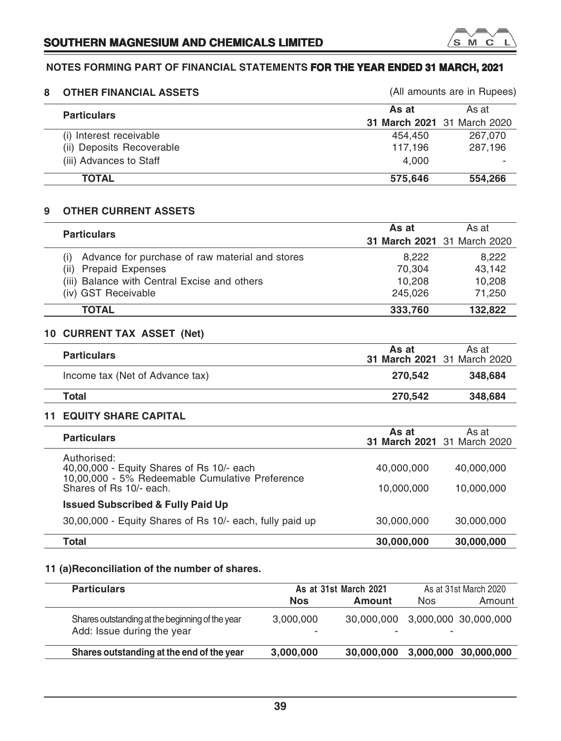## NOTES FORMING PART OF FINANCIAL STATEMENTS FOR THE YEAR ENDED 31 MARCH, 2021

### 8 OTHER FINANCIAL ASSETS

(All amounts are in Rupees)

| Particulars | As at 31 March 2021 | As at 31 March 2020 |
|---|---|---|
| (i) Interest receivable | 454,450 | 267,070 |
| (ii) Deposits Recoverable | 117,196 | 287,196 |
| (iii) Advances to Staff | 4,000 | - |
| **TOTAL** | **575,646** | **554,266** |

### 9 OTHER CURRENT ASSETS

| Particulars | As at 31 March 2021 | As at 31 March 2020 |
|---|---|---|
| (i) Advance for purchase of raw material and stores | 8,222 | 8,222 |
| (ii) Prepaid Expenses | 70,304 | 43,142 |
| (iii) Balance with Central Excise and others | 10,208 | 10,208 |
| (iv) GST Receivable | 245,026 | 71,250 |
| **TOTAL** | **333,760** | **132,822** |

### 10 CURRENT TAX ASSET (Net)

| Particulars | As at 31 March 2021 | As at 31 March 2020 |
|---|---|---|
| Income tax (Net of Advance tax) | **270,542** | **348,684** |
| **Total** | **270,542** | **348,684** |

### 11 EQUITY SHARE CAPITAL

| Particulars | As at 31 March 2021 | As at 31 March 2020 |
|---|---|---|
| Authorised: | | |
| 40,00,000 - Equity Shares of Rs 10/- each | 40,000,000 | 40,000,000 |
| 10,00,000 - 5% Redeemable Cumulative Preference Shares of Rs 10/- each. | 10,000,000 | 10,000,000 |
| **Issued Subscribed & Fully Paid Up** | | |
| 30,00,000 - Equity Shares of Rs 10/- each, fully paid up | 30,000,000 | 30,000,000 |
| **Total** | **30,000,000** | **30,000,000** |

### 11 (a)Reconciliation of the number of shares.

| Particulars | As at 31st March 2021 | | As at 31st March 2020 | |
|---|---|---|---|---|
| | **Nos** | **Amount** | Nos | Amount |
| Shares outstanding at the beginning of the year | 3,000,000 | 30,000,000 | 3,000,000 | 30,000,000 |
| Add: Issue during the year | - | - | - | |
| **Shares outstanding at the end of the year** | **3,000,000** | **30,000,000** | **3,000,000** | **30,000,000** |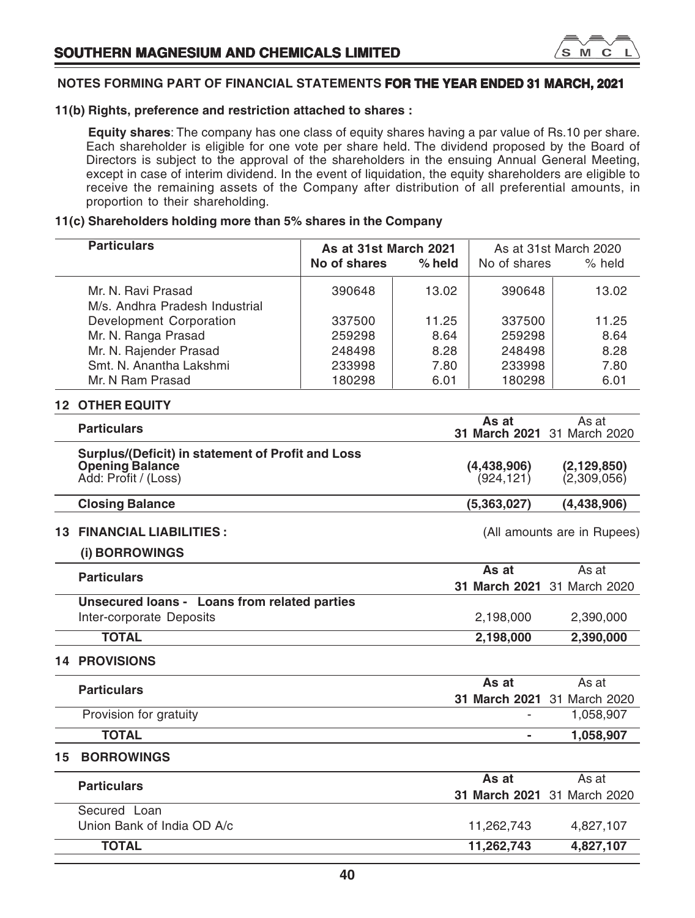## NOTES FORMING PART OF FINANCIAL STATEMENTS FOR THE YEAR ENDED 31 MARCH, 2021

### 11(b) Rights, preference and restriction attached to shares :

**Equity shares**: The company has one class of equity shares having a par value of Rs.10 per share. Each shareholder is eligible for one vote per share held. The dividend proposed by the Board of Directors is subject to the approval of the shareholders in the ensuing Annual General Meeting, except in case of interim dividend. In the event of liquidation, the equity shareholders are eligible to receive the remaining assets of the Company after distribution of all preferential amounts, in proportion to their shareholding.

### 11(c) Shareholders holding more than 5% shares in the Company

| Particulars | As at 31st March 2021 | | As at 31st March 2020 | |
|---|---|---|---|---|
| | No of shares | % held | No of shares | % held |
| Mr. N. Ravi Prasad | 390648 | 13.02 | 390648 | 13.02 |
| M/s. Andhra Pradesh Industrial Development Corporation | 337500 | 11.25 | 337500 | 11.25 |
| Mr. N. Ranga Prasad | 259298 | 8.64 | 259298 | 8.64 |
| Mr. N. Rajender Prasad | 248498 | 8.28 | 248498 | 8.28 |
| Smt. N. Anantha Lakshmi | 233998 | 7.80 | 233998 | 7.80 |
| Mr. N Ram Prasad | 180298 | 6.01 | 180298 | 6.01 |

### 12 OTHER EQUITY

| Particulars | As at 31 March 2021 | As at 31 March 2020 |
|---|---|---|
| **Surplus/(Deficit) in statement of Profit and Loss** | | |
| **Opening Balance** | **(4,438,906)** | **(2,129,850)** |
| Add: Profit / (Loss) | (924,121) | (2,309,056) |
| **Closing Balance** | **(5,363,027)** | **(4,438,906)** |

### 13 FINANCIAL LIABILITIES :

(All amounts are in Rupees)

#### (i) BORROWINGS

| Particulars | As at 31 March 2021 | As at 31 March 2020 |
|---|---|---|
| **Unsecured loans - Loans from related parties** | | |
| Inter-corporate Deposits | 2,198,000 | 2,390,000 |
| **TOTAL** | **2,198,000** | **2,390,000** |

### 14 PROVISIONS

| Particulars | As at 31 March 2021 | As at 31 March 2020 |
|---|---|---|
| Provision for gratuity | - | 1,058,907 |
| **TOTAL** | **-** | **1,058,907** |

### 15 BORROWINGS

| Particulars | As at 31 March 2021 | As at 31 March 2020 |
|---|---|---|
| Secured Loan | | |
| Union Bank of India OD A/c | 11,262,743 | 4,827,107 |
| **TOTAL** | **11,262,743** | **4,827,107** |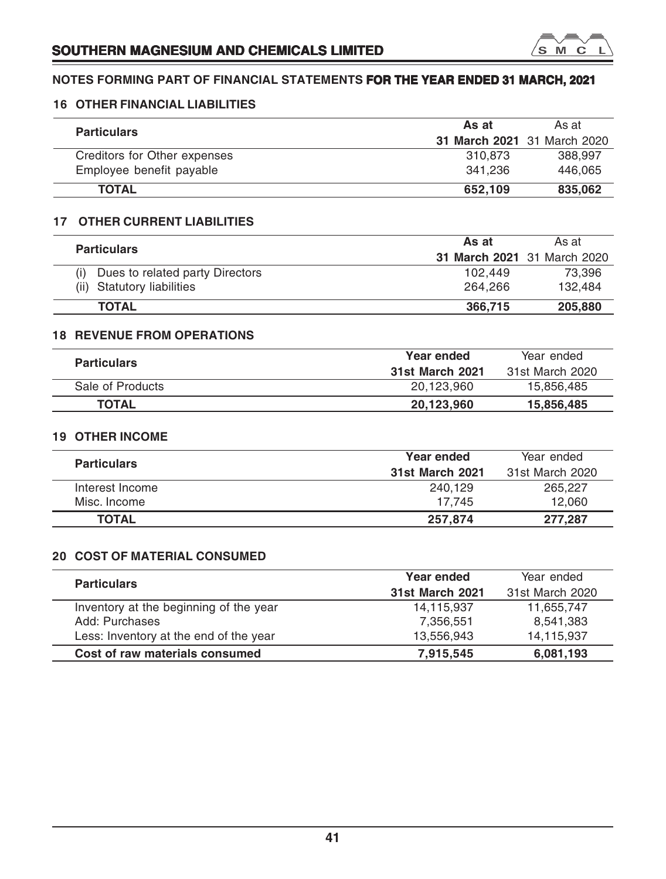## NOTES FORMING PART OF FINANCIAL STATEMENTS FOR THE YEAR ENDED 31 MARCH, 2021

### 16 OTHER FINANCIAL LIABILITIES

| Particulars | As at 31 March 2021 | As at 31 March 2020 |
|---|---|---|
| Creditors for Other expenses | 310,873 | 388,997 |
| Employee benefit payable | 341,236 | 446,065 |
| **TOTAL** | **652,109** | **835,062** |

### 17 OTHER CURRENT LIABILITIES

| Particulars | As at 31 March 2021 | As at 31 March 2020 |
|---|---|---|
| (i) Dues to related party Directors | 102,449 | 73,396 |
| (ii) Statutory liabilities | 264,266 | 132,484 |
| **TOTAL** | **366,715** | **205,880** |

### 18 REVENUE FROM OPERATIONS

| Particulars | Year ended 31st March 2021 | Year ended 31st March 2020 |
|---|---|---|
| Sale of Products | 20,123,960 | 15,856,485 |
| **TOTAL** | **20,123,960** | **15,856,485** |

### 19 OTHER INCOME

| Particulars | Year ended 31st March 2021 | Year ended 31st March 2020 |
|---|---|---|
| Interest Income | 240,129 | 265,227 |
| Misc. Income | 17,745 | 12,060 |
| **TOTAL** | **257,874** | **277,287** |

### 20 COST OF MATERIAL CONSUMED

| Particulars | Year ended 31st March 2021 | Year ended 31st March 2020 |
|---|---|---|
| Inventory at the beginning of the year | 14,115,937 | 11,655,747 |
| Add: Purchases | 7,356,551 | 8,541,383 |
| Less: Inventory at the end of the year | 13,556,943 | 14,115,937 |
| **Cost of raw materials consumed** | **7,915,545** | **6,081,193** |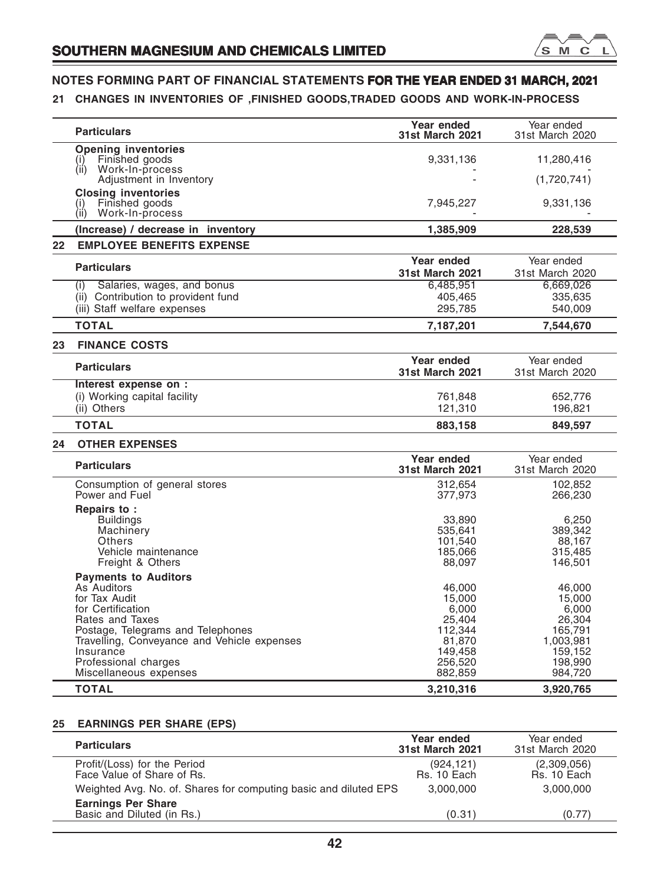## NOTES FORMING PART OF FINANCIAL STATEMENTS FOR THE YEAR ENDED 31 MARCH, 2021

### 21 CHANGES IN INVENTORIES OF ,FINISHED GOODS,TRADED GOODS AND WORK-IN-PROCESS

| Particulars | Year ended 31st March 2021 | Year ended 31st March 2020 |
|---|---|---|
| **Opening inventories** | | |
| (i) Finished goods | 9,331,136 | 11,280,416 |
| (ii) Work-In-process | - | - |
| Adjustment in Inventory | - | (1,720,741) |
| **Closing inventories** | | |
| (i) Finished goods | 7,945,227 | 9,331,136 |
| (ii) Work-In-process | - | - |
| **(Increase) / decrease in inventory** | **1,385,909** | **228,539** |

### 22 EMPLOYEE BENEFITS EXPENSE

| Particulars | Year ended 31st March 2021 | Year ended 31st March 2020 |
|---|---|---|
| (i) Salaries, wages, and bonus | 6,485,951 | 6,669,026 |
| (ii) Contribution to provident fund | 405,465 | 335,635 |
| (iii) Staff welfare expenses | 295,785 | 540,009 |
| **TOTAL** | **7,187,201** | **7,544,670** |

### 23 FINANCE COSTS

| Particulars | Year ended 31st March 2021 | Year ended 31st March 2020 |
|---|---|---|
| **Interest expense on :** | | |
| (i) Working capital facility | 761,848 | 652,776 |
| (ii) Others | 121,310 | 196,821 |
| **TOTAL** | **883,158** | **849,597** |

### 24 OTHER EXPENSES

| Particulars | Year ended 31st March 2021 | Year ended 31st March 2020 |
|---|---|---|
| Consumption of general stores | 312,654 | 102,852 |
| Power and Fuel | 377,973 | 266,230 |
| **Repairs to :** | | |
| Buildings | 33,890 | 6,250 |
| Machinery | 535,641 | 389,342 |
| Others | 101,540 | 88,167 |
| Vehicle maintenance | 185,066 | 315,485 |
| Freight & Others | 88,097 | 146,501 |
| **Payments to Auditors** | | |
| As Auditors | 46,000 | 46,000 |
| for Tax Audit | 15,000 | 15,000 |
| for Certification | 6,000 | 6,000 |
| Rates and Taxes | 25,404 | 26,304 |
| Postage, Telegrams and Telephones | 112,344 | 165,791 |
| Travelling, Conveyance and Vehicle expenses | 81,870 | 1,003,981 |
| Insurance | 149,458 | 159,152 |
| Professional charges | 256,520 | 198,990 |
| Miscellaneous expenses | 882,859 | 984,720 |
| **TOTAL** | **3,210,316** | **3,920,765** |

### 25 EARNINGS PER SHARE (EPS)

| Particulars | Year ended 31st March 2021 | Year ended 31st March 2020 |
|---|---|---|
| Profit/(Loss) for the Period | (924,121) | (2,309,056) |
| Face Value of Share of Rs. | Rs. 10 Each | Rs. 10 Each |
| Weighted Avg. No. of. Shares for computing basic and diluted EPS | 3,000,000 | 3,000,000 |
| **Earnings Per Share** | | |
| Basic and Diluted (in Rs.) | (0.31) | (0.77) |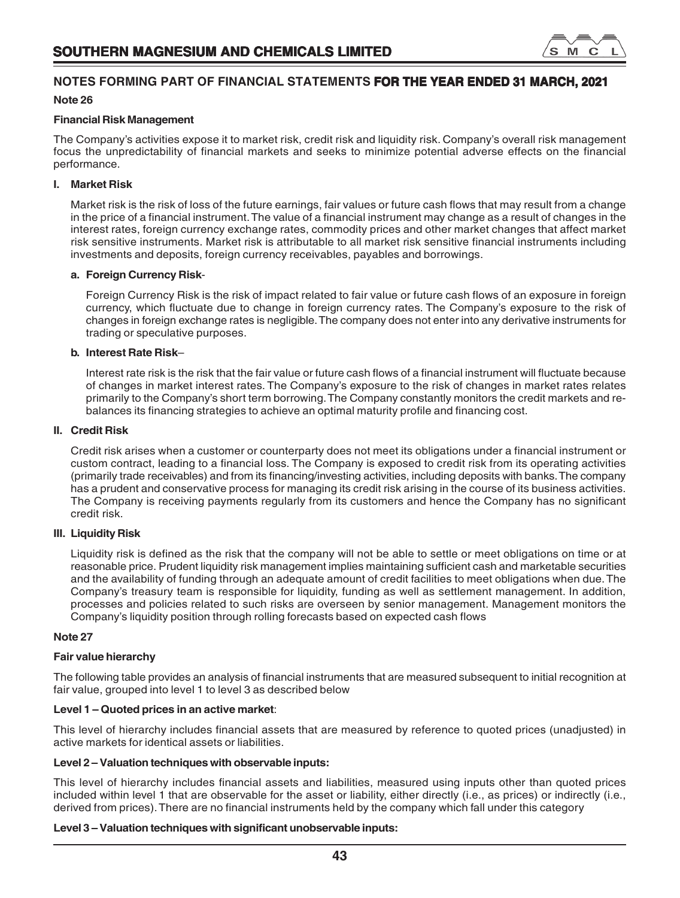## NOTES FORMING PART OF FINANCIAL STATEMENTS FOR THE YEAR ENDED 31 MARCH, 2021

### Note 26

**Financial Risk Management**

The Company's activities expose it to market risk, credit risk and liquidity risk. Company's overall risk management focus the unpredictability of financial markets and seeks to minimize potential adverse effects on the financial performance.

**I. Market Risk**

Market risk is the risk of loss of the future earnings, fair values or future cash flows that may result from a change in the price of a financial instrument. The value of a financial instrument may change as a result of changes in the interest rates, foreign currency exchange rates, commodity prices and other market changes that affect market risk sensitive instruments. Market risk is attributable to all market risk sensitive financial instruments including investments and deposits, foreign currency receivables, payables and borrowings.

**a. Foreign Currency Risk**-

Foreign Currency Risk is the risk of impact related to fair value or future cash flows of an exposure in foreign currency, which fluctuate due to change in foreign currency rates. The Company's exposure to the risk of changes in foreign exchange rates is negligible. The company does not enter into any derivative instruments for trading or speculative purposes.

**b. Interest Rate Risk**–

Interest rate risk is the risk that the fair value or future cash flows of a financial instrument will fluctuate because of changes in market interest rates. The Company's exposure to the risk of changes in market rates relates primarily to the Company's short term borrowing. The Company constantly monitors the credit markets and re-balances its financing strategies to achieve an optimal maturity profile and financing cost.

**II. Credit Risk**

Credit risk arises when a customer or counterparty does not meet its obligations under a financial instrument or custom contract, leading to a financial loss. The Company is exposed to credit risk from its operating activities (primarily trade receivables) and from its financing/investing activities, including deposits with banks. The company has a prudent and conservative process for managing its credit risk arising in the course of its business activities. The Company is receiving payments regularly from its customers and hence the Company has no significant credit risk.

**III. Liquidity Risk**

Liquidity risk is defined as the risk that the company will not be able to settle or meet obligations on time or at reasonable price. Prudent liquidity risk management implies maintaining sufficient cash and marketable securities and the availability of funding through an adequate amount of credit facilities to meet obligations when due. The Company's treasury team is responsible for liquidity, funding as well as settlement management. In addition, processes and policies related to such risks are overseen by senior management. Management monitors the Company's liquidity position through rolling forecasts based on expected cash flows

### Note 27

**Fair value hierarchy**

The following table provides an analysis of financial instruments that are measured subsequent to initial recognition at fair value, grouped into level 1 to level 3 as described below

**Level 1 – Quoted prices in an active market**:

This level of hierarchy includes financial assets that are measured by reference to quoted prices (unadjusted) in active markets for identical assets or liabilities.

**Level 2 – Valuation techniques with observable inputs:**

This level of hierarchy includes financial assets and liabilities, measured using inputs other than quoted prices included within level 1 that are observable for the asset or liability, either directly (i.e., as prices) or indirectly (i.e., derived from prices). There are no financial instruments held by the company which fall under this category

**Level 3 – Valuation techniques with significant unobservable inputs:**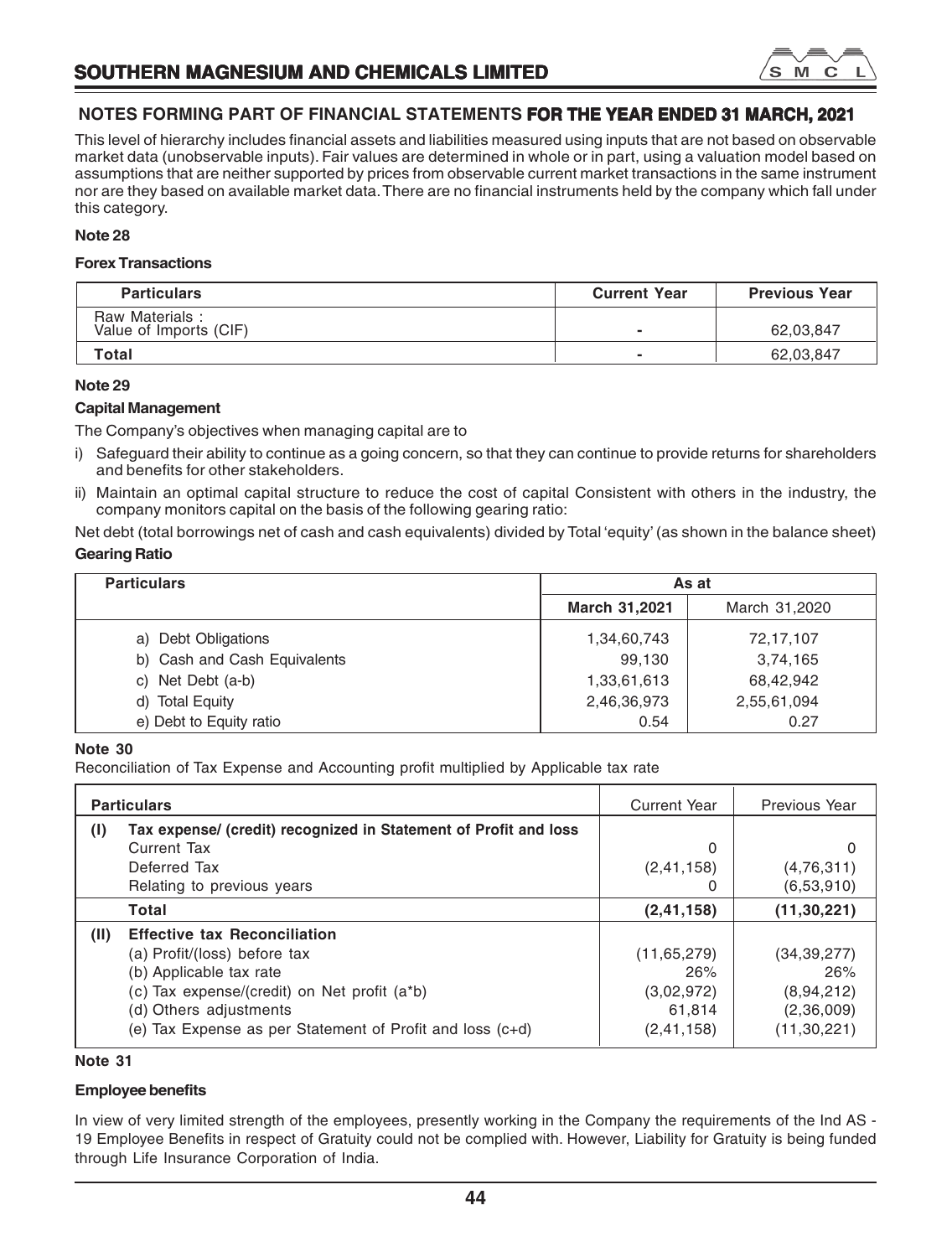## NOTES FORMING PART OF FINANCIAL STATEMENTS FOR THE YEAR ENDED 31 MARCH, 2021

This level of hierarchy includes financial assets and liabilities measured using inputs that are not based on observable market data (unobservable inputs). Fair values are determined in whole or in part, using a valuation model based on assumptions that are neither supported by prices from observable current market transactions in the same instrument nor are they based on available market data. There are no financial instruments held by the company which fall under this category.

### Note 28

**Forex Transactions**

| Particulars | Current Year | Previous Year |
|---|---|---|
| Raw Materials :<br>Value of Imports (CIF) | - | 62,03,847 |
| **Total** | - | 62,03,847 |

### Note 29

**Capital Management**

The Company's objectives when managing capital are to

i) Safeguard their ability to continue as a going concern, so that they can continue to provide returns for shareholders and benefits for other stakeholders.

ii) Maintain an optimal capital structure to reduce the cost of capital Consistent with others in the industry, the company monitors capital on the basis of the following gearing ratio:

Net debt (total borrowings net of cash and cash equivalents) divided by Total 'equity' (as shown in the balance sheet)

**Gearing Ratio**

| Particulars | As at | |
|---|---|---|
| | **March 31,2021** | March 31,2020 |
| a) Debt Obligations | 1,34,60,743 | 72,17,107 |
| b) Cash and Cash Equivalents | 99,130 | 3,74,165 |
| c) Net Debt (a-b) | 1,33,61,613 | 68,42,942 |
| d) Total Equity | 2,46,36,973 | 2,55,61,094 |
| e) Debt to Equity ratio | 0.54 | 0.27 |

### Note 30

Reconciliation of Tax Expense and Accounting profit multiplied by Applicable tax rate

| | Particulars | Current Year | Previous Year |
|---|---|---|---|
| **(I)** | **Tax expense/ (credit) recognized in Statement of Profit and loss** | | |
| | Current Tax | 0 | 0 |
| | Deferred Tax | (2,41,158) | (4,76,311) |
| | Relating to previous years | 0 | (6,53,910) |
| | **Total** | **(2,41,158)** | **(11,30,221)** |
| **(II)** | **Effective tax Reconciliation** | | |
| | (a) Profit/(loss) before tax | (11,65,279) | (34,39,277) |
| | (b) Applicable tax rate | 26% | 26% |
| | (c) Tax expense/(credit) on Net profit (a*b) | (3,02,972) | (8,94,212) |
| | (d) Others adjustments | 61,814 | (2,36,009) |
| | (e) Tax Expense as per Statement of Profit and loss (c+d) | (2,41,158) | (11,30,221) |

### Note 31

**Employee benefits**

In view of very limited strength of the employees, presently working in the Company the requirements of the Ind AS - 19 Employee Benefits in respect of Gratuity could not be complied with. However, Liability for Gratuity is being funded through Life Insurance Corporation of India.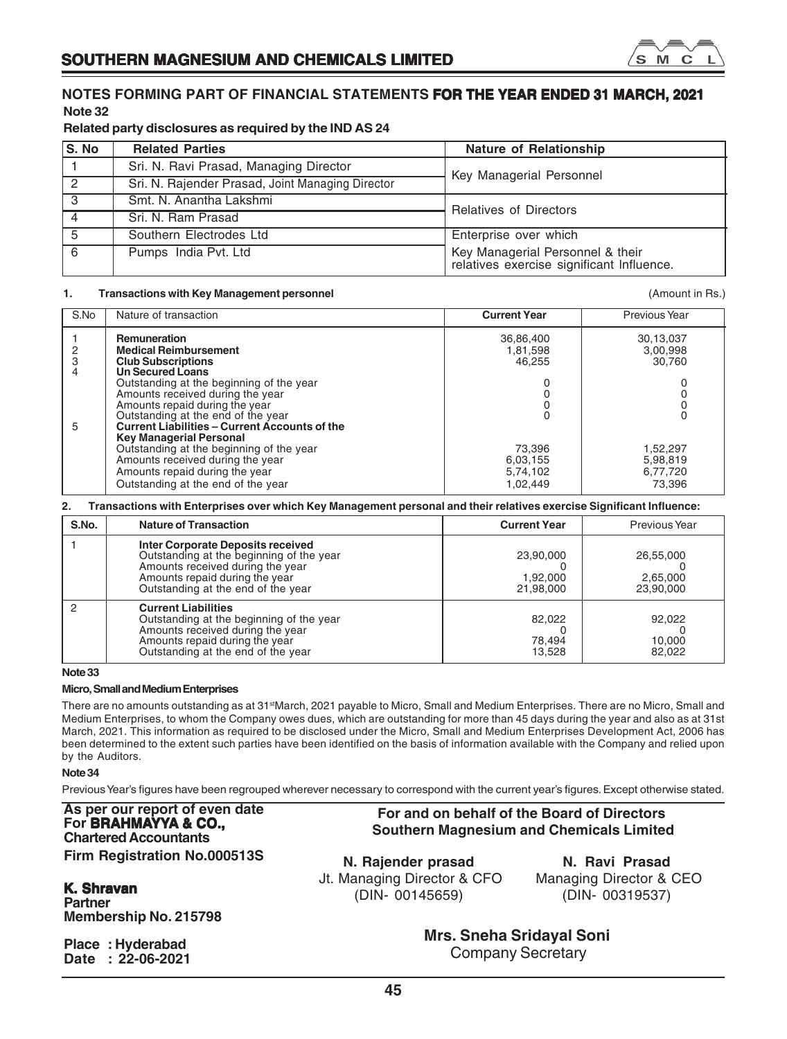## NOTES FORMING PART OF FINANCIAL STATEMENTS FOR THE YEAR ENDED 31 MARCH, 2021

### Note 32

**Related party disclosures as required by the IND AS 24**

| S. No | Related Parties | Nature of Relationship |
|---|---|---|
| 1 | Sri. N. Ravi Prasad, Managing Director | Key Managerial Personnel |
| 2 | Sri. N. Rajender Prasad, Joint Managing Director | |
| 3 | Smt. N. Anantha Lakshmi | Relatives of Directors |
| 4 | Sri. N. Ram Prasad | |
| 5 | Southern Electrodes Ltd | Enterprise over which Key Managerial Personnel & their relatives exercise significant Influence. |
| 6 | Pumps India Pvt. Ltd | |

**1. Transactions with Key Management personnel** (Amount in Rs.)

| S.No | Nature of transaction | Current Year | Previous Year |
|---|---|---|---|
| 1 | **Remuneration** | 36,86,400 | 30,13,037 |
| 2 | **Medical Reimbursement** | 1,81,598 | 3,00,998 |
| 3 | **Club Subscriptions** | 46,255 | 30,760 |
| 4 | **Un Secured Loans** | | |
| | Outstanding at the beginning of the year | 0 | 0 |
| | Amounts received during the year | 0 | 0 |
| | Amounts repaid during the year | 0 | 0 |
| | Outstanding at the end of the year | 0 | 0 |
| 5 | **Current Liabilities – Current Accounts of the Key Managerial Personal** | | |
| | Outstanding at the beginning of the year | 73,396 | 1,52,297 |
| | Amounts received during the year | 6,03,155 | 5,98,819 |
| | Amounts repaid during the year | 5,74,102 | 6,77,720 |
| | Outstanding at the end of the year | 1,02,449 | 73,396 |

**2. Transactions with Enterprises over which Key Management personal and their relatives exercise Significant Influence:**

| S.No. | Nature of Transaction | Current Year | Previous Year |
|---|---|---|---|
| 1 | **Inter Corporate Deposits received** | | |
| | Outstanding at the beginning of the year | 23,90,000 | 26,55,000 |
| | Amounts received during the year | 0 | 0 |
| | Amounts repaid during the year | 1,92,000 | 2,65,000 |
| | Outstanding at the end of the year | 21,98,000 | 23,90,000 |
| 2 | **Current Liabilities** | | |
| | Outstanding at the beginning of the year | 82,022 | 92,022 |
| | Amounts received during the year | 0 | 0 |
| | Amounts repaid during the year | 78,494 | 10,000 |
| | Outstanding at the end of the year | 13,528 | 82,022 |

### Note 33

**Micro, Small and Medium Enterprises**

There are no amounts outstanding as at 31st March, 2021 payable to Micro, Small and Medium Enterprises. There are no Micro, Small and Medium Enterprises, to whom the Company owes dues, which are outstanding for more than 45 days during the year and also as at 31st March, 2021. This information as required to be disclosed under the Micro, Small and Medium Enterprises Development Act, 2006 has been determined to the extent such parties have been identified on the basis of information available with the Company and relied upon by the Auditors.

### Note 34

Previous Year's figures have been regrouped wherever necessary to correspond with the current year's figures. Except otherwise stated.

As per our report of even date
For **BRAHMAYYA & CO.,**
**Chartered Accountants**
**Firm Registration No.000513S**

**K. Shravan**
**Partner**
**Membership No. 215798**

**Place : Hyderabad**
**Date : 22-06-2021**

**For and on behalf of the Board of Directors**
**Southern Magnesium and Chemicals Limited**

**N. Rajender prasad**
Jt. Managing Director & CFO
(DIN- 00145659)

**N. Ravi Prasad**
Managing Director & CEO
(DIN- 00319537)

**Mrs. Sneha Sridayal Soni**
Company Secretary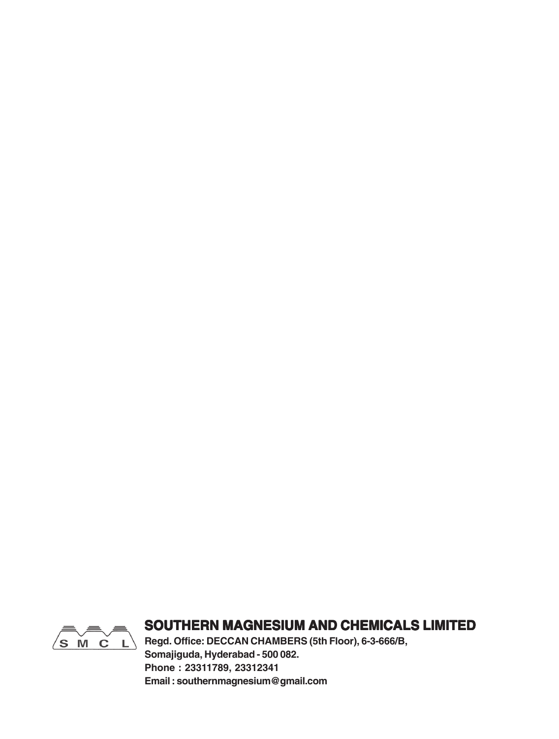S M C L

**SOUTHERN MAGNESIUM AND CHEMICALS LIMITED**

**Regd. Office: DECCAN CHAMBERS (5th Floor), 6-3-666/B,**
**Somajiguda, Hyderabad - 500 082.**
**Phone : 23311789, 23312341**
**Email : southernmagnesium@gmail.com**